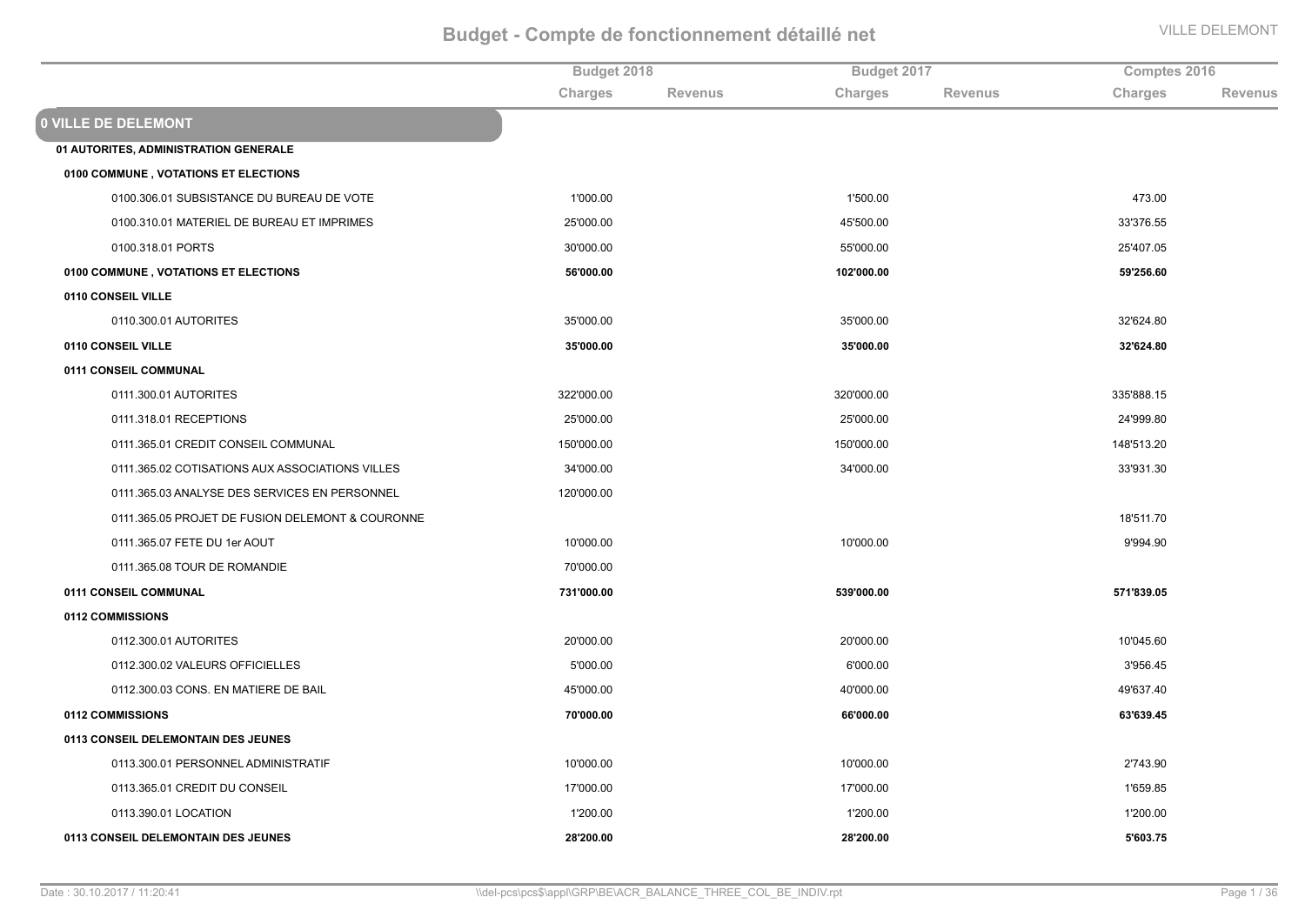# Budget - Compte de fonctionnement détaillé net

VILLE DELEMONT

| | Budget 2018 | | Budget 2017 | | Comptes 2016 | |
|---|---|---|---|---|---|---|
| | Charges | Revenus | Charges | Revenus | Charges | Revenus |
| **0 VILLE DE DELEMONT** | | | | | | |
| **01 AUTORITES, ADMINISTRATION GENERALE** | | | | | | |
| **0100 COMMUNE , VOTATIONS ET ELECTIONS** | | | | | | |
| 0100.306.01 SUBSISTANCE DU BUREAU DE VOTE | 1'000.00 | | 1'500.00 | | 473.00 | |
| 0100.310.01 MATERIEL DE BUREAU ET IMPRIMES | 25'000.00 | | 45'500.00 | | 33'376.55 | |
| 0100.318.01 PORTS | 30'000.00 | | 55'000.00 | | 25'407.05 | |
| **0100 COMMUNE , VOTATIONS ET ELECTIONS** | **56'000.00** | | **102'000.00** | | **59'256.60** | |
| **0110 CONSEIL VILLE** | | | | | | |
| 0110.300.01 AUTORITES | 35'000.00 | | 35'000.00 | | 32'624.80 | |
| **0110 CONSEIL VILLE** | **35'000.00** | | **35'000.00** | | **32'624.80** | |
| **0111 CONSEIL COMMUNAL** | | | | | | |
| 0111.300.01 AUTORITES | 322'000.00 | | 320'000.00 | | 335'888.15 | |
| 0111.318.01 RECEPTIONS | 25'000.00 | | 25'000.00 | | 24'999.80 | |
| 0111.365.01 CREDIT CONSEIL COMMUNAL | 150'000.00 | | 150'000.00 | | 148'513.20 | |
| 0111.365.02 COTISATIONS AUX ASSOCIATIONS VILLES | 34'000.00 | | 34'000.00 | | 33'931.30 | |
| 0111.365.03 ANALYSE DES SERVICES EN PERSONNEL | 120'000.00 | | | | | |
| 0111.365.05 PROJET DE FUSION DELEMONT & COURONNE | | | | | 18'511.70 | |
| 0111.365.07 FETE DU 1er AOUT | 10'000.00 | | 10'000.00 | | 9'994.90 | |
| 0111.365.08 TOUR DE ROMANDIE | 70'000.00 | | | | | |
| **0111 CONSEIL COMMUNAL** | **731'000.00** | | **539'000.00** | | **571'839.05** | |
| **0112 COMMISSIONS** | | | | | | |
| 0112.300.01 AUTORITES | 20'000.00 | | 20'000.00 | | 10'045.60 | |
| 0112.300.02 VALEURS OFFICIELLES | 5'000.00 | | 6'000.00 | | 3'956.45 | |
| 0112.300.03 CONS. EN MATIERE DE BAIL | 45'000.00 | | 40'000.00 | | 49'637.40 | |
| **0112 COMMISSIONS** | **70'000.00** | | **66'000.00** | | **63'639.45** | |
| **0113 CONSEIL DELEMONTAIN DES JEUNES** | | | | | | |
| 0113.300.01 PERSONNEL ADMINISTRATIF | 10'000.00 | | 10'000.00 | | 2'743.90 | |
| 0113.365.01 CREDIT DU CONSEIL | 17'000.00 | | 17'000.00 | | 1'659.85 | |
| 0113.390.01 LOCATION | 1'200.00 | | 1'200.00 | | 1'200.00 | |
| **0113 CONSEIL DELEMONTAIN DES JEUNES** | **28'200.00** | | **28'200.00** | | **5'603.75** | |

Date : 30.10.2017 / 11:20:41 \\del-pcs\pcs$\appl\GRP\BE\ACR_BALANCE_THREE_COL_BE_INDIV.rpt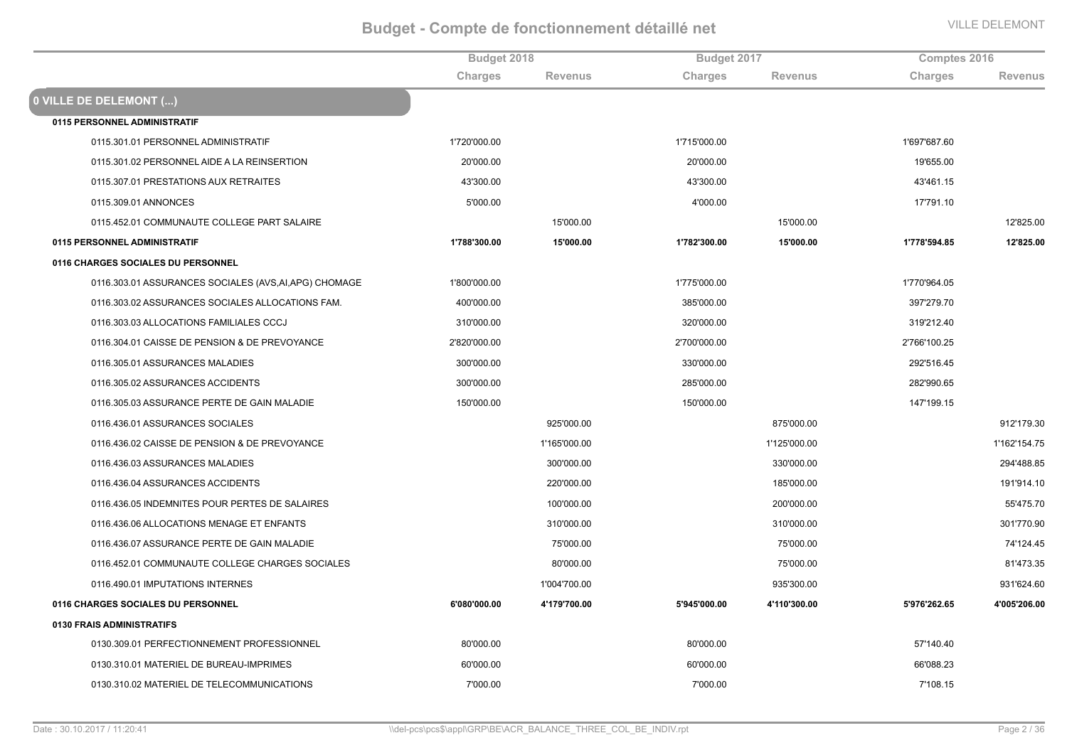# Budget - Compte de fonctionnement détaillé net

| | Budget 2018 | | Budget 2017 | | Comptes 2016 | |
|---|---|---|---|---|---|---|
| | Charges | Revenus | Charges | Revenus | Charges | Revenus |
| **0 VILLE DE DELEMONT (...)** | | | | | | |
| **0115 PERSONNEL ADMINISTRATIF** | | | | | | |
| 0115.301.01 PERSONNEL ADMINISTRATIF | 1'720'000.00 | | 1'715'000.00 | | 1'697'687.60 | |
| 0115.301.02 PERSONNEL AIDE A LA REINSERTION | 20'000.00 | | 20'000.00 | | 19'655.00 | |
| 0115.307.01 PRESTATIONS AUX RETRAITES | 43'300.00 | | 43'300.00 | | 43'461.15 | |
| 0115.309.01 ANNONCES | 5'000.00 | | 4'000.00 | | 17'791.10 | |
| 0115.452.01 COMMUNAUTE COLLEGE PART SALAIRE | | 15'000.00 | | 15'000.00 | | 12'825.00 |
| **0115 PERSONNEL ADMINISTRATIF** | **1'788'300.00** | **15'000.00** | **1'782'300.00** | **15'000.00** | **1'778'594.85** | **12'825.00** |
| **0116 CHARGES SOCIALES DU PERSONNEL** | | | | | | |
| 0116.303.01 ASSURANCES SOCIALES (AVS,AI,APG) CHOMAGE | 1'800'000.00 | | 1'775'000.00 | | 1'770'964.05 | |
| 0116.303.02 ASSURANCES SOCIALES ALLOCATIONS FAM. | 400'000.00 | | 385'000.00 | | 397'279.70 | |
| 0116.303.03 ALLOCATIONS FAMILIALES CCCJ | 310'000.00 | | 320'000.00 | | 319'212.40 | |
| 0116.304.01 CAISSE DE PENSION & DE PREVOYANCE | 2'820'000.00 | | 2'700'000.00 | | 2'766'100.25 | |
| 0116.305.01 ASSURANCES MALADIES | 300'000.00 | | 330'000.00 | | 292'516.45 | |
| 0116.305.02 ASSURANCES ACCIDENTS | 300'000.00 | | 285'000.00 | | 282'990.65 | |
| 0116.305.03 ASSURANCE PERTE DE GAIN MALADIE | 150'000.00 | | 150'000.00 | | 147'199.15 | |
| 0116.436.01 ASSURANCES SOCIALES | | 925'000.00 | | 875'000.00 | | 912'179.30 |
| 0116.436.02 CAISSE DE PENSION & DE PREVOYANCE | | 1'165'000.00 | | 1'125'000.00 | | 1'162'154.75 |
| 0116.436.03 ASSURANCES MALADIES | | 300'000.00 | | 330'000.00 | | 294'488.85 |
| 0116.436.04 ASSURANCES ACCIDENTS | | 220'000.00 | | 185'000.00 | | 191'914.10 |
| 0116.436.05 INDEMNITES POUR PERTES DE SALAIRES | | 100'000.00 | | 200'000.00 | | 55'475.70 |
| 0116.436.06 ALLOCATIONS MENAGE ET ENFANTS | | 310'000.00 | | 310'000.00 | | 301'770.90 |
| 0116.436.07 ASSURANCE PERTE DE GAIN MALADIE | | 75'000.00 | | 75'000.00 | | 74'124.45 |
| 0116.452.01 COMMUNAUTE COLLEGE CHARGES SOCIALES | | 80'000.00 | | 75'000.00 | | 81'473.35 |
| 0116.490.01 IMPUTATIONS INTERNES | | 1'004'700.00 | | 935'300.00 | | 931'624.60 |
| **0116 CHARGES SOCIALES DU PERSONNEL** | **6'080'000.00** | **4'179'700.00** | **5'945'000.00** | **4'110'300.00** | **5'976'262.65** | **4'005'206.00** |
| **0130 FRAIS ADMINISTRATIFS** | | | | | | |
| 0130.309.01 PERFECTIONNEMENT PROFESSIONNEL | 80'000.00 | | 80'000.00 | | 57'140.40 | |
| 0130.310.01 MATERIEL DE BUREAU-IMPRIMES | 60'000.00 | | 60'000.00 | | 66'088.23 | |
| 0130.310.02 MATERIEL DE TELECOMMUNICATIONS | 7'000.00 | | 7'000.00 | | 7'108.15 | |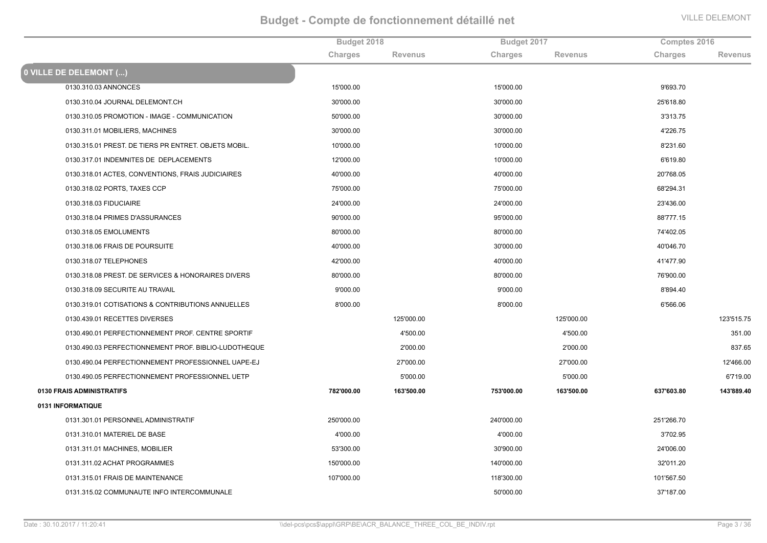# Budget - Compte de fonctionnement détaillé net

| | Budget 2018 | | Budget 2017 | | Comptes 2016 | |
|---|---|---|---|---|---|---|
| | Charges | Revenus | Charges | Revenus | Charges | Revenus |
| **0 VILLE DE DELEMONT (...)** | | | | | | |
| 0130.310.03 ANNONCES | 15'000.00 | | 15'000.00 | | 9'693.70 | |
| 0130.310.04 JOURNAL DELEMONT.CH | 30'000.00 | | 30'000.00 | | 25'618.80 | |
| 0130.310.05 PROMOTION - IMAGE - COMMUNICATION | 50'000.00 | | 30'000.00 | | 3'313.75 | |
| 0130.311.01 MOBILIERS, MACHINES | 30'000.00 | | 30'000.00 | | 4'226.75 | |
| 0130.315.01 PREST. DE TIERS PR ENTRET. OBJETS MOBIL. | 10'000.00 | | 10'000.00 | | 8'231.60 | |
| 0130.317.01 INDEMNITES DE DEPLACEMENTS | 12'000.00 | | 10'000.00 | | 6'619.80 | |
| 0130.318.01 ACTES, CONVENTIONS, FRAIS JUDICIAIRES | 40'000.00 | | 40'000.00 | | 20'768.05 | |
| 0130.318.02 PORTS, TAXES CCP | 75'000.00 | | 75'000.00 | | 68'294.31 | |
| 0130.318.03 FIDUCIAIRE | 24'000.00 | | 24'000.00 | | 23'436.00 | |
| 0130.318.04 PRIMES D'ASSURANCES | 90'000.00 | | 95'000.00 | | 88'777.15 | |
| 0130.318.05 EMOLUMENTS | 80'000.00 | | 80'000.00 | | 74'402.05 | |
| 0130.318.06 FRAIS DE POURSUITE | 40'000.00 | | 30'000.00 | | 40'046.70 | |
| 0130.318.07 TELEPHONES | 42'000.00 | | 40'000.00 | | 41'477.90 | |
| 0130.318.08 PREST. DE SERVICES & HONORAIRES DIVERS | 80'000.00 | | 80'000.00 | | 76'900.00 | |
| 0130.318.09 SECURITE AU TRAVAIL | 9'000.00 | | 9'000.00 | | 8'894.40 | |
| 0130.319.01 COTISATIONS & CONTRIBUTIONS ANNUELLES | 8'000.00 | | 8'000.00 | | 6'566.06 | |
| 0130.439.01 RECETTES DIVERSES | | 125'000.00 | | 125'000.00 | | 123'515.75 |
| 0130.490.01 PERFECTIONNEMENT PROF. CENTRE SPORTIF | | 4'500.00 | | 4'500.00 | | 351.00 |
| 0130.490.03 PERFECTIONNEMENT PROF. BIBLIO-LUDOTHEQUE | | 2'000.00 | | 2'000.00 | | 837.65 |
| 0130.490.04 PERFECTIONNEMENT PROFESSIONNEL UAPE-EJ | | 27'000.00 | | 27'000.00 | | 12'466.00 |
| 0130.490.05 PERFECTIONNEMENT PROFESSIONNEL UETP | | 5'000.00 | | 5'000.00 | | 6'719.00 |
| **0130 FRAIS ADMINISTRATIFS** | **782'000.00** | **163'500.00** | **753'000.00** | **163'500.00** | **637'603.80** | **143'889.40** |
| **0131 INFORMATIQUE** | | | | | | |
| 0131.301.01 PERSONNEL ADMINISTRATIF | 250'000.00 | | 240'000.00 | | 251'266.70 | |
| 0131.310.01 MATERIEL DE BASE | 4'000.00 | | 4'000.00 | | 3'702.95 | |
| 0131.311.01 MACHINES, MOBILIER | 53'300.00 | | 30'900.00 | | 24'006.00 | |
| 0131.311.02 ACHAT PROGRAMMES | 150'000.00 | | 140'000.00 | | 32'011.20 | |
| 0131.315.01 FRAIS DE MAINTENANCE | 107'000.00 | | 118'300.00 | | 101'567.50 | |
| 0131.315.02 COMMUNAUTE INFO INTERCOMMUNALE | | | 50'000.00 | | 37'187.00 | |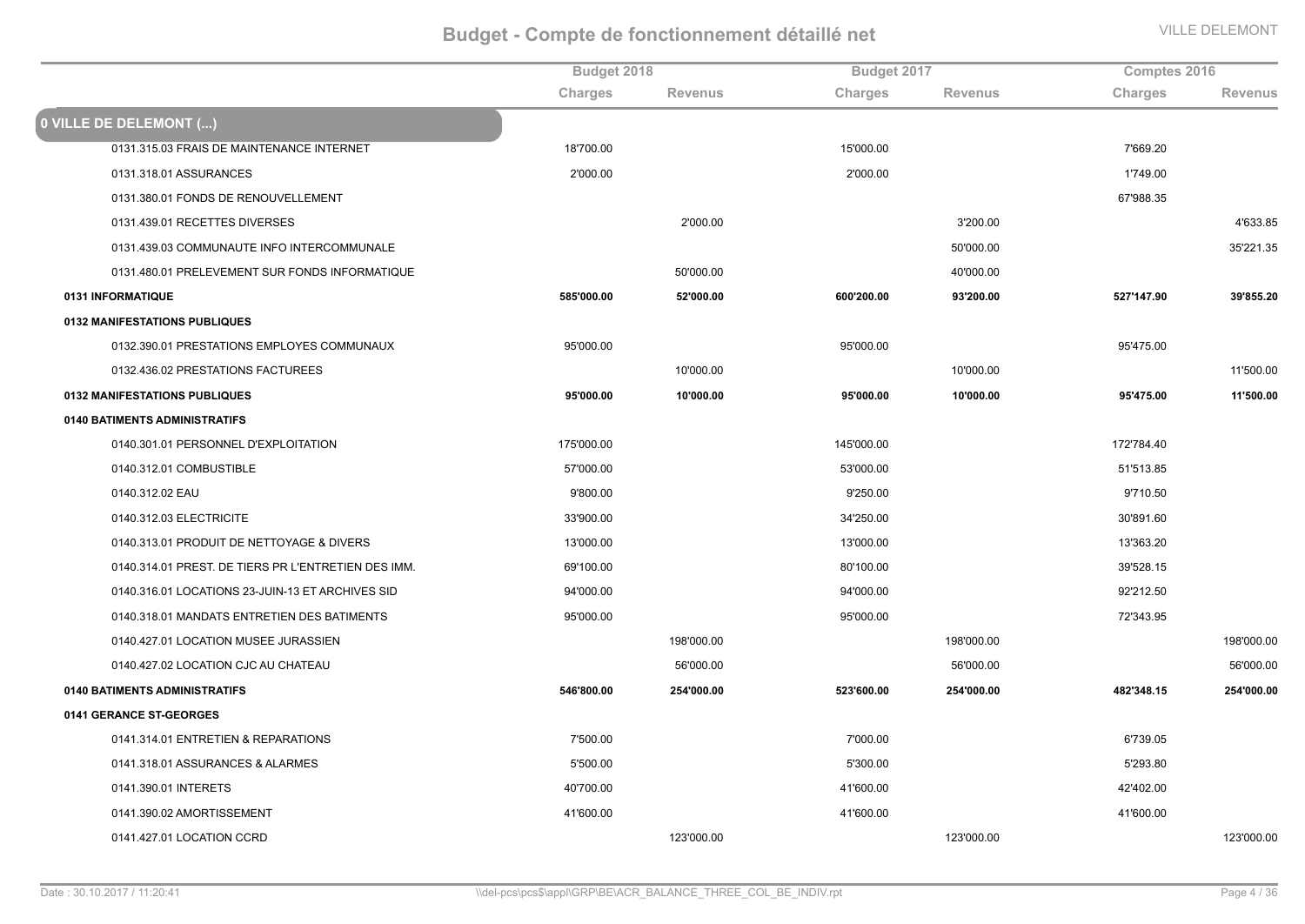# Budget - Compte de fonctionnement détaillé net

| | Budget 2018 | | Budget 2017 | | Comptes 2016 | |
|---|---|---|---|---|---|---|
| | Charges | Revenus | Charges | Revenus | Charges | Revenus |
| **0 VILLE DE DELEMONT (...)** | | | | | | |
| 0131.315.03 FRAIS DE MAINTENANCE INTERNET | 18'700.00 | | 15'000.00 | | 7'669.20 | |
| 0131.318.01 ASSURANCES | 2'000.00 | | 2'000.00 | | 1'749.00 | |
| 0131.380.01 FONDS DE RENOUVELLEMENT | | | | | 67'988.35 | |
| 0131.439.01 RECETTES DIVERSES | | 2'000.00 | | 3'200.00 | | 4'633.85 |
| 0131.439.03 COMMUNAUTE INFO INTERCOMMUNALE | | | | 50'000.00 | | 35'221.35 |
| 0131.480.01 PRELEVEMENT SUR FONDS INFORMATIQUE | | 50'000.00 | | 40'000.00 | | |
| **0131 INFORMATIQUE** | **585'000.00** | **52'000.00** | **600'200.00** | **93'200.00** | **527'147.90** | **39'855.20** |
| **0132 MANIFESTATIONS PUBLIQUES** | | | | | | |
| 0132.390.01 PRESTATIONS EMPLOYES COMMUNAUX | 95'000.00 | | 95'000.00 | | 95'475.00 | |
| 0132.436.02 PRESTATIONS FACTUREES | | 10'000.00 | | 10'000.00 | | 11'500.00 |
| **0132 MANIFESTATIONS PUBLIQUES** | **95'000.00** | **10'000.00** | **95'000.00** | **10'000.00** | **95'475.00** | **11'500.00** |
| **0140 BATIMENTS ADMINISTRATIFS** | | | | | | |
| 0140.301.01 PERSONNEL D'EXPLOITATION | 175'000.00 | | 145'000.00 | | 172'784.40 | |
| 0140.312.01 COMBUSTIBLE | 57'000.00 | | 53'000.00 | | 51'513.85 | |
| 0140.312.02 EAU | 9'800.00 | | 9'250.00 | | 9'710.50 | |
| 0140.312.03 ELECTRICITE | 33'900.00 | | 34'250.00 | | 30'891.60 | |
| 0140.313.01 PRODUIT DE NETTOYAGE & DIVERS | 13'000.00 | | 13'000.00 | | 13'363.20 | |
| 0140.314.01 PREST. DE TIERS PR L'ENTRETIEN DES IMM. | 69'100.00 | | 80'100.00 | | 39'528.15 | |
| 0140.316.01 LOCATIONS 23-JUIN-13 ET ARCHIVES SID | 94'000.00 | | 94'000.00 | | 92'212.50 | |
| 0140.318.01 MANDATS ENTRETIEN DES BATIMENTS | 95'000.00 | | 95'000.00 | | 72'343.95 | |
| 0140.427.01 LOCATION MUSEE JURASSIEN | | 198'000.00 | | 198'000.00 | | 198'000.00 |
| 0140.427.02 LOCATION CJC AU CHATEAU | | 56'000.00 | | 56'000.00 | | 56'000.00 |
| **0140 BATIMENTS ADMINISTRATIFS** | **546'800.00** | **254'000.00** | **523'600.00** | **254'000.00** | **482'348.15** | **254'000.00** |
| **0141 GERANCE ST-GEORGES** | | | | | | |
| 0141.314.01 ENTRETIEN & REPARATIONS | 7'500.00 | | 7'000.00 | | 6'739.05 | |
| 0141.318.01 ASSURANCES & ALARMES | 5'500.00 | | 5'300.00 | | 5'293.80 | |
| 0141.390.01 INTERETS | 40'700.00 | | 41'600.00 | | 42'402.00 | |
| 0141.390.02 AMORTISSEMENT | 41'600.00 | | 41'600.00 | | 41'600.00 | |
| 0141.427.01 LOCATION CCRD | | 123'000.00 | | 123'000.00 | | 123'000.00 |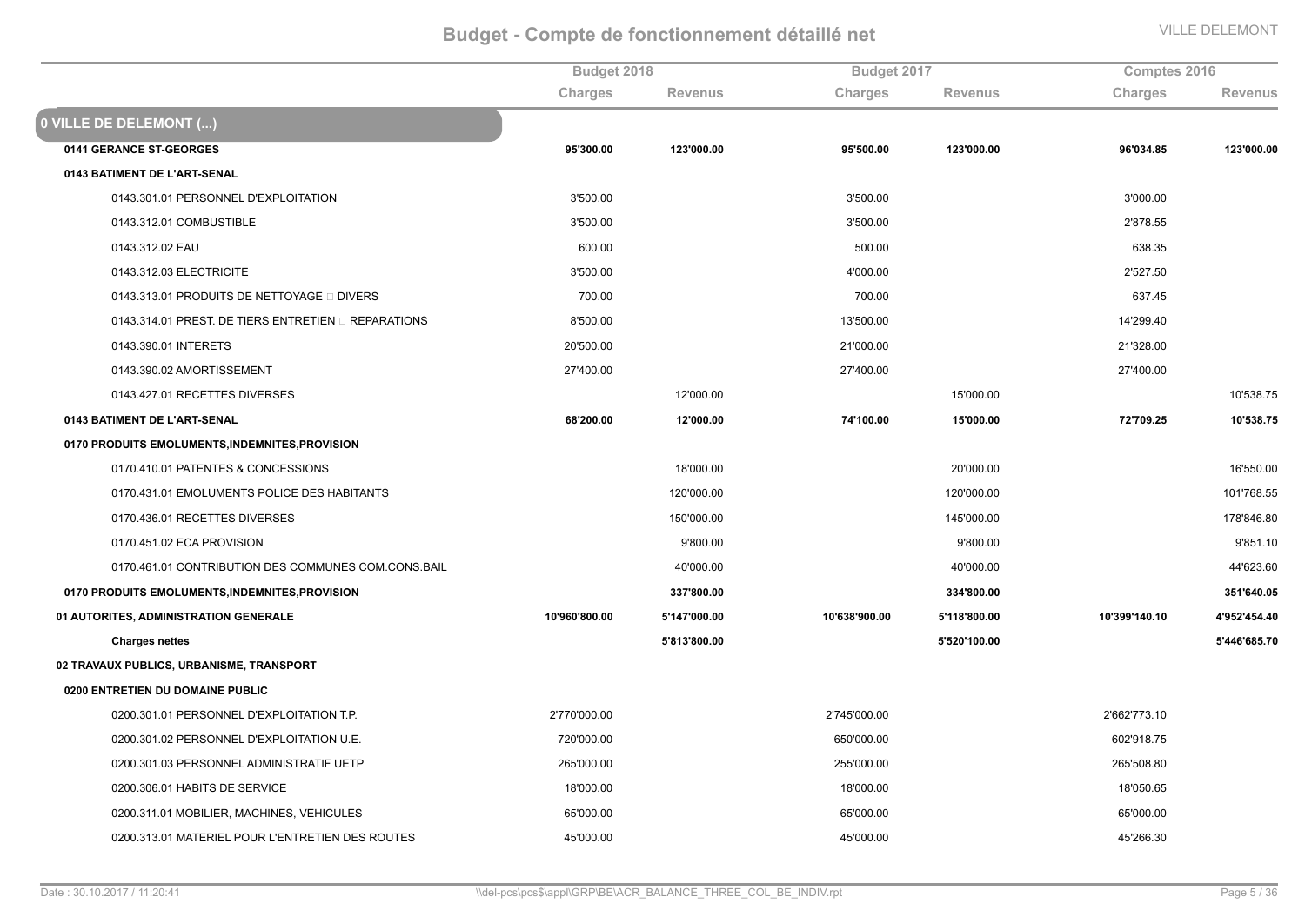# Budget - Compte de fonctionnement détaillé net

VILLE DELEMONT

| | Budget 2018 | | Budget 2017 | | Comptes 2016 | |
|---|---|---|---|---|---|---|
| | Charges | Revenus | Charges | Revenus | Charges | Revenus |
| **0 VILLE DE DELEMONT (...)** | | | | | | |
| **0141 GERANCE ST-GEORGES** | **95'300.00** | **123'000.00** | **95'500.00** | **123'000.00** | **96'034.85** | **123'000.00** |
| **0143 BATIMENT DE L'ART-SENAL** | | | | | | |
| 0143.301.01 PERSONNEL D'EXPLOITATION | 3'500.00 | | 3'500.00 | | 3'000.00 | |
| 0143.312.01 COMBUSTIBLE | 3'500.00 | | 3'500.00 | | 2'878.55 | |
| 0143.312.02 EAU | 600.00 | | 500.00 | | 638.35 | |
| 0143.312.03 ELECTRICITE | 3'500.00 | | 4'000.00 | | 2'527.50 | |
| 0143.313.01 PRODUITS DE NETTOYAGE  DIVERS | 700.00 | | 700.00 | | 637.45 | |
| 0143.314.01 PREST. DE TIERS ENTRETIEN  REPARATIONS | 8'500.00 | | 13'500.00 | | 14'299.40 | |
| 0143.390.01 INTERETS | 20'500.00 | | 21'000.00 | | 21'328.00 | |
| 0143.390.02 AMORTISSEMENT | 27'400.00 | | 27'400.00 | | 27'400.00 | |
| 0143.427.01 RECETTES DIVERSES | | 12'000.00 | | 15'000.00 | | 10'538.75 |
| **0143 BATIMENT DE L'ART-SENAL** | **68'200.00** | **12'000.00** | **74'100.00** | **15'000.00** | **72'709.25** | **10'538.75** |
| **0170 PRODUITS EMOLUMENTS,INDEMNITES,PROVISION** | | | | | | |
| 0170.410.01 PATENTES & CONCESSIONS | | 18'000.00 | | 20'000.00 | | 16'550.00 |
| 0170.431.01 EMOLUMENTS POLICE DES HABITANTS | | 120'000.00 | | 120'000.00 | | 101'768.55 |
| 0170.436.01 RECETTES DIVERSES | | 150'000.00 | | 145'000.00 | | 178'846.80 |
| 0170.451.02 ECA PROVISION | | 9'800.00 | | 9'800.00 | | 9'851.10 |
| 0170.461.01 CONTRIBUTION DES COMMUNES COM.CONS.BAIL | | 40'000.00 | | 40'000.00 | | 44'623.60 |
| **0170 PRODUITS EMOLUMENTS,INDEMNITES,PROVISION** | | **337'800.00** | | **334'800.00** | | **351'640.05** |
| **01 AUTORITES, ADMINISTRATION GENERALE** | **10'960'800.00** | **5'147'000.00** | **10'638'900.00** | **5'118'800.00** | **10'399'140.10** | **4'952'454.40** |
| **Charges nettes** | | **5'813'800.00** | | **5'520'100.00** | | **5'446'685.70** |
| **02 TRAVAUX PUBLICS, URBANISME, TRANSPORT** | | | | | | |
| **0200 ENTRETIEN DU DOMAINE PUBLIC** | | | | | | |
| 0200.301.01 PERSONNEL D'EXPLOITATION T.P. | 2'770'000.00 | | 2'745'000.00 | | 2'662'773.10 | |
| 0200.301.02 PERSONNEL D'EXPLOITATION U.E. | 720'000.00 | | 650'000.00 | | 602'918.75 | |
| 0200.301.03 PERSONNEL ADMINISTRATIF UETP | 265'000.00 | | 255'000.00 | | 265'508.80 | |
| 0200.306.01 HABITS DE SERVICE | 18'000.00 | | 18'000.00 | | 18'050.65 | |
| 0200.311.01 MOBILIER, MACHINES, VEHICULES | 65'000.00 | | 65'000.00 | | 65'000.00 | |
| 0200.313.01 MATERIEL POUR L'ENTRETIEN DES ROUTES | 45'000.00 | | 45'000.00 | | 45'266.30 | |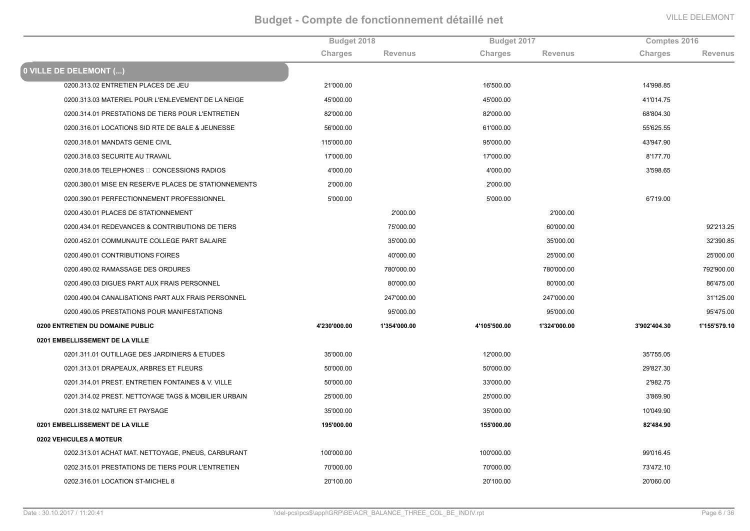# Budget - Compte de fonctionnement détaillé net

VILLE DELEMONT

| | Budget 2018 | | Budget 2017 | | Comptes 2016 | |
|---|---|---|---|---|---|---|
| | Charges | Revenus | Charges | Revenus | Charges | Revenus |
| **0 VILLE DE DELEMONT (...)** | | | | | | |
| 0200.313.02 ENTRETIEN PLACES DE JEU | 21'000.00 | | 16'500.00 | | 14'998.85 | |
| 0200.313.03 MATERIEL POUR L'ENLEVEMENT DE LA NEIGE | 45'000.00 | | 45'000.00 | | 41'014.75 | |
| 0200.314.01 PRESTATIONS DE TIERS POUR L'ENTRETIEN | 82'000.00 | | 82'000.00 | | 68'804.30 | |
| 0200.316.01 LOCATIONS SID RTE DE BALE & JEUNESSE | 56'000.00 | | 61'000.00 | | 55'625.55 | |
| 0200.318.01 MANDATS GENIE CIVIL | 115'000.00 | | 95'000.00 | | 43'947.90 | |
| 0200.318.03 SECURITE AU TRAVAIL | 17'000.00 | | 17'000.00 | | 8'177.70 | |
| 0200.318.05 TELEPHONES CONCESSIONS RADIOS | 4'000.00 | | 4'000.00 | | 3'598.65 | |
| 0200.380.01 MISE EN RESERVE PLACES DE STATIONNEMENTS | 2'000.00 | | 2'000.00 | | | |
| 0200.390.01 PERFECTIONNEMENT PROFESSIONNEL | 5'000.00 | | 5'000.00 | | 6'719.00 | |
| 0200.430.01 PLACES DE STATIONNEMENT | | 2'000.00 | | 2'000.00 | | |
| 0200.434.01 REDEVANCES & CONTRIBUTIONS DE TIERS | | 75'000.00 | | 60'000.00 | | 92'213.25 |
| 0200.452.01 COMMUNAUTE COLLEGE PART SALAIRE | | 35'000.00 | | 35'000.00 | | 32'390.85 |
| 0200.490.01 CONTRIBUTIONS FOIRES | | 40'000.00 | | 25'000.00 | | 25'000.00 |
| 0200.490.02 RAMASSAGE DES ORDURES | | 780'000.00 | | 780'000.00 | | 792'900.00 |
| 0200.490.03 DIGUES PART AUX FRAIS PERSONNEL | | 80'000.00 | | 80'000.00 | | 86'475.00 |
| 0200.490.04 CANALISATIONS PART AUX FRAIS PERSONNEL | | 247'000.00 | | 247'000.00 | | 31'125.00 |
| 0200.490.05 PRESTATIONS POUR MANIFESTATIONS | | 95'000.00 | | 95'000.00 | | 95'475.00 |
| **0200 ENTRETIEN DU DOMAINE PUBLIC** | **4'230'000.00** | **1'354'000.00** | **4'105'500.00** | **1'324'000.00** | **3'902'404.30** | **1'155'579.10** |
| **0201 EMBELLISSEMENT DE LA VILLE** | | | | | | |
| 0201.311.01 OUTILLAGE DES JARDINIERS & ETUDES | 35'000.00 | | 12'000.00 | | 35'755.05 | |
| 0201.313.01 DRAPEAUX, ARBRES ET FLEURS | 50'000.00 | | 50'000.00 | | 29'827.30 | |
| 0201.314.01 PREST. ENTRETIEN FONTAINES & V. VILLE | 50'000.00 | | 33'000.00 | | 2'982.75 | |
| 0201.314.02 PREST. NETTOYAGE TAGS & MOBILIER URBAIN | 25'000.00 | | 25'000.00 | | 3'869.90 | |
| 0201.318.02 NATURE ET PAYSAGE | 35'000.00 | | 35'000.00 | | 10'049.90 | |
| **0201 EMBELLISSEMENT DE LA VILLE** | **195'000.00** | | **155'000.00** | | **82'484.90** | |
| **0202 VEHICULES A MOTEUR** | | | | | | |
| 0202.313.01 ACHAT MAT. NETTOYAGE, PNEUS, CARBURANT | 100'000.00 | | 100'000.00 | | 99'016.45 | |
| 0202.315.01 PRESTATIONS DE TIERS POUR L'ENTRETIEN | 70'000.00 | | 70'000.00 | | 73'472.10 | |
| 0202.316.01 LOCATION ST-MICHEL 8 | 20'100.00 | | 20'100.00 | | 20'060.00 | |

Date : 30.10.2017 / 11:20:41 \\del-pcs\pcs$\appl\GRP\BE\ACR_BALANCE_THREE_COL_BE_INDIV.rpt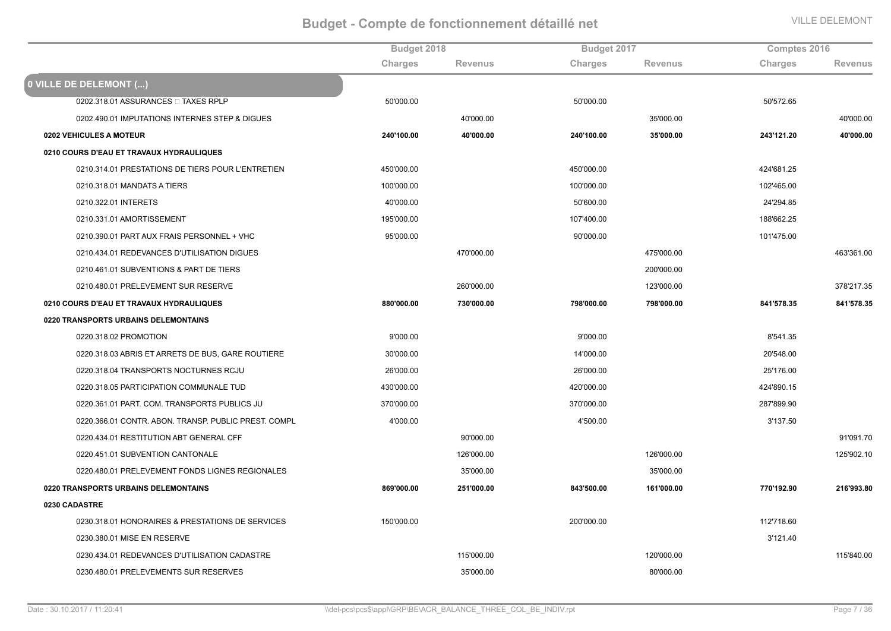# Budget - Compte de fonctionnement détaillé net

VILLE DELEMONT

| | Budget 2018 | | Budget 2017 | | Comptes 2016 | |
|---|---|---|---|---|---|---|
| | Charges | Revenus | Charges | Revenus | Charges | Revenus |
| **0 VILLE DE DELEMONT (...)** | | | | | | |
| 0202.318.01 ASSURANCES  TAXES RPLP | 50'000.00 | | 50'000.00 | | 50'572.65 | |
| 0202.490.01 IMPUTATIONS INTERNES STEP & DIGUES | | 40'000.00 | | 35'000.00 | | 40'000.00 |
| **0202 VEHICULES A MOTEUR** | **240'100.00** | **40'000.00** | **240'100.00** | **35'000.00** | **243'121.20** | **40'000.00** |
| **0210 COURS D'EAU ET TRAVAUX HYDRAULIQUES** | | | | | | |
| 0210.314.01 PRESTATIONS DE TIERS POUR L'ENTRETIEN | 450'000.00 | | 450'000.00 | | 424'681.25 | |
| 0210.318.01 MANDATS A TIERS | 100'000.00 | | 100'000.00 | | 102'465.00 | |
| 0210.322.01 INTERETS | 40'000.00 | | 50'600.00 | | 24'294.85 | |
| 0210.331.01 AMORTISSEMENT | 195'000.00 | | 107'400.00 | | 188'662.25 | |
| 0210.390.01 PART AUX FRAIS PERSONNEL + VHC | 95'000.00 | | 90'000.00 | | 101'475.00 | |
| 0210.434.01 REDEVANCES D'UTILISATION DIGUES | | 470'000.00 | | 475'000.00 | | 463'361.00 |
| 0210.461.01 SUBVENTIONS & PART DE TIERS | | | | 200'000.00 | | |
| 0210.480.01 PRELEVEMENT SUR RESERVE | | 260'000.00 | | 123'000.00 | | 378'217.35 |
| **0210 COURS D'EAU ET TRAVAUX HYDRAULIQUES** | **880'000.00** | **730'000.00** | **798'000.00** | **798'000.00** | **841'578.35** | **841'578.35** |
| **0220 TRANSPORTS URBAINS DELEMONTAINS** | | | | | | |
| 0220.318.02 PROMOTION | 9'000.00 | | 9'000.00 | | 8'541.35 | |
| 0220.318.03 ABRIS ET ARRETS DE BUS, GARE ROUTIERE | 30'000.00 | | 14'000.00 | | 20'548.00 | |
| 0220.318.04 TRANSPORTS NOCTURNES RCJU | 26'000.00 | | 26'000.00 | | 25'176.00 | |
| 0220.318.05 PARTICIPATION COMMUNALE TUD | 430'000.00 | | 420'000.00 | | 424'890.15 | |
| 0220.361.01 PART. COM. TRANSPORTS PUBLICS JU | 370'000.00 | | 370'000.00 | | 287'899.90 | |
| 0220.366.01 CONTR. ABON. TRANSP. PUBLIC PREST. COMPL | 4'000.00 | | 4'500.00 | | 3'137.50 | |
| 0220.434.01 RESTITUTION ABT GENERAL CFF | | 90'000.00 | | | | 91'091.70 |
| 0220.451.01 SUBVENTION CANTONALE | | 126'000.00 | | 126'000.00 | | 125'902.10 |
| 0220.480.01 PRELEVEMENT FONDS LIGNES REGIONALES | | 35'000.00 | | 35'000.00 | | |
| **0220 TRANSPORTS URBAINS DELEMONTAINS** | **869'000.00** | **251'000.00** | **843'500.00** | **161'000.00** | **770'192.90** | **216'993.80** |
| **0230 CADASTRE** | | | | | | |
| 0230.318.01 HONORAIRES & PRESTATIONS DE SERVICES | 150'000.00 | | 200'000.00 | | 112'718.60 | |
| 0230.380.01 MISE EN RESERVE | | | | | 3'121.40 | |
| 0230.434.01 REDEVANCES D'UTILISATION CADASTRE | | 115'000.00 | | 120'000.00 | | 115'840.00 |
| 0230.480.01 PRELEVEMENTS SUR RESERVES | | 35'000.00 | | 80'000.00 | | |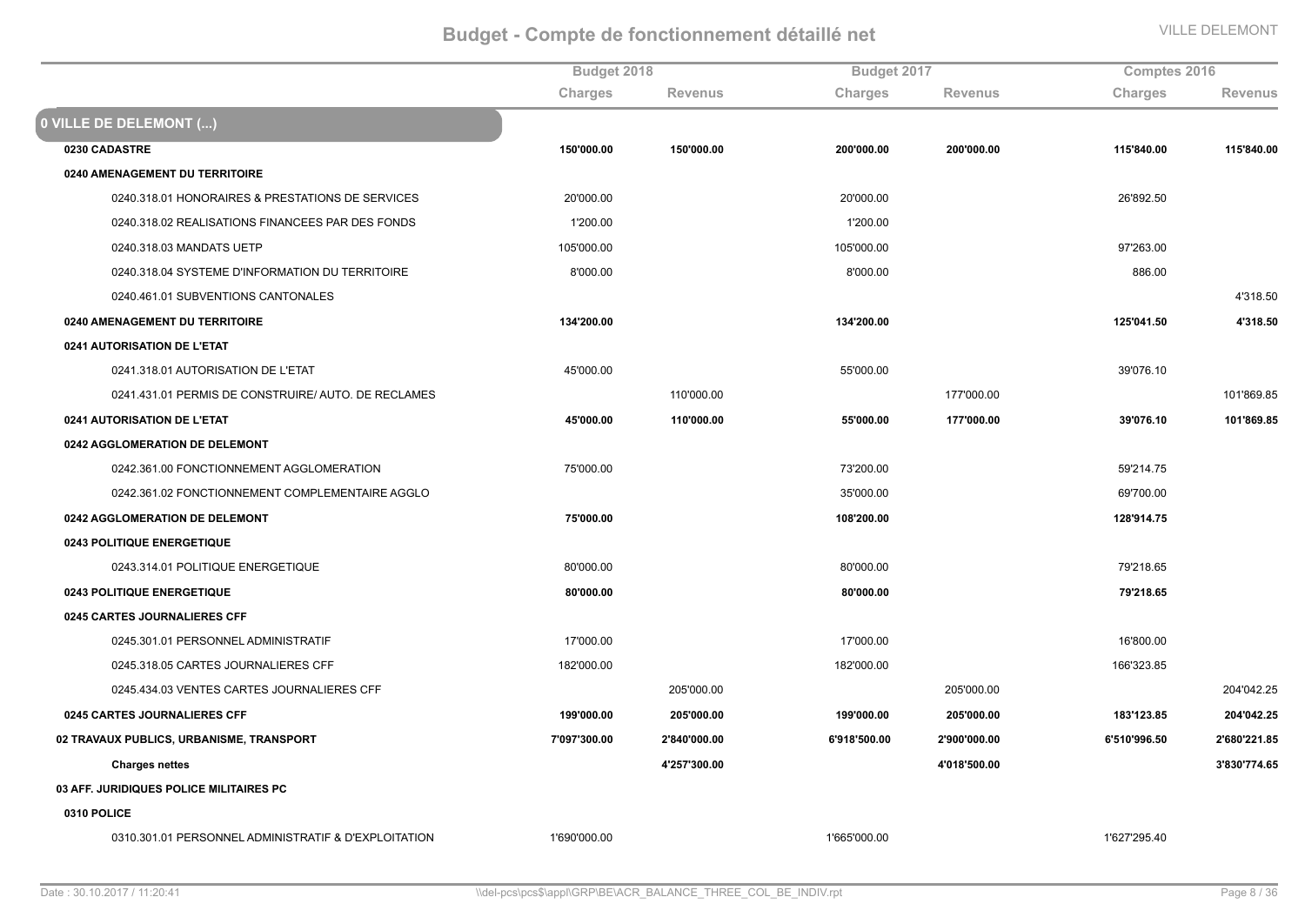# Budget - Compte de fonctionnement détaillé net

| | Budget 2018 | | Budget 2017 | | Comptes 2016 | |
|---|---|---|---|---|---|---|
| | Charges | Revenus | Charges | Revenus | Charges | Revenus |
| **0 VILLE DE DELEMONT (...)** | | | | | | |
| **0230 CADASTRE** | **150'000.00** | **150'000.00** | **200'000.00** | **200'000.00** | **115'840.00** | **115'840.00** |
| **0240 AMENAGEMENT DU TERRITOIRE** | | | | | | |
| 0240.318.01 HONORAIRES & PRESTATIONS DE SERVICES | 20'000.00 | | 20'000.00 | | 26'892.50 | |
| 0240.318.02 REALISATIONS FINANCEES PAR DES FONDS | 1'200.00 | | 1'200.00 | | | |
| 0240.318.03 MANDATS UETP | 105'000.00 | | 105'000.00 | | 97'263.00 | |
| 0240.318.04 SYSTEME D'INFORMATION DU TERRITOIRE | 8'000.00 | | 8'000.00 | | 886.00 | |
| 0240.461.01 SUBVENTIONS CANTONALES | | | | | | 4'318.50 |
| **0240 AMENAGEMENT DU TERRITOIRE** | **134'200.00** | | **134'200.00** | | **125'041.50** | **4'318.50** |
| **0241 AUTORISATION DE L'ETAT** | | | | | | |
| 0241.318.01 AUTORISATION DE L'ETAT | 45'000.00 | | 55'000.00 | | 39'076.10 | |
| 0241.431.01 PERMIS DE CONSTRUIRE/ AUTO. DE RECLAMES | | 110'000.00 | | 177'000.00 | | 101'869.85 |
| **0241 AUTORISATION DE L'ETAT** | **45'000.00** | **110'000.00** | **55'000.00** | **177'000.00** | **39'076.10** | **101'869.85** |
| **0242 AGGLOMERATION DE DELEMONT** | | | | | | |
| 0242.361.00 FONCTIONNEMENT AGGLOMERATION | 75'000.00 | | 73'200.00 | | 59'214.75 | |
| 0242.361.02 FONCTIONNEMENT COMPLEMENTAIRE AGGLO | | | 35'000.00 | | 69'700.00 | |
| **0242 AGGLOMERATION DE DELEMONT** | **75'000.00** | | **108'200.00** | | **128'914.75** | |
| **0243 POLITIQUE ENERGETIQUE** | | | | | | |
| 0243.314.01 POLITIQUE ENERGETIQUE | 80'000.00 | | 80'000.00 | | 79'218.65 | |
| **0243 POLITIQUE ENERGETIQUE** | **80'000.00** | | **80'000.00** | | **79'218.65** | |
| **0245 CARTES JOURNALIERES CFF** | | | | | | |
| 0245.301.01 PERSONNEL ADMINISTRATIF | 17'000.00 | | 17'000.00 | | 16'800.00 | |
| 0245.318.05 CARTES JOURNALIERES CFF | 182'000.00 | | 182'000.00 | | 166'323.85 | |
| 0245.434.03 VENTES CARTES JOURNALIERES CFF | | 205'000.00 | | 205'000.00 | | 204'042.25 |
| **0245 CARTES JOURNALIERES CFF** | **199'000.00** | **205'000.00** | **199'000.00** | **205'000.00** | **183'123.85** | **204'042.25** |
| **02 TRAVAUX PUBLICS, URBANISME, TRANSPORT** | **7'097'300.00** | **2'840'000.00** | **6'918'500.00** | **2'900'000.00** | **6'510'996.50** | **2'680'221.85** |
| **Charges nettes** | | **4'257'300.00** | | **4'018'500.00** | | **3'830'774.65** |
| **03 AFF. JURIDIQUES POLICE MILITAIRES PC** | | | | | | |
| **0310 POLICE** | | | | | | |
| 0310.301.01 PERSONNEL ADMINISTRATIF & D'EXPLOITATION | 1'690'000.00 | | 1'665'000.00 | | 1'627'295.40 | |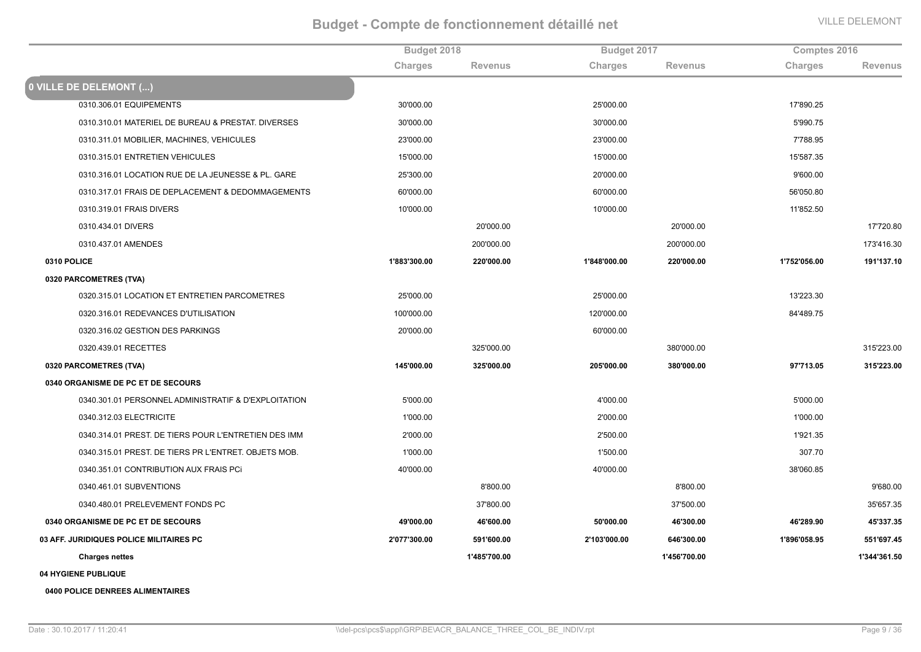# Budget - Compte de fonctionnement détaillé net

| | Budget 2018 | | Budget 2017 | | Comptes 2016 | |
|---|---|---|---|---|---|---|
| | Charges | Revenus | Charges | Revenus | Charges | Revenus |
| **0 VILLE DE DELEMONT (...)** | | | | | | |
| 0310.306.01 EQUIPEMENTS | 30'000.00 | | 25'000.00 | | 17'890.25 | |
| 0310.310.01 MATERIEL DE BUREAU & PRESTAT. DIVERSES | 30'000.00 | | 30'000.00 | | 5'990.75 | |
| 0310.311.01 MOBILIER, MACHINES, VEHICULES | 23'000.00 | | 23'000.00 | | 7'788.95 | |
| 0310.315.01 ENTRETIEN VEHICULES | 15'000.00 | | 15'000.00 | | 15'587.35 | |
| 0310.316.01 LOCATION RUE DE LA JEUNESSE & PL. GARE | 25'300.00 | | 20'000.00 | | 9'600.00 | |
| 0310.317.01 FRAIS DE DEPLACEMENT & DEDOMMAGEMENTS | 60'000.00 | | 60'000.00 | | 56'050.80 | |
| 0310.319.01 FRAIS DIVERS | 10'000.00 | | 10'000.00 | | 11'852.50 | |
| 0310.434.01 DIVERS | | 20'000.00 | | 20'000.00 | | 17'720.80 |
| 0310.437.01 AMENDES | | 200'000.00 | | 200'000.00 | | 173'416.30 |
| **0310 POLICE** | **1'883'300.00** | **220'000.00** | **1'848'000.00** | **220'000.00** | **1'752'056.00** | **191'137.10** |
| **0320 PARCOMETRES (TVA)** | | | | | | |
| 0320.315.01 LOCATION ET ENTRETIEN PARCOMETRES | 25'000.00 | | 25'000.00 | | 13'223.30 | |
| 0320.316.01 REDEVANCES D'UTILISATION | 100'000.00 | | 120'000.00 | | 84'489.75 | |
| 0320.316.02 GESTION DES PARKINGS | 20'000.00 | | 60'000.00 | | | |
| 0320.439.01 RECETTES | | 325'000.00 | | 380'000.00 | | 315'223.00 |
| **0320 PARCOMETRES (TVA)** | **145'000.00** | **325'000.00** | **205'000.00** | **380'000.00** | **97'713.05** | **315'223.00** |
| **0340 ORGANISME DE PC ET DE SECOURS** | | | | | | |
| 0340.301.01 PERSONNEL ADMINISTRATIF & D'EXPLOITATION | 5'000.00 | | 4'000.00 | | 5'000.00 | |
| 0340.312.03 ELECTRICITE | 1'000.00 | | 2'000.00 | | 1'000.00 | |
| 0340.314.01 PREST. DE TIERS POUR L'ENTRETIEN DES IMM | 2'000.00 | | 2'500.00 | | 1'921.35 | |
| 0340.315.01 PREST. DE TIERS PR L'ENTRET. OBJETS MOB. | 1'000.00 | | 1'500.00 | | 307.70 | |
| 0340.351.01 CONTRIBUTION AUX FRAIS PCi | 40'000.00 | | 40'000.00 | | 38'060.85 | |
| 0340.461.01 SUBVENTIONS | | 8'800.00 | | 8'800.00 | | 9'680.00 |
| 0340.480.01 PRELEVEMENT FONDS PC | | 37'800.00 | | 37'500.00 | | 35'657.35 |
| **0340 ORGANISME DE PC ET DE SECOURS** | **49'000.00** | **46'600.00** | **50'000.00** | **46'300.00** | **46'289.90** | **45'337.35** |
| **03 AFF. JURIDIQUES POLICE MILITAIRES PC** | **2'077'300.00** | **591'600.00** | **2'103'000.00** | **646'300.00** | **1'896'058.95** | **551'697.45** |
| **Charges nettes** | | **1'485'700.00** | | **1'456'700.00** | | **1'344'361.50** |
| **04 HYGIENE PUBLIQUE** | | | | | | |
| **0400 POLICE DENREES ALIMENTAIRES** | | | | | | |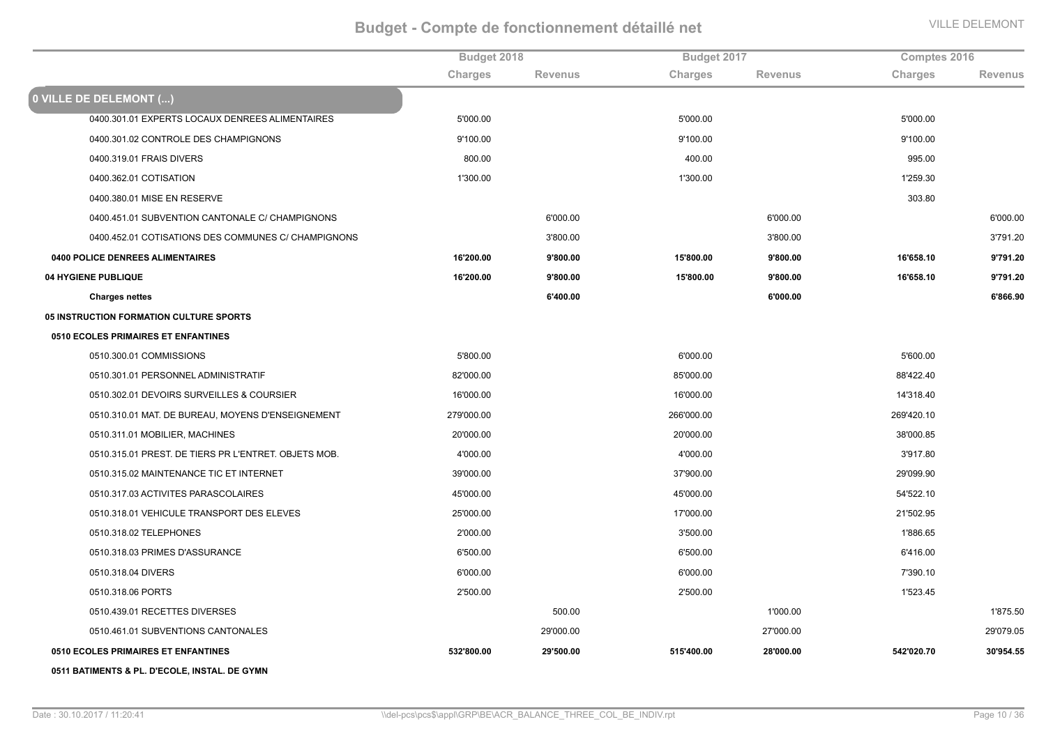# Budget - Compte de fonctionnement détaillé net

| | Budget 2018 | | Budget 2017 | | Comptes 2016 | |
|---|---|---|---|---|---|---|
| | Charges | Revenus | Charges | Revenus | Charges | Revenus |
| **0 VILLE DE DELEMONT (...)** | | | | | | |
| 0400.301.01 EXPERTS LOCAUX DENREES ALIMENTAIRES | 5'000.00 | | 5'000.00 | | 5'000.00 | |
| 0400.301.02 CONTROLE DES CHAMPIGNONS | 9'100.00 | | 9'100.00 | | 9'100.00 | |
| 0400.319.01 FRAIS DIVERS | 800.00 | | 400.00 | | 995.00 | |
| 0400.362.01 COTISATION | 1'300.00 | | 1'300.00 | | 1'259.30 | |
| 0400.380.01 MISE EN RESERVE | | | | | 303.80 | |
| 0400.451.01 SUBVENTION CANTONALE C/ CHAMPIGNONS | | 6'000.00 | | 6'000.00 | | 6'000.00 |
| 0400.452.01 COTISATIONS DES COMMUNES C/ CHAMPIGNONS | | 3'800.00 | | 3'800.00 | | 3'791.20 |
| **0400 POLICE DENREES ALIMENTAIRES** | **16'200.00** | **9'800.00** | **15'800.00** | **9'800.00** | **16'658.10** | **9'791.20** |
| **04 HYGIENE PUBLIQUE** | **16'200.00** | **9'800.00** | **15'800.00** | **9'800.00** | **16'658.10** | **9'791.20** |
| **Charges nettes** | | **6'400.00** | | **6'000.00** | | **6'866.90** |
| **05 INSTRUCTION FORMATION CULTURE SPORTS** | | | | | | |
| **0510 ECOLES PRIMAIRES ET ENFANTINES** | | | | | | |
| 0510.300.01 COMMISSIONS | 5'800.00 | | 6'000.00 | | 5'600.00 | |
| 0510.301.01 PERSONNEL ADMINISTRATIF | 82'000.00 | | 85'000.00 | | 88'422.40 | |
| 0510.302.01 DEVOIRS SURVEILLES & COURSIER | 16'000.00 | | 16'000.00 | | 14'318.40 | |
| 0510.310.01 MAT. DE BUREAU, MOYENS D'ENSEIGNEMENT | 279'000.00 | | 266'000.00 | | 269'420.10 | |
| 0510.311.01 MOBILIER, MACHINES | 20'000.00 | | 20'000.00 | | 38'000.85 | |
| 0510.315.01 PREST. DE TIERS PR L'ENTRET. OBJETS MOB. | 4'000.00 | | 4'000.00 | | 3'917.80 | |
| 0510.315.02 MAINTENANCE TIC ET INTERNET | 39'000.00 | | 37'900.00 | | 29'099.90 | |
| 0510.317.03 ACTIVITES PARASCOLAIRES | 45'000.00 | | 45'000.00 | | 54'522.10 | |
| 0510.318.01 VEHICULE TRANSPORT DES ELEVES | 25'000.00 | | 17'000.00 | | 21'502.95 | |
| 0510.318.02 TELEPHONES | 2'000.00 | | 3'500.00 | | 1'886.65 | |
| 0510.318.03 PRIMES D'ASSURANCE | 6'500.00 | | 6'500.00 | | 6'416.00 | |
| 0510.318.04 DIVERS | 6'000.00 | | 6'000.00 | | 7'390.10 | |
| 0510.318.06 PORTS | 2'500.00 | | 2'500.00 | | 1'523.45 | |
| 0510.439.01 RECETTES DIVERSES | | 500.00 | | 1'000.00 | | 1'875.50 |
| 0510.461.01 SUBVENTIONS CANTONALES | | 29'000.00 | | 27'000.00 | | 29'079.05 |
| **0510 ECOLES PRIMAIRES ET ENFANTINES** | **532'800.00** | **29'500.00** | **515'400.00** | **28'000.00** | **542'020.70** | **30'954.55** |
| **0511 BATIMENTS & PL. D'ECOLE, INSTAL. DE GYMN** | | | | | | |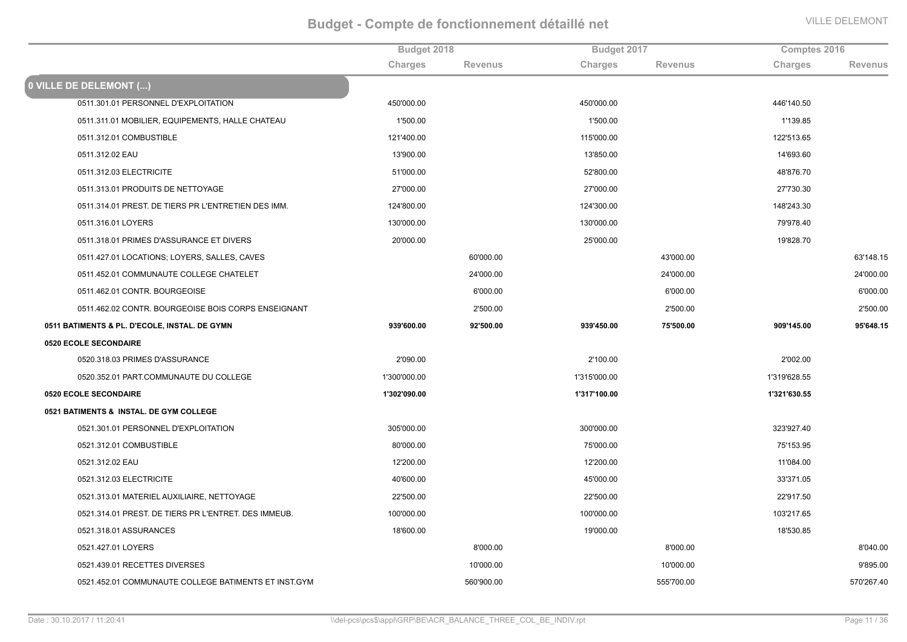# Budget - Compte de fonctionnement détaillé net

VILLE DELEMONT

| | Budget 2018 | | Budget 2017 | | Comptes 2016 | |
|---|---|---|---|---|---|---|
| | Charges | Revenus | Charges | Revenus | Charges | Revenus |
| **0 VILLE DE DELEMONT (...)** | | | | | | |
| 0511.301.01 PERSONNEL D'EXPLOITATION | 450'000.00 | | 450'000.00 | | 446'140.50 | |
| 0511.311.01 MOBILIER, EQUIPEMENTS, HALLE CHATEAU | 1'500.00 | | 1'500.00 | | 1'139.85 | |
| 0511.312.01 COMBUSTIBLE | 121'400.00 | | 115'000.00 | | 122'513.65 | |
| 0511.312.02 EAU | 13'900.00 | | 13'850.00 | | 14'693.60 | |
| 0511.312.03 ELECTRICITE | 51'000.00 | | 52'800.00 | | 48'876.70 | |
| 0511.313.01 PRODUITS DE NETTOYAGE | 27'000.00 | | 27'000.00 | | 27'730.30 | |
| 0511.314.01 PREST. DE TIERS PR L'ENTRETIEN DES IMM. | 124'800.00 | | 124'300.00 | | 148'243.30 | |
| 0511.316.01 LOYERS | 130'000.00 | | 130'000.00 | | 79'978.40 | |
| 0511.318.01 PRIMES D'ASSURANCE ET DIVERS | 20'000.00 | | 25'000.00 | | 19'828.70 | |
| 0511.427.01 LOCATIONS; LOYERS, SALLES, CAVES | | 60'000.00 | | 43'000.00 | | 63'148.15 |
| 0511.452.01 COMMUNAUTE COLLEGE CHATELET | | 24'000.00 | | 24'000.00 | | 24'000.00 |
| 0511.462.01 CONTR. BOURGEOISE | | 6'000.00 | | 6'000.00 | | 6'000.00 |
| 0511.462.02 CONTR. BOURGEOISE BOIS CORPS ENSEIGNANT | | 2'500.00 | | 2'500.00 | | 2'500.00 |
| **0511 BATIMENTS & PL. D'ECOLE, INSTAL. DE GYMN** | **939'600.00** | **92'500.00** | **939'450.00** | **75'500.00** | **909'145.00** | **95'648.15** |
| **0520 ECOLE SECONDAIRE** | | | | | | |
| 0520.318.03 PRIMES D'ASSURANCE | 2'090.00 | | 2'100.00 | | 2'002.00 | |
| 0520.352.01 PART.COMMUNAUTE DU COLLEGE | 1'300'000.00 | | 1'315'000.00 | | 1'319'628.55 | |
| **0520 ECOLE SECONDAIRE** | **1'302'090.00** | | **1'317'100.00** | | **1'321'630.55** | |
| **0521 BATIMENTS & INSTAL. DE GYM COLLEGE** | | | | | | |
| 0521.301.01 PERSONNEL D'EXPLOITATION | 305'000.00 | | 300'000.00 | | 323'927.40 | |
| 0521.312.01 COMBUSTIBLE | 80'000.00 | | 75'000.00 | | 75'153.95 | |
| 0521.312.02 EAU | 12'200.00 | | 12'200.00 | | 11'084.00 | |
| 0521.312.03 ELECTRICITE | 40'600.00 | | 45'000.00 | | 33'371.05 | |
| 0521.313.01 MATERIEL AUXILIAIRE, NETTOYAGE | 22'500.00 | | 22'500.00 | | 22'917.50 | |
| 0521.314.01 PREST. DE TIERS PR L'ENTRET. DES IMMEUB. | 100'000.00 | | 100'000.00 | | 103'217.65 | |
| 0521.318.01 ASSURANCES | 18'600.00 | | 19'000.00 | | 18'530.85 | |
| 0521.427.01 LOYERS | | 8'000.00 | | 8'000.00 | | 8'040.00 |
| 0521.439.01 RECETTES DIVERSES | | 10'000.00 | | 10'000.00 | | 9'895.00 |
| 0521.452.01 COMMUNAUTE COLLEGE BATIMENTS ET INST.GYM | | 560'900.00 | | 555'700.00 | | 570'267.40 |

Date : 30.10.2017 / 11:20:41 \\del-pcs\pcs$\appl\GRP\BE\ACR_BALANCE_THREE_COL_BE_INDIV.rpt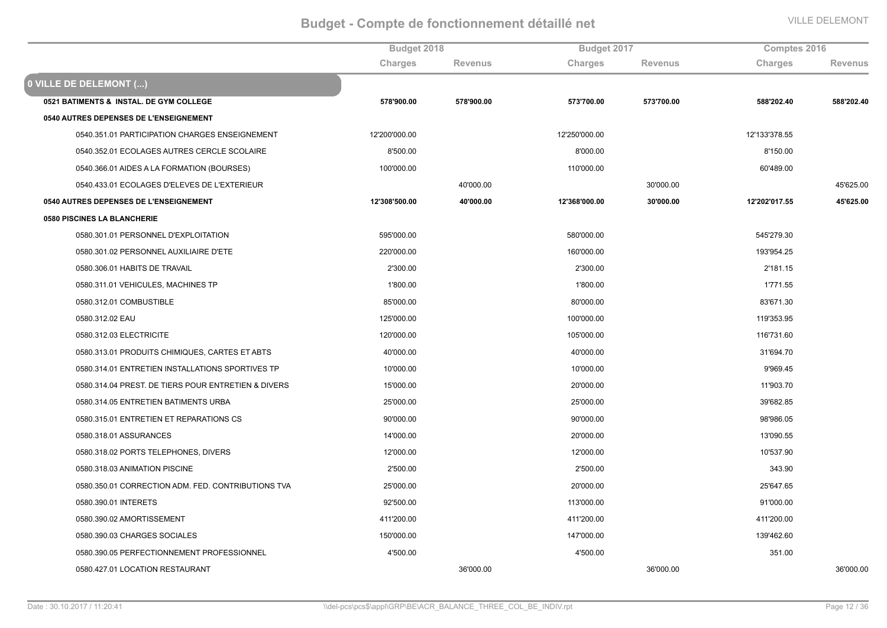## Budget - Compte de fonctionnement détaillé net

VILLE DELEMONT

| | Budget 2018 | | Budget 2017 | | Comptes 2016 | |
|---|---|---|---|---|---|---|
| | Charges | Revenus | Charges | Revenus | Charges | Revenus |
| **0 VILLE DE DELEMONT (...)** | | | | | | |
| **0521 BATIMENTS & INSTAL. DE GYM COLLEGE** | **578'900.00** | **578'900.00** | **573'700.00** | **573'700.00** | **588'202.40** | **588'202.40** |
| **0540 AUTRES DEPENSES DE L'ENSEIGNEMENT** | | | | | | |
| 0540.351.01 PARTICIPATION CHARGES ENSEIGNEMENT | 12'200'000.00 | | 12'250'000.00 | | 12'133'378.55 | |
| 0540.352.01 ECOLAGES AUTRES CERCLE SCOLAIRE | 8'500.00 | | 8'000.00 | | 8'150.00 | |
| 0540.366.01 AIDES A LA FORMATION (BOURSES) | 100'000.00 | | 110'000.00 | | 60'489.00 | |
| 0540.433.01 ECOLAGES D'ELEVES DE L'EXTERIEUR | | 40'000.00 | | 30'000.00 | | 45'625.00 |
| **0540 AUTRES DEPENSES DE L'ENSEIGNEMENT** | **12'308'500.00** | **40'000.00** | **12'368'000.00** | **30'000.00** | **12'202'017.55** | **45'625.00** |
| **0580 PISCINES LA BLANCHERIE** | | | | | | |
| 0580.301.01 PERSONNEL D'EXPLOITATION | 595'000.00 | | 580'000.00 | | 545'279.30 | |
| 0580.301.02 PERSONNEL AUXILIAIRE D'ETE | 220'000.00 | | 160'000.00 | | 193'954.25 | |
| 0580.306.01 HABITS DE TRAVAIL | 2'300.00 | | 2'300.00 | | 2'181.15 | |
| 0580.311.01 VEHICULES, MACHINES TP | 1'800.00 | | 1'800.00 | | 1'771.55 | |
| 0580.312.01 COMBUSTIBLE | 85'000.00 | | 80'000.00 | | 83'671.30 | |
| 0580.312.02 EAU | 125'000.00 | | 100'000.00 | | 119'353.95 | |
| 0580.312.03 ELECTRICITE | 120'000.00 | | 105'000.00 | | 116'731.60 | |
| 0580.313.01 PRODUITS CHIMIQUES, CARTES ET ABTS | 40'000.00 | | 40'000.00 | | 31'694.70 | |
| 0580.314.01 ENTRETIEN INSTALLATIONS SPORTIVES TP | 10'000.00 | | 10'000.00 | | 9'969.45 | |
| 0580.314.04 PREST. DE TIERS POUR ENTRETIEN & DIVERS | 15'000.00 | | 20'000.00 | | 11'903.70 | |
| 0580.314.05 ENTRETIEN BATIMENTS URBA | 25'000.00 | | 25'000.00 | | 39'682.85 | |
| 0580.315.01 ENTRETIEN ET REPARATIONS CS | 90'000.00 | | 90'000.00 | | 98'986.05 | |
| 0580.318.01 ASSURANCES | 14'000.00 | | 20'000.00 | | 13'090.55 | |
| 0580.318.02 PORTS TELEPHONES, DIVERS | 12'000.00 | | 12'000.00 | | 10'537.90 | |
| 0580.318.03 ANIMATION PISCINE | 2'500.00 | | 2'500.00 | | 343.90 | |
| 0580.350.01 CORRECTION ADM. FED. CONTRIBUTIONS TVA | 25'000.00 | | 20'000.00 | | 25'647.65 | |
| 0580.390.01 INTERETS | 92'500.00 | | 113'000.00 | | 91'000.00 | |
| 0580.390.02 AMORTISSEMENT | 411'200.00 | | 411'200.00 | | 411'200.00 | |
| 0580.390.03 CHARGES SOCIALES | 150'000.00 | | 147'000.00 | | 139'462.60 | |
| 0580.390.05 PERFECTIONNEMENT PROFESSIONNEL | 4'500.00 | | 4'500.00 | | 351.00 | |
| 0580.427.01 LOCATION RESTAURANT | | 36'000.00 | | 36'000.00 | | 36'000.00 |

Date : 30.10.2017 / 11:20:41 \\del-pcs\pcs$\appl\GRP\BE\ACR_BALANCE_THREE_COL_BE_INDIV.rpt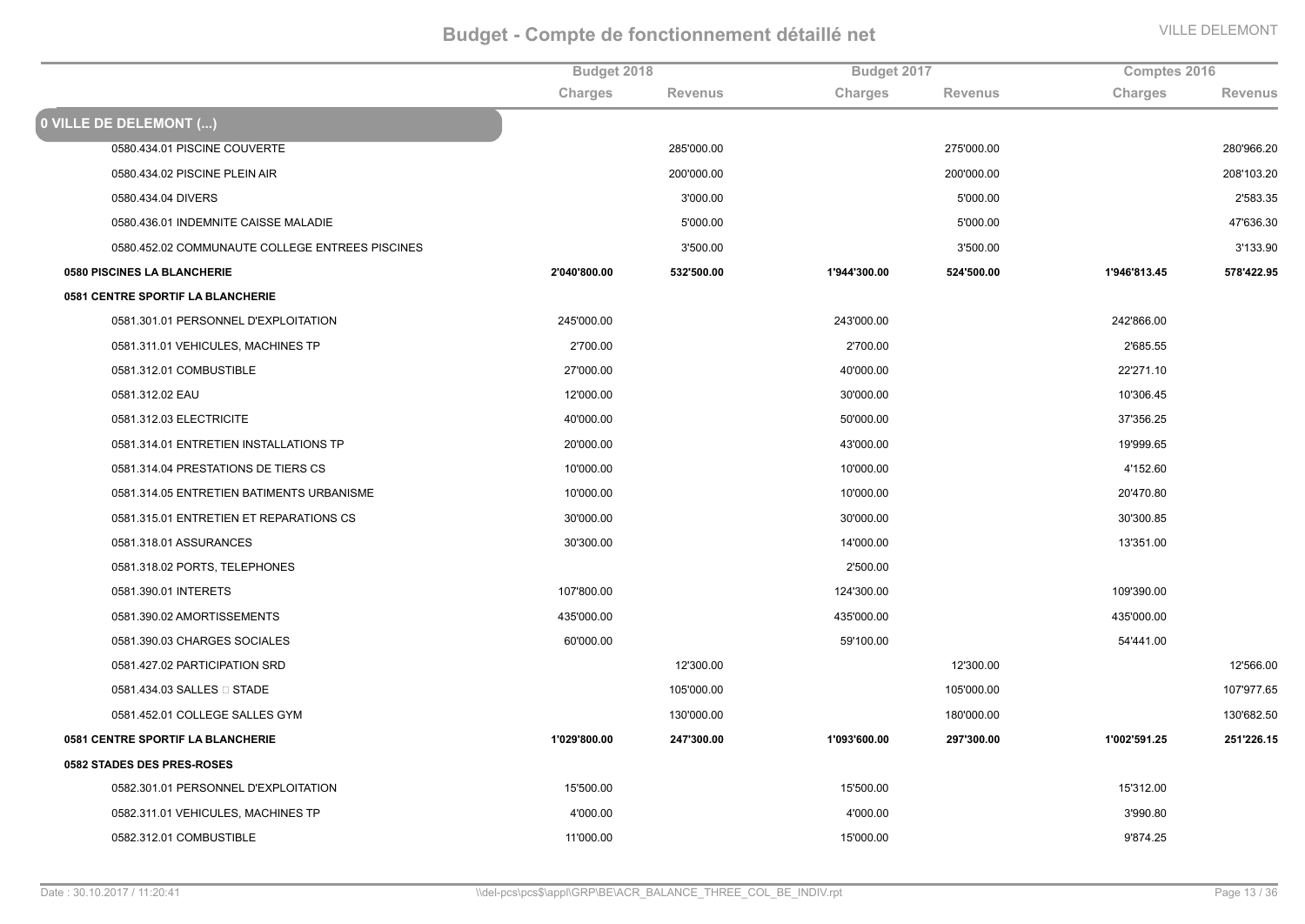## Budget - Compte de fonctionnement détaillé net

VILLE DELEMONT

| | Budget 2018 | | Budget 2017 | | Comptes 2016 | |
|---|---|---|---|---|---|---|
| | Charges | Revenus | Charges | Revenus | Charges | Revenus |
| **0 VILLE DE DELEMONT (...)** | | | | | | |
| 0580.434.01 PISCINE COUVERTE | | 285'000.00 | | 275'000.00 | | 280'966.20 |
| 0580.434.02 PISCINE PLEIN AIR | | 200'000.00 | | 200'000.00 | | 208'103.20 |
| 0580.434.04 DIVERS | | 3'000.00 | | 5'000.00 | | 2'583.35 |
| 0580.436.01 INDEMNITE CAISSE MALADIE | | 5'000.00 | | 5'000.00 | | 47'636.30 |
| 0580.452.02 COMMUNAUTE COLLEGE ENTREES PISCINES | | 3'500.00 | | 3'500.00 | | 3'133.90 |
| **0580 PISCINES LA BLANCHERIE** | **2'040'800.00** | **532'500.00** | **1'944'300.00** | **524'500.00** | **1'946'813.45** | **578'422.95** |
| **0581 CENTRE SPORTIF LA BLANCHERIE** | | | | | | |
| 0581.301.01 PERSONNEL D'EXPLOITATION | 245'000.00 | | 243'000.00 | | 242'866.00 | |
| 0581.311.01 VEHICULES, MACHINES TP | 2'700.00 | | 2'700.00 | | 2'685.55 | |
| 0581.312.01 COMBUSTIBLE | 27'000.00 | | 40'000.00 | | 22'271.10 | |
| 0581.312.02 EAU | 12'000.00 | | 30'000.00 | | 10'306.45 | |
| 0581.312.03 ELECTRICITE | 40'000.00 | | 50'000.00 | | 37'356.25 | |
| 0581.314.01 ENTRETIEN INSTALLATIONS TP | 20'000.00 | | 43'000.00 | | 19'999.65 | |
| 0581.314.04 PRESTATIONS DE TIERS CS | 10'000.00 | | 10'000.00 | | 4'152.60 | |
| 0581.314.05 ENTRETIEN BATIMENTS URBANISME | 10'000.00 | | 10'000.00 | | 20'470.80 | |
| 0581.315.01 ENTRETIEN ET REPARATIONS CS | 30'000.00 | | 30'000.00 | | 30'300.85 | |
| 0581.318.01 ASSURANCES | 30'300.00 | | 14'000.00 | | 13'351.00 | |
| 0581.318.02 PORTS, TELEPHONES | | | 2'500.00 | | | |
| 0581.390.01 INTERETS | 107'800.00 | | 124'300.00 | | 109'390.00 | |
| 0581.390.02 AMORTISSEMENTS | 435'000.00 | | 435'000.00 | | 435'000.00 | |
| 0581.390.03 CHARGES SOCIALES | 60'000.00 | | 59'100.00 | | 54'441.00 | |
| 0581.427.02 PARTICIPATION SRD | | 12'300.00 | | 12'300.00 | | 12'566.00 |
| 0581.434.03 SALLES  STADE | | 105'000.00 | | 105'000.00 | | 107'977.65 |
| 0581.452.01 COLLEGE SALLES GYM | | 130'000.00 | | 180'000.00 | | 130'682.50 |
| **0581 CENTRE SPORTIF LA BLANCHERIE** | **1'029'800.00** | **247'300.00** | **1'093'600.00** | **297'300.00** | **1'002'591.25** | **251'226.15** |
| **0582 STADES DES PRES-ROSES** | | | | | | |
| 0582.301.01 PERSONNEL D'EXPLOITATION | 15'500.00 | | 15'500.00 | | 15'312.00 | |
| 0582.311.01 VEHICULES, MACHINES TP | 4'000.00 | | 4'000.00 | | 3'990.80 | |
| 0582.312.01 COMBUSTIBLE | 11'000.00 | | 15'000.00 | | 9'874.25 | |

Date : 30.10.2017 / 11:20:41 \\del-pcs\pcs$\appl\GRP\BE\ACR_BALANCE_THREE_COL_BE_INDIV.rpt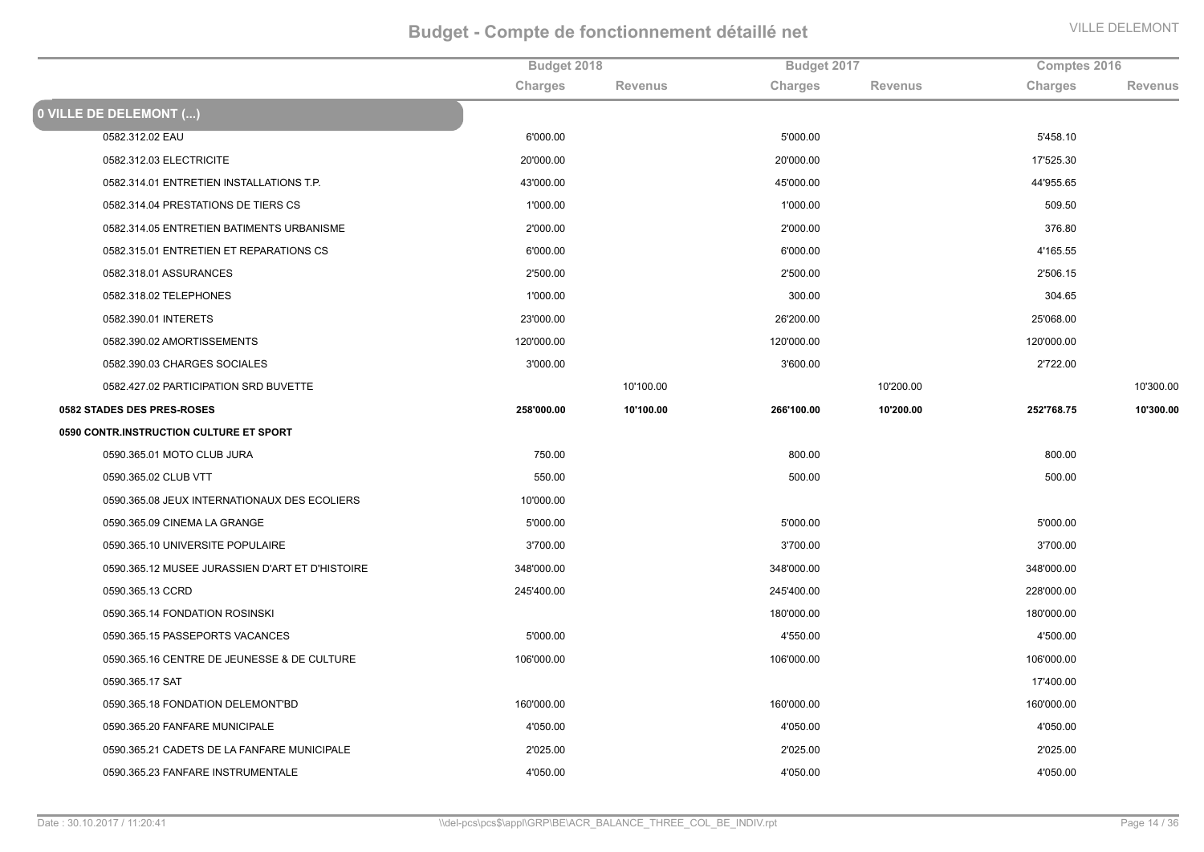# Budget - Compte de fonctionnement détaillé net

VILLE DELEMONT

| | Budget 2018 | | Budget 2017 | | Comptes 2016 | |
|---|---|---|---|---|---|---|
| | Charges | Revenus | Charges | Revenus | Charges | Revenus |
| **0 VILLE DE DELEMONT (...)** | | | | | | |
| 0582.312.02 EAU | 6'000.00 | | 5'000.00 | | 5'458.10 | |
| 0582.312.03 ELECTRICITE | 20'000.00 | | 20'000.00 | | 17'525.30 | |
| 0582.314.01 ENTRETIEN INSTALLATIONS T.P. | 43'000.00 | | 45'000.00 | | 44'955.65 | |
| 0582.314.04 PRESTATIONS DE TIERS CS | 1'000.00 | | 1'000.00 | | 509.50 | |
| 0582.314.05 ENTRETIEN BATIMENTS URBANISME | 2'000.00 | | 2'000.00 | | 376.80 | |
| 0582.315.01 ENTRETIEN ET REPARATIONS CS | 6'000.00 | | 6'000.00 | | 4'165.55 | |
| 0582.318.01 ASSURANCES | 2'500.00 | | 2'500.00 | | 2'506.15 | |
| 0582.318.02 TELEPHONES | 1'000.00 | | 300.00 | | 304.65 | |
| 0582.390.01 INTERETS | 23'000.00 | | 26'200.00 | | 25'068.00 | |
| 0582.390.02 AMORTISSEMENTS | 120'000.00 | | 120'000.00 | | 120'000.00 | |
| 0582.390.03 CHARGES SOCIALES | 3'000.00 | | 3'600.00 | | 2'722.00 | |
| 0582.427.02 PARTICIPATION SRD BUVETTE | | 10'100.00 | | 10'200.00 | | 10'300.00 |
| **0582 STADES DES PRES-ROSES** | **258'000.00** | **10'100.00** | **266'100.00** | **10'200.00** | **252'768.75** | **10'300.00** |
| **0590 CONTR.INSTRUCTION CULTURE ET SPORT** | | | | | | |
| 0590.365.01 MOTO CLUB JURA | 750.00 | | 800.00 | | 800.00 | |
| 0590.365.02 CLUB VTT | 550.00 | | 500.00 | | 500.00 | |
| 0590.365.08 JEUX INTERNATIONAUX DES ECOLIERS | 10'000.00 | | | | | |
| 0590.365.09 CINEMA LA GRANGE | 5'000.00 | | 5'000.00 | | 5'000.00 | |
| 0590.365.10 UNIVERSITE POPULAIRE | 3'700.00 | | 3'700.00 | | 3'700.00 | |
| 0590.365.12 MUSEE JURASSIEN D'ART ET D'HISTOIRE | 348'000.00 | | 348'000.00 | | 348'000.00 | |
| 0590.365.13 CCRD | 245'400.00 | | 245'400.00 | | 228'000.00 | |
| 0590.365.14 FONDATION ROSINSKI | | | 180'000.00 | | 180'000.00 | |
| 0590.365.15 PASSEPORTS VACANCES | 5'000.00 | | 4'550.00 | | 4'500.00 | |
| 0590.365.16 CENTRE DE JEUNESSE & DE CULTURE | 106'000.00 | | 106'000.00 | | 106'000.00 | |
| 0590.365.17 SAT | | | | | 17'400.00 | |
| 0590.365.18 FONDATION DELEMONT'BD | 160'000.00 | | 160'000.00 | | 160'000.00 | |
| 0590.365.20 FANFARE MUNICIPALE | 4'050.00 | | 4'050.00 | | 4'050.00 | |
| 0590.365.21 CADETS DE LA FANFARE MUNICIPALE | 2'025.00 | | 2'025.00 | | 2'025.00 | |
| 0590.365.23 FANFARE INSTRUMENTALE | 4'050.00 | | 4'050.00 | | 4'050.00 | |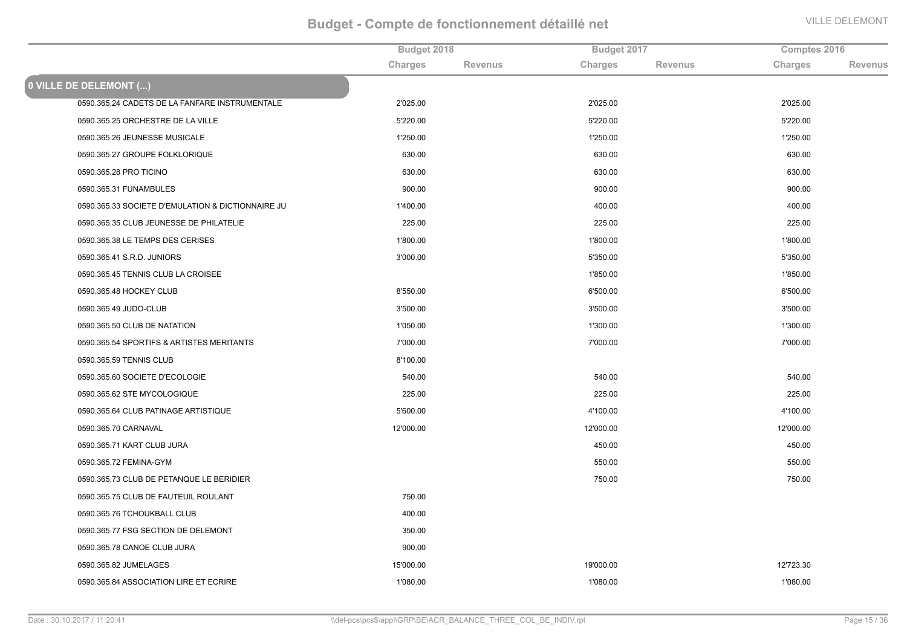# Budget - Compte de fonctionnement détaillé net

| | Budget 2018 | | Budget 2017 | | Comptes 2016 | |
|---|---|---|---|---|---|---|
| | Charges | Revenus | Charges | Revenus | Charges | Revenus |
| **0 VILLE DE DELEMONT (...)** | | | | | | |
| 0590.365.24 CADETS DE LA FANFARE INSTRUMENTALE | 2'025.00 | | 2'025.00 | | 2'025.00 | |
| 0590.365.25 ORCHESTRE DE LA VILLE | 5'220.00 | | 5'220.00 | | 5'220.00 | |
| 0590.365.26 JEUNESSE MUSICALE | 1'250.00 | | 1'250.00 | | 1'250.00 | |
| 0590.365.27 GROUPE FOLKLORIQUE | 630.00 | | 630.00 | | 630.00 | |
| 0590.365.28 PRO TICINO | 630.00 | | 630.00 | | 630.00 | |
| 0590.365.31 FUNAMBULES | 900.00 | | 900.00 | | 900.00 | |
| 0590.365.33 SOCIETE D'EMULATION & DICTIONNAIRE JU | 1'400.00 | | 400.00 | | 400.00 | |
| 0590.365.35 CLUB JEUNESSE DE PHILATELIE | 225.00 | | 225.00 | | 225.00 | |
| 0590.365.38 LE TEMPS DES CERISES | 1'800.00 | | 1'800.00 | | 1'800.00 | |
| 0590.365.41 S.R.D. JUNIORS | 3'000.00 | | 5'350.00 | | 5'350.00 | |
| 0590.365.45 TENNIS CLUB LA CROISEE | | | 1'850.00 | | 1'850.00 | |
| 0590.365.48 HOCKEY CLUB | 8'550.00 | | 6'500.00 | | 6'500.00 | |
| 0590.365.49 JUDO-CLUB | 3'500.00 | | 3'500.00 | | 3'500.00 | |
| 0590.365.50 CLUB DE NATATION | 1'050.00 | | 1'300.00 | | 1'300.00 | |
| 0590.365.54 SPORTIFS & ARTISTES MERITANTS | 7'000.00 | | 7'000.00 | | 7'000.00 | |
| 0590.365.59 TENNIS CLUB | 8'100.00 | | | | | |
| 0590.365.60 SOCIETE D'ECOLOGIE | 540.00 | | 540.00 | | 540.00 | |
| 0590.365.62 STE MYCOLOGIQUE | 225.00 | | 225.00 | | 225.00 | |
| 0590.365.64 CLUB PATINAGE ARTISTIQUE | 5'600.00 | | 4'100.00 | | 4'100.00 | |
| 0590.365.70 CARNAVAL | 12'000.00 | | 12'000.00 | | 12'000.00 | |
| 0590.365.71 KART CLUB JURA | | | 450.00 | | 450.00 | |
| 0590.365.72 FEMINA-GYM | | | 550.00 | | 550.00 | |
| 0590.365.73 CLUB DE PETANQUE LE BERIDIER | | | 750.00 | | 750.00 | |
| 0590.365.75 CLUB DE FAUTEUIL ROULANT | 750.00 | | | | | |
| 0590.365.76 TCHOUKBALL CLUB | 400.00 | | | | | |
| 0590.365.77 FSG SECTION DE DELEMONT | 350.00 | | | | | |
| 0590.365.78 CANOE CLUB JURA | 900.00 | | | | | |
| 0590.365.82 JUMELAGES | 15'000.00 | | 19'000.00 | | 12'723.30 | |
| 0590.365.84 ASSOCIATION LIRE ET ECRIRE | 1'080.00 | | 1'080.00 | | 1'080.00 | |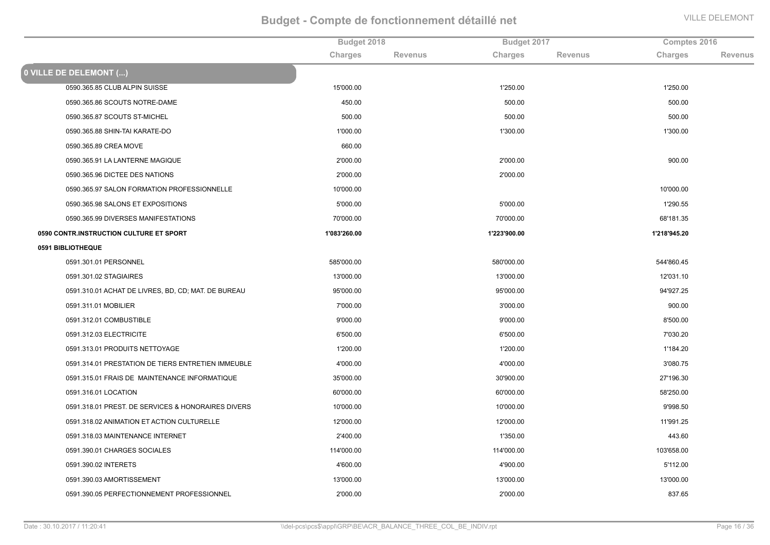# Budget - Compte de fonctionnement détaillé net

VILLE DELEMONT

| | Budget 2018 | | Budget 2017 | | Comptes 2016 | |
|---|---|---|---|---|---|---|
| | Charges | Revenus | Charges | Revenus | Charges | Revenus |
| **0 VILLE DE DELEMONT (...)** | | | | | | |
| 0590.365.85 CLUB ALPIN SUISSE | 15'000.00 | | 1'250.00 | | 1'250.00 | |
| 0590.365.86 SCOUTS NOTRE-DAME | 450.00 | | 500.00 | | 500.00 | |
| 0590.365.87 SCOUTS ST-MICHEL | 500.00 | | 500.00 | | 500.00 | |
| 0590.365.88 SHIN-TAI KARATE-DO | 1'000.00 | | 1'300.00 | | 1'300.00 | |
| 0590.365.89 CREA MOVE | 660.00 | | | | | |
| 0590.365.91 LA LANTERNE MAGIQUE | 2'000.00 | | 2'000.00 | | 900.00 | |
| 0590.365.96 DICTEE DES NATIONS | 2'000.00 | | 2'000.00 | | | |
| 0590.365.97 SALON FORMATION PROFESSIONNELLE | 10'000.00 | | | | 10'000.00 | |
| 0590.365.98 SALONS ET EXPOSITIONS | 5'000.00 | | 5'000.00 | | 1'290.55 | |
| 0590.365.99 DIVERSES MANIFESTATIONS | 70'000.00 | | 70'000.00 | | 68'181.35 | |
| **0590 CONTR.INSTRUCTION CULTURE ET SPORT** | **1'083'260.00** | | **1'223'900.00** | | **1'218'945.20** | |
| **0591 BIBLIOTHEQUE** | | | | | | |
| 0591.301.01 PERSONNEL | 585'000.00 | | 580'000.00 | | 544'860.45 | |
| 0591.301.02 STAGIAIRES | 13'000.00 | | 13'000.00 | | 12'031.10 | |
| 0591.310.01 ACHAT DE LIVRES, BD, CD; MAT. DE BUREAU | 95'000.00 | | 95'000.00 | | 94'927.25 | |
| 0591.311.01 MOBILIER | 7'000.00 | | 3'000.00 | | 900.00 | |
| 0591.312.01 COMBUSTIBLE | 9'000.00 | | 9'000.00 | | 8'500.00 | |
| 0591.312.03 ELECTRICITE | 6'500.00 | | 6'500.00 | | 7'030.20 | |
| 0591.313.01 PRODUITS NETTOYAGE | 1'200.00 | | 1'200.00 | | 1'184.20 | |
| 0591.314.01 PRESTATION DE TIERS ENTRETIEN IMMEUBLE | 4'000.00 | | 4'000.00 | | 3'080.75 | |
| 0591.315.01 FRAIS DE MAINTENANCE INFORMATIQUE | 35'000.00 | | 30'900.00 | | 27'196.30 | |
| 0591.316.01 LOCATION | 60'000.00 | | 60'000.00 | | 58'250.00 | |
| 0591.318.01 PREST. DE SERVICES & HONORAIRES DIVERS | 10'000.00 | | 10'000.00 | | 9'998.50 | |
| 0591.318.02 ANIMATION ET ACTION CULTURELLE | 12'000.00 | | 12'000.00 | | 11'991.25 | |
| 0591.318.03 MAINTENANCE INTERNET | 2'400.00 | | 1'350.00 | | 443.60 | |
| 0591.390.01 CHARGES SOCIALES | 114'000.00 | | 114'000.00 | | 103'658.00 | |
| 0591.390.02 INTERETS | 4'600.00 | | 4'900.00 | | 5'112.00 | |
| 0591.390.03 AMORTISSEMENT | 13'000.00 | | 13'000.00 | | 13'000.00 | |
| 0591.390.05 PERFECTIONNEMENT PROFESSIONNEL | 2'000.00 | | 2'000.00 | | 837.65 | |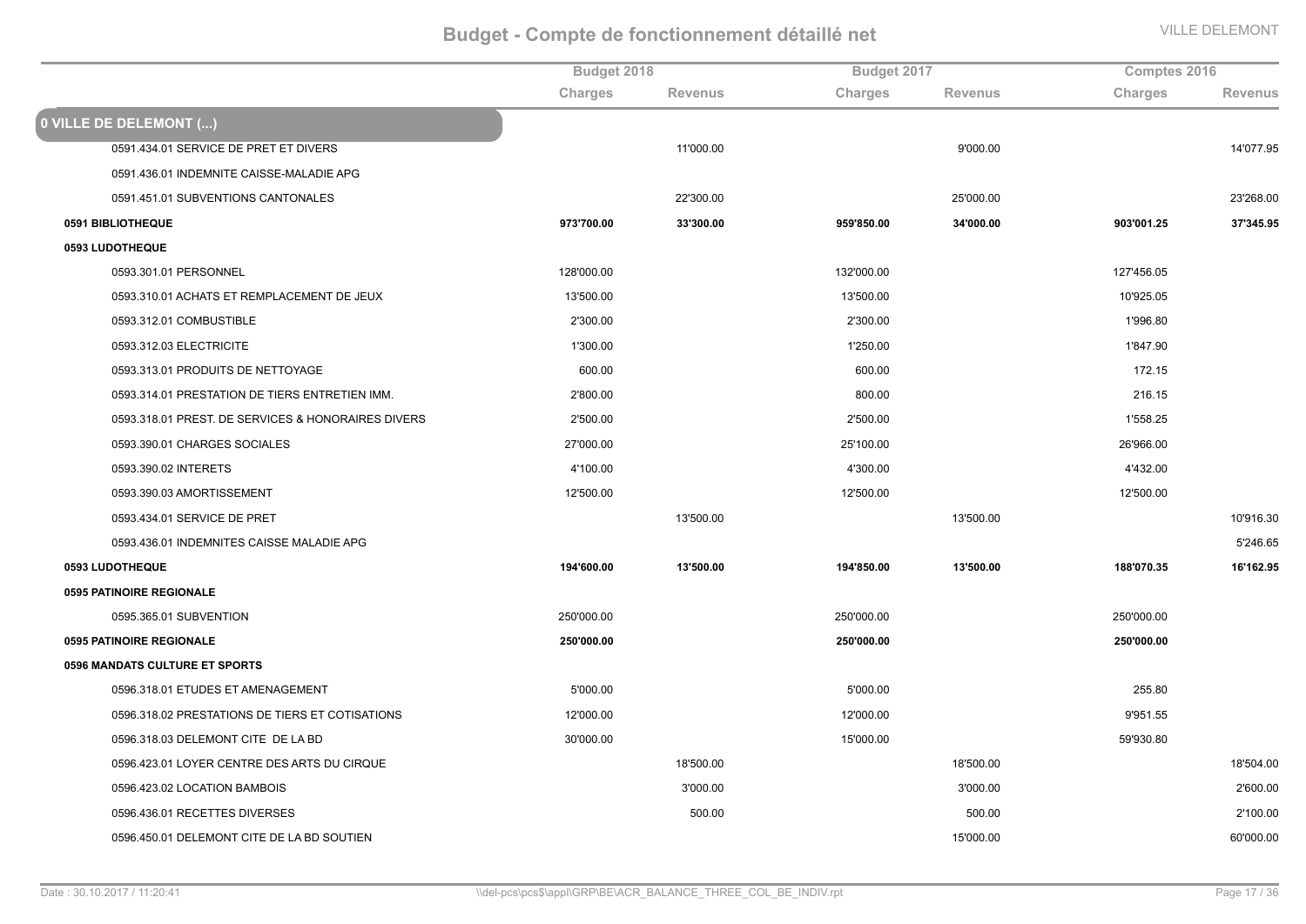# Budget - Compte de fonctionnement détaillé net

| | Budget 2018 | | Budget 2017 | | Comptes 2016 | |
|---|---|---|---|---|---|---|
| | Charges | Revenus | Charges | Revenus | Charges | Revenus |
| **0 VILLE DE DELEMONT (...)** | | | | | | |
| 0591.434.01 SERVICE DE PRET ET DIVERS | | 11'000.00 | | 9'000.00 | | 14'077.95 |
| 0591.436.01 INDEMNITE CAISSE-MALADIE APG | | | | | | |
| 0591.451.01 SUBVENTIONS CANTONALES | | 22'300.00 | | 25'000.00 | | 23'268.00 |
| **0591 BIBLIOTHEQUE** | **973'700.00** | **33'300.00** | **959'850.00** | **34'000.00** | **903'001.25** | **37'345.95** |
| **0593 LUDOTHEQUE** | | | | | | |
| 0593.301.01 PERSONNEL | 128'000.00 | | 132'000.00 | | 127'456.05 | |
| 0593.310.01 ACHATS ET REMPLACEMENT DE JEUX | 13'500.00 | | 13'500.00 | | 10'925.05 | |
| 0593.312.01 COMBUSTIBLE | 2'300.00 | | 2'300.00 | | 1'996.80 | |
| 0593.312.03 ELECTRICITE | 1'300.00 | | 1'250.00 | | 1'847.90 | |
| 0593.313.01 PRODUITS DE NETTOYAGE | 600.00 | | 600.00 | | 172.15 | |
| 0593.314.01 PRESTATION DE TIERS ENTRETIEN IMM. | 2'800.00 | | 800.00 | | 216.15 | |
| 0593.318.01 PREST. DE SERVICES & HONORAIRES DIVERS | 2'500.00 | | 2'500.00 | | 1'558.25 | |
| 0593.390.01 CHARGES SOCIALES | 27'000.00 | | 25'100.00 | | 26'966.00 | |
| 0593.390.02 INTERETS | 4'100.00 | | 4'300.00 | | 4'432.00 | |
| 0593.390.03 AMORTISSEMENT | 12'500.00 | | 12'500.00 | | 12'500.00 | |
| 0593.434.01 SERVICE DE PRET | | 13'500.00 | | 13'500.00 | | 10'916.30 |
| 0593.436.01 INDEMNITES CAISSE MALADIE APG | | | | | | 5'246.65 |
| **0593 LUDOTHEQUE** | **194'600.00** | **13'500.00** | **194'850.00** | **13'500.00** | **188'070.35** | **16'162.95** |
| **0595 PATINOIRE REGIONALE** | | | | | | |
| 0595.365.01 SUBVENTION | 250'000.00 | | 250'000.00 | | 250'000.00 | |
| **0595 PATINOIRE REGIONALE** | **250'000.00** | | **250'000.00** | | **250'000.00** | |
| **0596 MANDATS CULTURE ET SPORTS** | | | | | | |
| 0596.318.01 ETUDES ET AMENAGEMENT | 5'000.00 | | 5'000.00 | | 255.80 | |
| 0596.318.02 PRESTATIONS DE TIERS ET COTISATIONS | 12'000.00 | | 12'000.00 | | 9'951.55 | |
| 0596.318.03 DELEMONT CITE DE LA BD | 30'000.00 | | 15'000.00 | | 59'930.80 | |
| 0596.423.01 LOYER CENTRE DES ARTS DU CIRQUE | | 18'500.00 | | 18'500.00 | | 18'504.00 |
| 0596.423.02 LOCATION BAMBOIS | | 3'000.00 | | 3'000.00 | | 2'600.00 |
| 0596.436.01 RECETTES DIVERSES | | 500.00 | | 500.00 | | 2'100.00 |
| 0596.450.01 DELEMONT CITE DE LA BD SOUTIEN | | | | 15'000.00 | | 60'000.00 |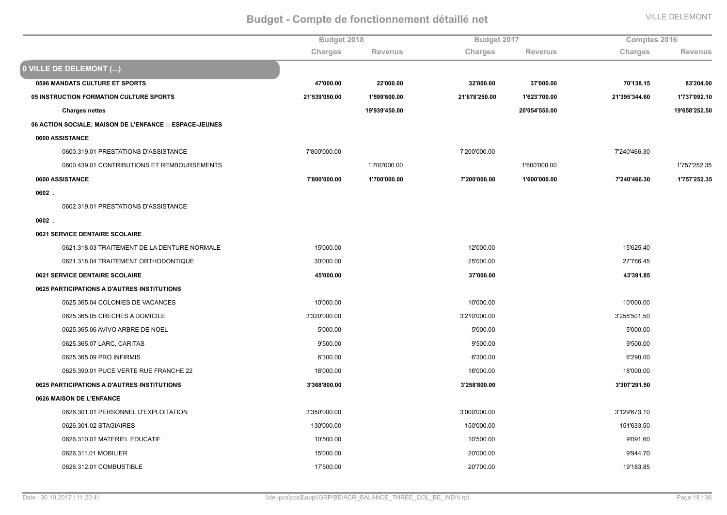# Budget - Compte de fonctionnement détaillé net

VILLE DELEMONT

| | Budget 2018 | | Budget 2017 | | Comptes 2016 | |
|---|---|---|---|---|---|---|
| | Charges | Revenus | Charges | Revenus | Charges | Revenus |
| **0 VILLE DE DELEMONT (...)** | | | | | | |
| **0596 MANDATS CULTURE ET SPORTS** | **47'000.00** | **22'000.00** | **32'000.00** | **37'000.00** | **70'138.15** | **83'204.00** |
| **05 INSTRUCTION FORMATION CULTURE SPORTS** | **21'539'050.00** | **1'599'600.00** | **21'678'250.00** | **1'623'700.00** | **21'395'344.60** | **1'737'092.10** |
| **Charges nettes** | | **19'939'450.00** | | **20'054'550.00** | | **19'658'252.50** |
| **06 ACTION SOCIALE; MAISON DE L'ENFANCE  ESPACE-JEUNES** | | | | | | |
| **0600 ASSISTANCE** | | | | | | |
| 0600.319.01 PRESTATIONS D'ASSISTANCE | 7'800'000.00 | | 7'200'000.00 | | 7'240'466.30 | |
| 0600.439.01 CONTRIBUTIONS ET REMBOURSEMENTS | | 1'700'000.00 | | 1'600'000.00 | | 1'757'252.35 |
| **0600 ASSISTANCE** | **7'800'000.00** | **1'700'000.00** | **7'200'000.00** | **1'600'000.00** | **7'240'466.30** | **1'757'252.35** |
| **0602 .** | | | | | | |
| 0602.319.01 PRESTATIONS D'ASSISTANCE | | | | | | |
| **0602 .** | | | | | | |
| **0621 SERVICE DENTAIRE SCOLAIRE** | | | | | | |
| 0621.318.03 TRAITEMENT DE LA DENTURE NORMALE | 15'000.00 | | 12'000.00 | | 15'625.40 | |
| 0621.318.04 TRAITEMENT ORTHODONTIQUE | 30'000.00 | | 25'000.00 | | 27'766.45 | |
| **0621 SERVICE DENTAIRE SCOLAIRE** | **45'000.00** | | **37'000.00** | | **43'391.85** | |
| **0625 PARTICIPATIONS A D'AUTRES INSTITUTIONS** | | | | | | |
| 0625.365.04 COLONIES DE VACANCES | 10'000.00 | | 10'000.00 | | 10'000.00 | |
| 0625.365.05 CRECHES A DOMICILE | 3'320'000.00 | | 3'210'000.00 | | 3'258'501.50 | |
| 0625.365.06 AVIVO ARBRE DE NOEL | 5'000.00 | | 5'000.00 | | 5'000.00 | |
| 0625.365.07 LARC, CARITAS | 9'500.00 | | 9'500.00 | | 9'500.00 | |
| 0625.365.09 PRO INFIRMIS | 6'300.00 | | 6'300.00 | | 6'290.00 | |
| 0625.390.01 PUCE VERTE RUE FRANCHE 22 | 18'000.00 | | 18'000.00 | | 18'000.00 | |
| **0625 PARTICIPATIONS A D'AUTRES INSTITUTIONS** | **3'368'800.00** | | **3'258'800.00** | | **3'307'291.50** | |
| **0626 MAISON DE L'ENFANCE** | | | | | | |
| 0626.301.01 PERSONNEL D'EXPLOITATION | 3'350'000.00 | | 3'000'000.00 | | 3'129'673.10 | |
| 0626.301.02 STAGIAIRES | 130'000.00 | | 150'000.00 | | 151'633.50 | |
| 0626.310.01 MATERIEL EDUCATIF | 10'500.00 | | 10'500.00 | | 9'091.60 | |
| 0626.311.01 MOBILIER | 15'000.00 | | 20'000.00 | | 9'944.70 | |
| 0626.312.01 COMBUSTIBLE | 17'500.00 | | 20'700.00 | | 19'183.85 | |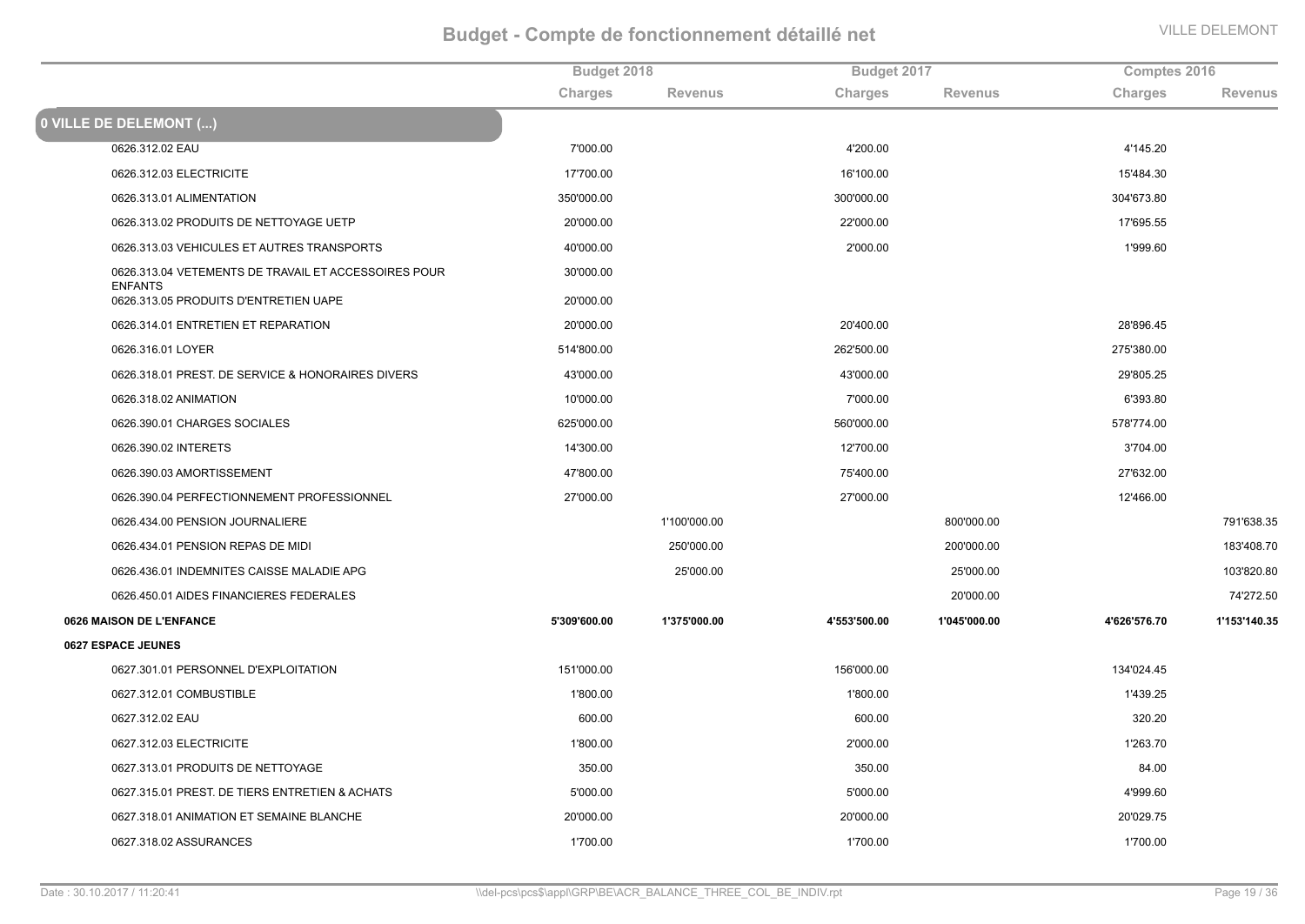# Budget - Compte de fonctionnement détaillé net

| | Budget 2018 | | Budget 2017 | | Comptes 2016 | |
|---|---|---|---|---|---|---|
| | Charges | Revenus | Charges | Revenus | Charges | Revenus |
| **0 VILLE DE DELEMONT (...)** | | | | | | |
| 0626.312.02 EAU | 7'000.00 | | 4'200.00 | | 4'145.20 | |
| 0626.312.03 ELECTRICITE | 17'700.00 | | 16'100.00 | | 15'484.30 | |
| 0626.313.01 ALIMENTATION | 350'000.00 | | 300'000.00 | | 304'673.80 | |
| 0626.313.02 PRODUITS DE NETTOYAGE UETP | 20'000.00 | | 22'000.00 | | 17'695.55 | |
| 0626.313.03 VEHICULES ET AUTRES TRANSPORTS | 40'000.00 | | 2'000.00 | | 1'999.60 | |
| 0626.313.04 VETEMENTS DE TRAVAIL ET ACCESSOIRES POUR ENFANTS | 30'000.00 | | | | | |
| 0626.313.05 PRODUITS D'ENTRETIEN UAPE | 20'000.00 | | | | | |
| 0626.314.01 ENTRETIEN ET REPARATION | 20'000.00 | | 20'400.00 | | 28'896.45 | |
| 0626.316.01 LOYER | 514'800.00 | | 262'500.00 | | 275'380.00 | |
| 0626.318.01 PREST. DE SERVICE & HONORAIRES DIVERS | 43'000.00 | | 43'000.00 | | 29'805.25 | |
| 0626.318.02 ANIMATION | 10'000.00 | | 7'000.00 | | 6'393.80 | |
| 0626.390.01 CHARGES SOCIALES | 625'000.00 | | 560'000.00 | | 578'774.00 | |
| 0626.390.02 INTERETS | 14'300.00 | | 12'700.00 | | 3'704.00 | |
| 0626.390.03 AMORTISSEMENT | 47'800.00 | | 75'400.00 | | 27'632.00 | |
| 0626.390.04 PERFECTIONNEMENT PROFESSIONNEL | 27'000.00 | | 27'000.00 | | 12'466.00 | |
| 0626.434.00 PENSION JOURNALIERE | | 1'100'000.00 | | 800'000.00 | | 791'638.35 |
| 0626.434.01 PENSION REPAS DE MIDI | | 250'000.00 | | 200'000.00 | | 183'408.70 |
| 0626.436.01 INDEMNITES CAISSE MALADIE APG | | 25'000.00 | | 25'000.00 | | 103'820.80 |
| 0626.450.01 AIDES FINANCIERES FEDERALES | | | | 20'000.00 | | 74'272.50 |
| **0626 MAISON DE L'ENFANCE** | **5'309'600.00** | **1'375'000.00** | **4'553'500.00** | **1'045'000.00** | **4'626'576.70** | **1'153'140.35** |
| **0627 ESPACE JEUNES** | | | | | | |
| 0627.301.01 PERSONNEL D'EXPLOITATION | 151'000.00 | | 156'000.00 | | 134'024.45 | |
| 0627.312.01 COMBUSTIBLE | 1'800.00 | | 1'800.00 | | 1'439.25 | |
| 0627.312.02 EAU | 600.00 | | 600.00 | | 320.20 | |
| 0627.312.03 ELECTRICITE | 1'800.00 | | 2'000.00 | | 1'263.70 | |
| 0627.313.01 PRODUITS DE NETTOYAGE | 350.00 | | 350.00 | | 84.00 | |
| 0627.315.01 PREST. DE TIERS ENTRETIEN & ACHATS | 5'000.00 | | 5'000.00 | | 4'999.60 | |
| 0627.318.01 ANIMATION ET SEMAINE BLANCHE | 20'000.00 | | 20'000.00 | | 20'029.75 | |
| 0627.318.02 ASSURANCES | 1'700.00 | | 1'700.00 | | 1'700.00 | |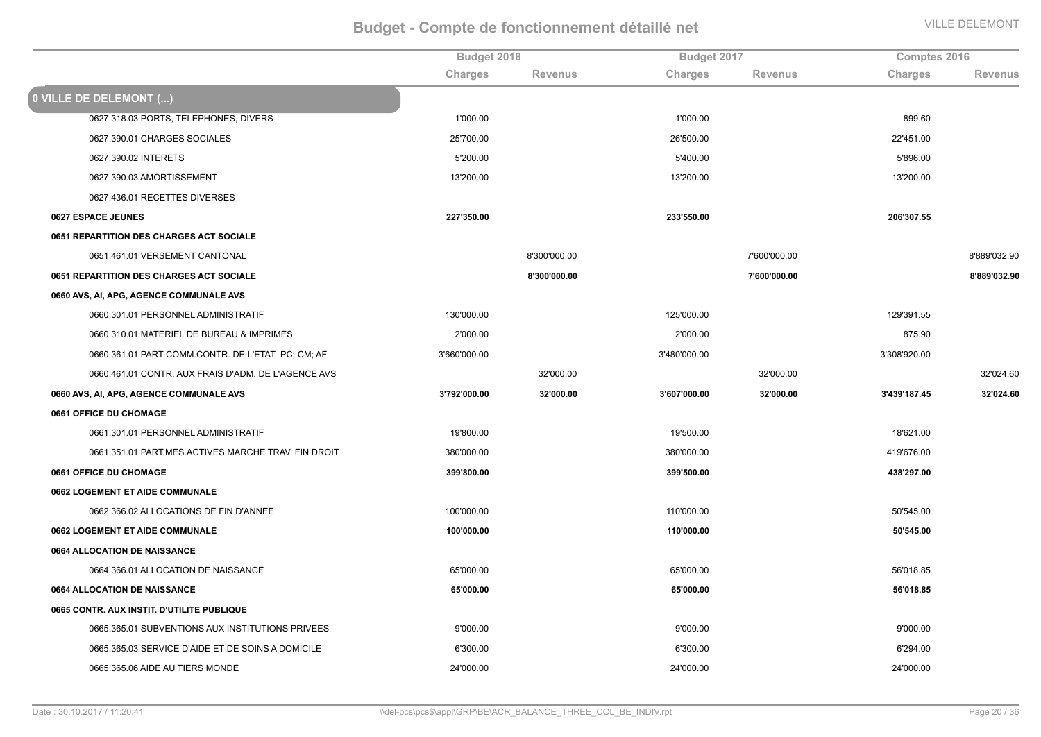## Budget - Compte de fonctionnement détaillé net

| | Budget 2018 | | Budget 2017 | | Comptes 2016 | |
|---|---|---|---|---|---|---|
| | Charges | Revenus | Charges | Revenus | Charges | Revenus |
| **0 VILLE DE DELEMONT (...)** | | | | | | |
| 0627.318.03 PORTS, TELEPHONES, DIVERS | 1'000.00 | | 1'000.00 | | 899.60 | |
| 0627.390.01 CHARGES SOCIALES | 25'700.00 | | 26'500.00 | | 22'451.00 | |
| 0627.390.02 INTERETS | 5'200.00 | | 5'400.00 | | 5'896.00 | |
| 0627.390.03 AMORTISSEMENT | 13'200.00 | | 13'200.00 | | 13'200.00 | |
| 0627.436.01 RECETTES DIVERSES | | | | | | |
| **0627 ESPACE JEUNES** | **227'350.00** | | **233'550.00** | | **206'307.55** | |
| **0651 REPARTITION DES CHARGES ACT SOCIALE** | | | | | | |
| 0651.461.01 VERSEMENT CANTONAL | | 8'300'000.00 | | 7'600'000.00 | | 8'889'032.90 |
| **0651 REPARTITION DES CHARGES ACT SOCIALE** | | **8'300'000.00** | | **7'600'000.00** | | **8'889'032.90** |
| **0660 AVS, AI, APG, AGENCE COMMUNALE AVS** | | | | | | |
| 0660.301.01 PERSONNEL ADMINISTRATIF | 130'000.00 | | 125'000.00 | | 129'391.55 | |
| 0660.310.01 MATERIEL DE BUREAU & IMPRIMES | 2'000.00 | | 2'000.00 | | 875.90 | |
| 0660.361.01 PART COMM.CONTR. DE L'ETAT PC; CM; AF | 3'660'000.00 | | 3'480'000.00 | | 3'308'920.00 | |
| 0660.461.01 CONTR. AUX FRAIS D'ADM. DE L'AGENCE AVS | | 32'000.00 | | 32'000.00 | | 32'024.60 |
| **0660 AVS, AI, APG, AGENCE COMMUNALE AVS** | **3'792'000.00** | **32'000.00** | **3'607'000.00** | **32'000.00** | **3'439'187.45** | **32'024.60** |
| **0661 OFFICE DU CHOMAGE** | | | | | | |
| 0661.301.01 PERSONNEL ADMINISTRATIF | 19'800.00 | | 19'500.00 | | 18'621.00 | |
| 0661.351.01 PART.MES.ACTIVES MARCHE TRAV. FIN DROIT | 380'000.00 | | 380'000.00 | | 419'676.00 | |
| **0661 OFFICE DU CHOMAGE** | **399'800.00** | | **399'500.00** | | **438'297.00** | |
| **0662 LOGEMENT ET AIDE COMMUNALE** | | | | | | |
| 0662.366.02 ALLOCATIONS DE FIN D'ANNEE | 100'000.00 | | 110'000.00 | | 50'545.00 | |
| **0662 LOGEMENT ET AIDE COMMUNALE** | **100'000.00** | | **110'000.00** | | **50'545.00** | |
| **0664 ALLOCATION DE NAISSANCE** | | | | | | |
| 0664.366.01 ALLOCATION DE NAISSANCE | 65'000.00 | | 65'000.00 | | 56'018.85 | |
| **0664 ALLOCATION DE NAISSANCE** | **65'000.00** | | **65'000.00** | | **56'018.85** | |
| **0665 CONTR. AUX INSTIT. D'UTILITE PUBLIQUE** | | | | | | |
| 0665.365.01 SUBVENTIONS AUX INSTITUTIONS PRIVEES | 9'000.00 | | 9'000.00 | | 9'000.00 | |
| 0665.365.03 SERVICE D'AIDE ET DE SOINS A DOMICILE | 6'300.00 | | 6'300.00 | | 6'294.00 | |
| 0665.365.06 AIDE AU TIERS MONDE | 24'000.00 | | 24'000.00 | | 24'000.00 | |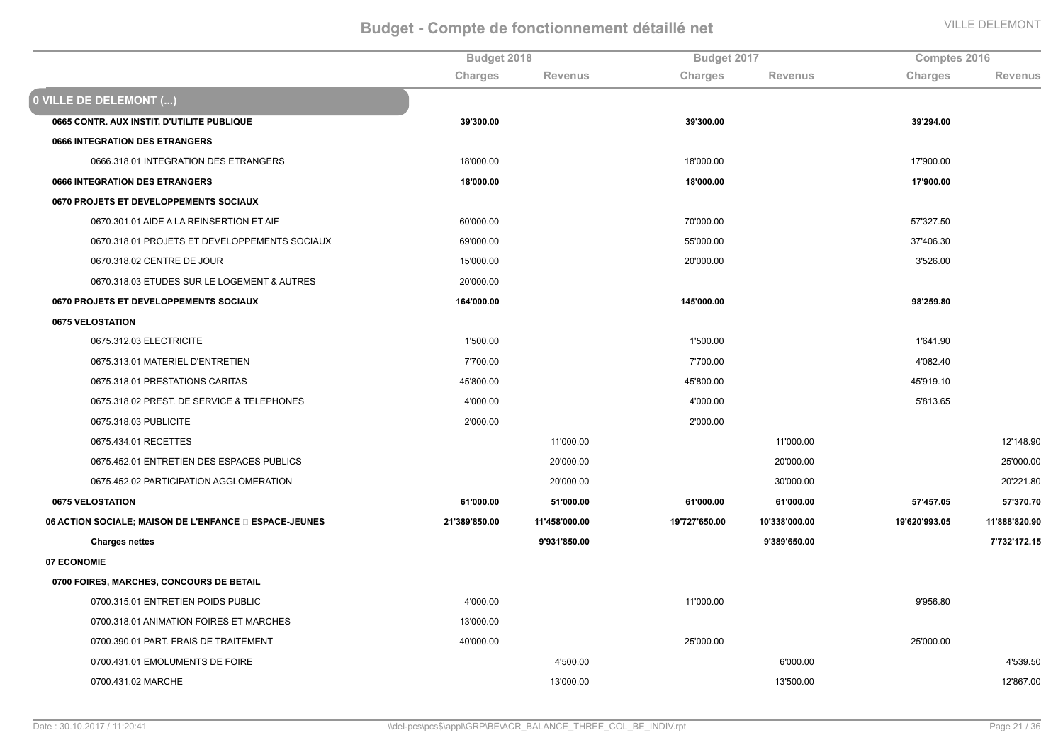# Budget - Compte de fonctionnement détaillé net

VILLE DELEMONT

| | Budget 2018 | | Budget 2017 | | Comptes 2016 | |
|---|---|---|---|---|---|---|
| | Charges | Revenus | Charges | Revenus | Charges | Revenus |
| **0 VILLE DE DELEMONT (...)** | | | | | | |
| **0665 CONTR. AUX INSTIT. D'UTILITE PUBLIQUE** | **39'300.00** | | **39'300.00** | | **39'294.00** | |
| **0666 INTEGRATION DES ETRANGERS** | | | | | | |
| 0666.318.01 INTEGRATION DES ETRANGERS | 18'000.00 | | 18'000.00 | | 17'900.00 | |
| **0666 INTEGRATION DES ETRANGERS** | **18'000.00** | | **18'000.00** | | **17'900.00** | |
| **0670 PROJETS ET DEVELOPPEMENTS SOCIAUX** | | | | | | |
| 0670.301.01 AIDE A LA REINSERTION ET AIF | 60'000.00 | | 70'000.00 | | 57'327.50 | |
| 0670.318.01 PROJETS ET DEVELOPPEMENTS SOCIAUX | 69'000.00 | | 55'000.00 | | 37'406.30 | |
| 0670.318.02 CENTRE DE JOUR | 15'000.00 | | 20'000.00 | | 3'526.00 | |
| 0670.318.03 ETUDES SUR LE LOGEMENT & AUTRES | 20'000.00 | | | | | |
| **0670 PROJETS ET DEVELOPPEMENTS SOCIAUX** | **164'000.00** | | **145'000.00** | | **98'259.80** | |
| **0675 VELOSTATION** | | | | | | |
| 0675.312.03 ELECTRICITE | 1'500.00 | | 1'500.00 | | 1'641.90 | |
| 0675.313.01 MATERIEL D'ENTRETIEN | 7'700.00 | | 7'700.00 | | 4'082.40 | |
| 0675.318.01 PRESTATIONS CARITAS | 45'800.00 | | 45'800.00 | | 45'919.10 | |
| 0675.318.02 PREST. DE SERVICE & TELEPHONES | 4'000.00 | | 4'000.00 | | 5'813.65 | |
| 0675.318.03 PUBLICITE | 2'000.00 | | 2'000.00 | | | |
| 0675.434.01 RECETTES | | 11'000.00 | | 11'000.00 | | 12'148.90 |
| 0675.452.01 ENTRETIEN DES ESPACES PUBLICS | | 20'000.00 | | 20'000.00 | | 25'000.00 |
| 0675.452.02 PARTICIPATION AGGLOMERATION | | 20'000.00 | | 30'000.00 | | 20'221.80 |
| **0675 VELOSTATION** | **61'000.00** | **51'000.00** | **61'000.00** | **61'000.00** | **57'457.05** | **57'370.70** |
| **06 ACTION SOCIALE; MAISON DE L'ENFANCE  ESPACE-JEUNES** | **21'389'850.00** | **11'458'000.00** | **19'727'650.00** | **10'338'000.00** | **19'620'993.05** | **11'888'820.90** |
| **Charges nettes** | | **9'931'850.00** | | **9'389'650.00** | | **7'732'172.15** |
| **07 ECONOMIE** | | | | | | |
| **0700 FOIRES, MARCHES, CONCOURS DE BETAIL** | | | | | | |
| 0700.315.01 ENTRETIEN POIDS PUBLIC | 4'000.00 | | 11'000.00 | | 9'956.80 | |
| 0700.318.01 ANIMATION FOIRES ET MARCHES | 13'000.00 | | | | | |
| 0700.390.01 PART. FRAIS DE TRAITEMENT | 40'000.00 | | 25'000.00 | | 25'000.00 | |
| 0700.431.01 EMOLUMENTS DE FOIRE | | 4'500.00 | | 6'000.00 | | 4'539.50 |
| 0700.431.02 MARCHE | | 13'000.00 | | 13'500.00 | | 12'867.00 |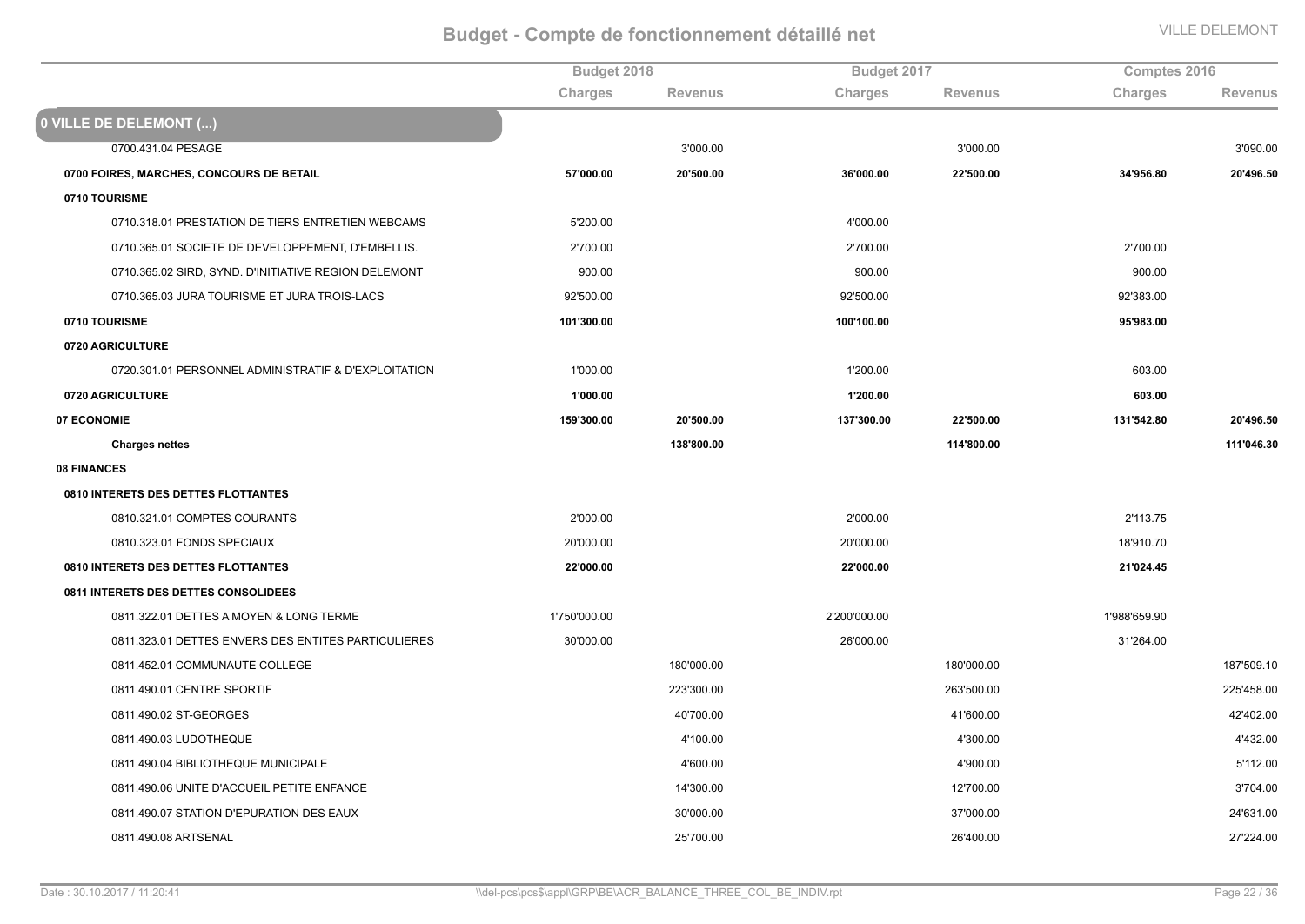# Budget - Compte de fonctionnement détaillé net

VILLE DELEMONT

| | Budget 2018 | | Budget 2017 | | Comptes 2016 | |
|---|---|---|---|---|---|---|
| | Charges | Revenus | Charges | Revenus | Charges | Revenus |
| **0 VILLE DE DELEMONT (...)** | | | | | | |
| 0700.431.04 PESAGE | | 3'000.00 | | 3'000.00 | | 3'090.00 |
| **0700 FOIRES, MARCHES, CONCOURS DE BETAIL** | **57'000.00** | **20'500.00** | **36'000.00** | **22'500.00** | **34'956.80** | **20'496.50** |
| **0710 TOURISME** | | | | | | |
| 0710.318.01 PRESTATION DE TIERS ENTRETIEN WEBCAMS | 5'200.00 | | 4'000.00 | | | |
| 0710.365.01 SOCIETE DE DEVELOPPEMENT, D'EMBELLIS. | 2'700.00 | | 2'700.00 | | 2'700.00 | |
| 0710.365.02 SIRD, SYND. D'INITIATIVE REGION DELEMONT | 900.00 | | 900.00 | | 900.00 | |
| 0710.365.03 JURA TOURISME ET JURA TROIS-LACS | 92'500.00 | | 92'500.00 | | 92'383.00 | |
| **0710 TOURISME** | **101'300.00** | | **100'100.00** | | **95'983.00** | |
| **0720 AGRICULTURE** | | | | | | |
| 0720.301.01 PERSONNEL ADMINISTRATIF & D'EXPLOITATION | 1'000.00 | | 1'200.00 | | 603.00 | |
| **0720 AGRICULTURE** | **1'000.00** | | **1'200.00** | | **603.00** | |
| **07 ECONOMIE** | **159'300.00** | **20'500.00** | **137'300.00** | **22'500.00** | **131'542.80** | **20'496.50** |
| **Charges nettes** | | **138'800.00** | | **114'800.00** | | **111'046.30** |
| **08 FINANCES** | | | | | | |
| **0810 INTERETS DES DETTES FLOTTANTES** | | | | | | |
| 0810.321.01 COMPTES COURANTS | 2'000.00 | | 2'000.00 | | 2'113.75 | |
| 0810.323.01 FONDS SPECIAUX | 20'000.00 | | 20'000.00 | | 18'910.70 | |
| **0810 INTERETS DES DETTES FLOTTANTES** | **22'000.00** | | **22'000.00** | | **21'024.45** | |
| **0811 INTERETS DES DETTES CONSOLIDEES** | | | | | | |
| 0811.322.01 DETTES A MOYEN & LONG TERME | 1'750'000.00 | | 2'200'000.00 | | 1'988'659.90 | |
| 0811.323.01 DETTES ENVERS DES ENTITES PARTICULIERES | 30'000.00 | | 26'000.00 | | 31'264.00 | |
| 0811.452.01 COMMUNAUTE COLLEGE | | 180'000.00 | | 180'000.00 | | 187'509.10 |
| 0811.490.01 CENTRE SPORTIF | | 223'300.00 | | 263'500.00 | | 225'458.00 |
| 0811.490.02 ST-GEORGES | | 40'700.00 | | 41'600.00 | | 42'402.00 |
| 0811.490.03 LUDOTHEQUE | | 4'100.00 | | 4'300.00 | | 4'432.00 |
| 0811.490.04 BIBLIOTHEQUE MUNICIPALE | | 4'600.00 | | 4'900.00 | | 5'112.00 |
| 0811.490.06 UNITE D'ACCUEIL PETITE ENFANCE | | 14'300.00 | | 12'700.00 | | 3'704.00 |
| 0811.490.07 STATION D'EPURATION DES EAUX | | 30'000.00 | | 37'000.00 | | 24'631.00 |
| 0811.490.08 ARTSENAL | | 25'700.00 | | 26'400.00 | | 27'224.00 |

Date : 30.10.2017 / 11:20:41 \\del-pcs\pcs$\appl\GRP\BE\ACR_BALANCE_THREE_COL_BE_INDIV.rpt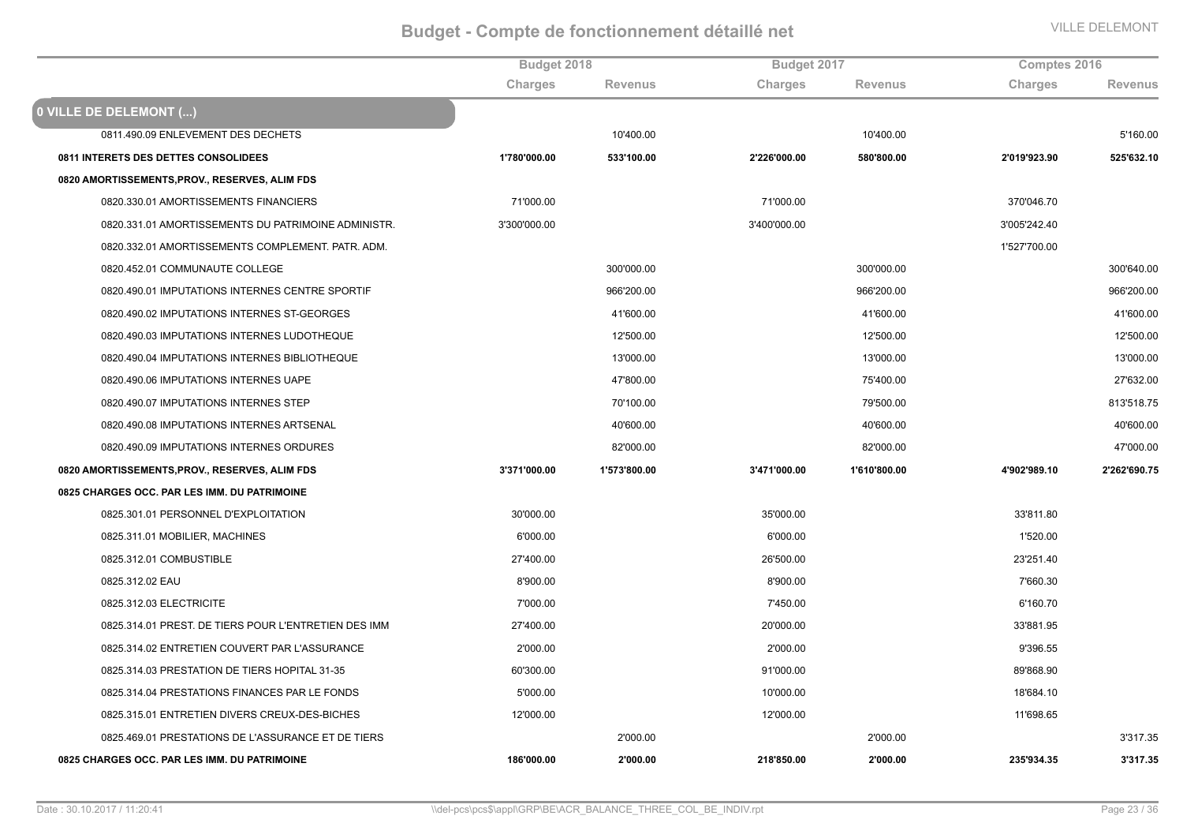# Budget - Compte de fonctionnement détaillé net

VILLE DELEMONT

| | Budget 2018 | | Budget 2017 | | Comptes 2016 | |
|---|---|---|---|---|---|---|
| | Charges | Revenus | Charges | Revenus | Charges | Revenus |
| **0 VILLE DE DELEMONT (...)** | | | | | | |
| 0811.490.09 ENLEVEMENT DES DECHETS | | 10'400.00 | | 10'400.00 | | 5'160.00 |
| **0811 INTERETS DES DETTES CONSOLIDEES** | **1'780'000.00** | **533'100.00** | **2'226'000.00** | **580'800.00** | **2'019'923.90** | **525'632.10** |
| **0820 AMORTISSEMENTS,PROV., RESERVES, ALIM FDS** | | | | | | |
| 0820.330.01 AMORTISSEMENTS FINANCIERS | 71'000.00 | | 71'000.00 | | 370'046.70 | |
| 0820.331.01 AMORTISSEMENTS DU PATRIMOINE ADMINISTR. | 3'300'000.00 | | 3'400'000.00 | | 3'005'242.40 | |
| 0820.332.01 AMORTISSEMENTS COMPLEMENT. PATR. ADM. | | | | | 1'527'700.00 | |
| 0820.452.01 COMMUNAUTE COLLEGE | | 300'000.00 | | 300'000.00 | | 300'640.00 |
| 0820.490.01 IMPUTATIONS INTERNES CENTRE SPORTIF | | 966'200.00 | | 966'200.00 | | 966'200.00 |
| 0820.490.02 IMPUTATIONS INTERNES ST-GEORGES | | 41'600.00 | | 41'600.00 | | 41'600.00 |
| 0820.490.03 IMPUTATIONS INTERNES LUDOTHEQUE | | 12'500.00 | | 12'500.00 | | 12'500.00 |
| 0820.490.04 IMPUTATIONS INTERNES BIBLIOTHEQUE | | 13'000.00 | | 13'000.00 | | 13'000.00 |
| 0820.490.06 IMPUTATIONS INTERNES UAPE | | 47'800.00 | | 75'400.00 | | 27'632.00 |
| 0820.490.07 IMPUTATIONS INTERNES STEP | | 70'100.00 | | 79'500.00 | | 813'518.75 |
| 0820.490.08 IMPUTATIONS INTERNES ARTSENAL | | 40'600.00 | | 40'600.00 | | 40'600.00 |
| 0820.490.09 IMPUTATIONS INTERNES ORDURES | | 82'000.00 | | 82'000.00 | | 47'000.00 |
| **0820 AMORTISSEMENTS,PROV., RESERVES, ALIM FDS** | **3'371'000.00** | **1'573'800.00** | **3'471'000.00** | **1'610'800.00** | **4'902'989.10** | **2'262'690.75** |
| **0825 CHARGES OCC. PAR LES IMM. DU PATRIMOINE** | | | | | | |
| 0825.301.01 PERSONNEL D'EXPLOITATION | 30'000.00 | | 35'000.00 | | 33'811.80 | |
| 0825.311.01 MOBILIER, MACHINES | 6'000.00 | | 6'000.00 | | 1'520.00 | |
| 0825.312.01 COMBUSTIBLE | 27'400.00 | | 26'500.00 | | 23'251.40 | |
| 0825.312.02 EAU | 8'900.00 | | 8'900.00 | | 7'660.30 | |
| 0825.312.03 ELECTRICITE | 7'000.00 | | 7'450.00 | | 6'160.70 | |
| 0825.314.01 PREST. DE TIERS POUR L'ENTRETIEN DES IMM | 27'400.00 | | 20'000.00 | | 33'881.95 | |
| 0825.314.02 ENTRETIEN COUVERT PAR L'ASSURANCE | 2'000.00 | | 2'000.00 | | 9'396.55 | |
| 0825.314.03 PRESTATION DE TIERS HOPITAL 31-35 | 60'300.00 | | 91'000.00 | | 89'868.90 | |
| 0825.314.04 PRESTATIONS FINANCES PAR LE FONDS | 5'000.00 | | 10'000.00 | | 18'684.10 | |
| 0825.315.01 ENTRETIEN DIVERS CREUX-DES-BICHES | 12'000.00 | | 12'000.00 | | 11'698.65 | |
| 0825.469.01 PRESTATIONS DE L'ASSURANCE ET DE TIERS | | 2'000.00 | | 2'000.00 | | 3'317.35 |
| **0825 CHARGES OCC. PAR LES IMM. DU PATRIMOINE** | **186'000.00** | **2'000.00** | **218'850.00** | **2'000.00** | **235'934.35** | **3'317.35** |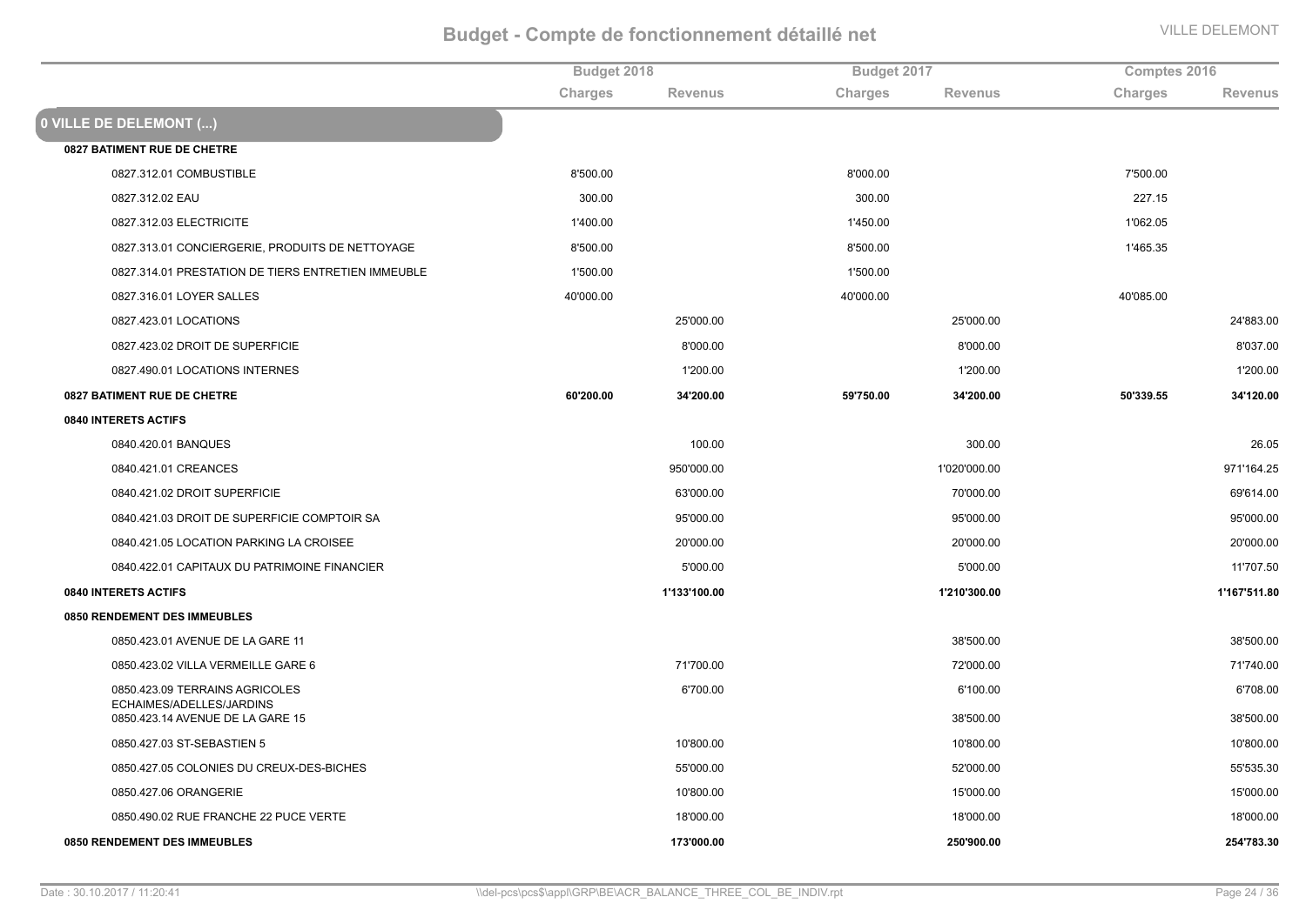# Budget - Compte de fonctionnement détaillé net

| | Budget 2018 | | Budget 2017 | | Comptes 2016 | |
|---|---|---|---|---|---|---|
| | Charges | Revenus | Charges | Revenus | Charges | Revenus |
| **0 VILLE DE DELEMONT (...)** | | | | | | |
| **0827 BATIMENT RUE DE CHETRE** | | | | | | |
| 0827.312.01 COMBUSTIBLE | 8'500.00 | | 8'000.00 | | 7'500.00 | |
| 0827.312.02 EAU | 300.00 | | 300.00 | | 227.15 | |
| 0827.312.03 ELECTRICITE | 1'400.00 | | 1'450.00 | | 1'062.05 | |
| 0827.313.01 CONCIERGERIE, PRODUITS DE NETTOYAGE | 8'500.00 | | 8'500.00 | | 1'465.35 | |
| 0827.314.01 PRESTATION DE TIERS ENTRETIEN IMMEUBLE | 1'500.00 | | 1'500.00 | | | |
| 0827.316.01 LOYER SALLES | 40'000.00 | | 40'000.00 | | 40'085.00 | |
| 0827.423.01 LOCATIONS | | 25'000.00 | | 25'000.00 | | 24'883.00 |
| 0827.423.02 DROIT DE SUPERFICIE | | 8'000.00 | | 8'000.00 | | 8'037.00 |
| 0827.490.01 LOCATIONS INTERNES | | 1'200.00 | | 1'200.00 | | 1'200.00 |
| **0827 BATIMENT RUE DE CHETRE** | **60'200.00** | **34'200.00** | **59'750.00** | **34'200.00** | **50'339.55** | **34'120.00** |
| **0840 INTERETS ACTIFS** | | | | | | |
| 0840.420.01 BANQUES | | 100.00 | | 300.00 | | 26.05 |
| 0840.421.01 CREANCES | | 950'000.00 | | 1'020'000.00 | | 971'164.25 |
| 0840.421.02 DROIT SUPERFICIE | | 63'000.00 | | 70'000.00 | | 69'614.00 |
| 0840.421.03 DROIT DE SUPERFICIE COMPTOIR SA | | 95'000.00 | | 95'000.00 | | 95'000.00 |
| 0840.421.05 LOCATION PARKING LA CROISEE | | 20'000.00 | | 20'000.00 | | 20'000.00 |
| 0840.422.01 CAPITAUX DU PATRIMOINE FINANCIER | | 5'000.00 | | 5'000.00 | | 11'707.50 |
| **0840 INTERETS ACTIFS** | | **1'133'100.00** | | **1'210'300.00** | | **1'167'511.80** |
| **0850 RENDEMENT DES IMMEUBLES** | | | | | | |
| 0850.423.01 AVENUE DE LA GARE 11 | | | | 38'500.00 | | 38'500.00 |
| 0850.423.02 VILLA VERMEILLE GARE 6 | | 71'700.00 | | 72'000.00 | | 71'740.00 |
| 0850.423.09 TERRAINS AGRICOLES ECHAIMES/ADELLES/JARDINS | | 6'700.00 | | 6'100.00 | | 6'708.00 |
| 0850.423.14 AVENUE DE LA GARE 15 | | | | 38'500.00 | | 38'500.00 |
| 0850.427.03 ST-SEBASTIEN 5 | | 10'800.00 | | 10'800.00 | | 10'800.00 |
| 0850.427.05 COLONIES DU CREUX-DES-BICHES | | 55'000.00 | | 52'000.00 | | 55'535.30 |
| 0850.427.06 ORANGERIE | | 10'800.00 | | 15'000.00 | | 15'000.00 |
| 0850.490.02 RUE FRANCHE 22 PUCE VERTE | | 18'000.00 | | 18'000.00 | | 18'000.00 |
| **0850 RENDEMENT DES IMMEUBLES** | | **173'000.00** | | **250'900.00** | | **254'783.30** |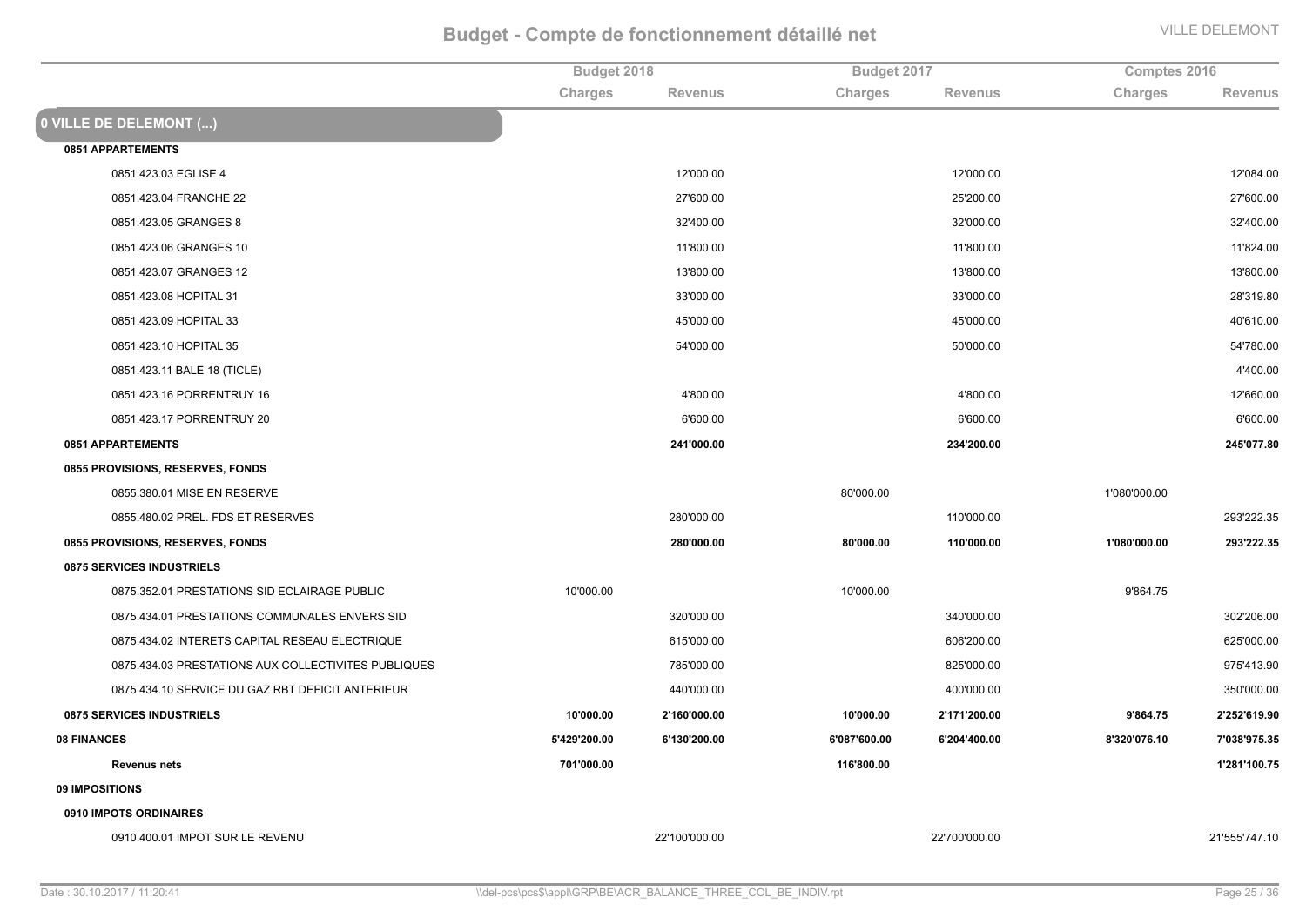# Budget - Compte de fonctionnement détaillé net

VILLE DELEMONT

| | Budget 2018 | | Budget 2017 | | Comptes 2016 | |
|---|---|---|---|---|---|---|
| | Charges | Revenus | Charges | Revenus | Charges | Revenus |
| **0 VILLE DE DELEMONT (...)** | | | | | | |
| **0851 APPARTEMENTS** | | | | | | |
| 0851.423.03 EGLISE 4 | | 12'000.00 | | 12'000.00 | | 12'084.00 |
| 0851.423.04 FRANCHE 22 | | 27'600.00 | | 25'200.00 | | 27'600.00 |
| 0851.423.05 GRANGES 8 | | 32'400.00 | | 32'000.00 | | 32'400.00 |
| 0851.423.06 GRANGES 10 | | 11'800.00 | | 11'800.00 | | 11'824.00 |
| 0851.423.07 GRANGES 12 | | 13'800.00 | | 13'800.00 | | 13'800.00 |
| 0851.423.08 HOPITAL 31 | | 33'000.00 | | 33'000.00 | | 28'319.80 |
| 0851.423.09 HOPITAL 33 | | 45'000.00 | | 45'000.00 | | 40'610.00 |
| 0851.423.10 HOPITAL 35 | | 54'000.00 | | 50'000.00 | | 54'780.00 |
| 0851.423.11 BALE 18 (TICLE) | | | | | | 4'400.00 |
| 0851.423.16 PORRENTRUY 16 | | 4'800.00 | | 4'800.00 | | 12'660.00 |
| 0851.423.17 PORRENTRUY 20 | | 6'600.00 | | 6'600.00 | | 6'600.00 |
| **0851 APPARTEMENTS** | | **241'000.00** | | **234'200.00** | | **245'077.80** |
| **0855 PROVISIONS, RESERVES, FONDS** | | | | | | |
| 0855.380.01 MISE EN RESERVE | | | 80'000.00 | | 1'080'000.00 | |
| 0855.480.02 PREL. FDS ET RESERVES | | 280'000.00 | | 110'000.00 | | 293'222.35 |
| **0855 PROVISIONS, RESERVES, FONDS** | | **280'000.00** | **80'000.00** | **110'000.00** | **1'080'000.00** | **293'222.35** |
| **0875 SERVICES INDUSTRIELS** | | | | | | |
| 0875.352.01 PRESTATIONS SID ECLAIRAGE PUBLIC | 10'000.00 | | 10'000.00 | | 9'864.75 | |
| 0875.434.01 PRESTATIONS COMMUNALES ENVERS SID | | 320'000.00 | | 340'000.00 | | 302'206.00 |
| 0875.434.02 INTERETS CAPITAL RESEAU ELECTRIQUE | | 615'000.00 | | 606'200.00 | | 625'000.00 |
| 0875.434.03 PRESTATIONS AUX COLLECTIVITES PUBLIQUES | | 785'000.00 | | 825'000.00 | | 975'413.90 |
| 0875.434.10 SERVICE DU GAZ RBT DEFICIT ANTERIEUR | | 440'000.00 | | 400'000.00 | | 350'000.00 |
| **0875 SERVICES INDUSTRIELS** | **10'000.00** | **2'160'000.00** | **10'000.00** | **2'171'200.00** | **9'864.75** | **2'252'619.90** |
| **08 FINANCES** | **5'429'200.00** | **6'130'200.00** | **6'087'600.00** | **6'204'400.00** | **8'320'076.10** | **7'038'975.35** |
| **Revenus nets** | **701'000.00** | | **116'800.00** | | | **1'281'100.75** |
| **09 IMPOSITIONS** | | | | | | |
| **0910 IMPOTS ORDINAIRES** | | | | | | |
| 0910.400.01 IMPOT SUR LE REVENU | | 22'100'000.00 | | 22'700'000.00 | | 21'555'747.10 |

Date : 30.10.2017 / 11:20:41 \\del-pcs\pcs$\appl\GRP\BE\ACR_BALANCE_THREE_COL_BE_INDIV.rpt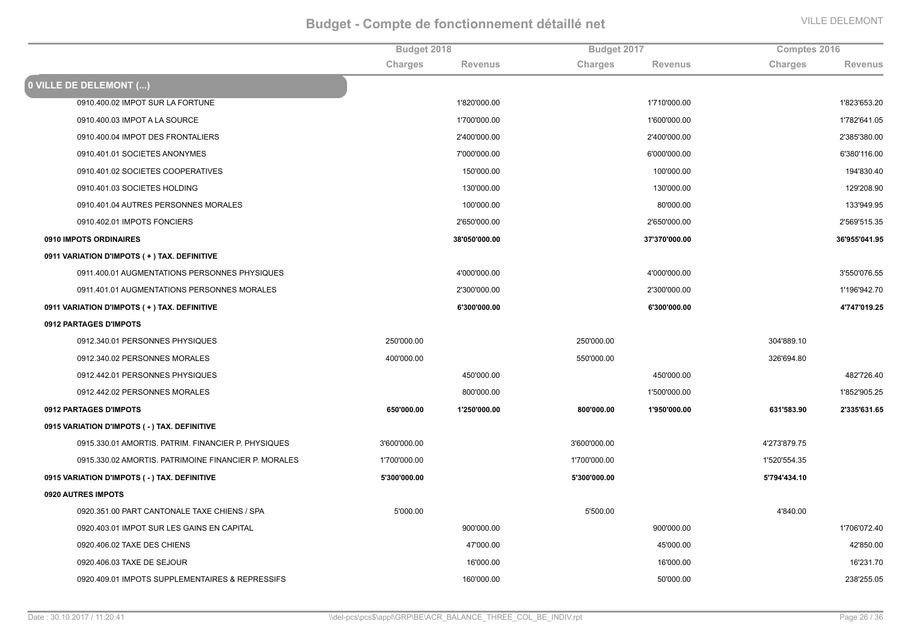# Budget - Compte de fonctionnement détaillé net

| | Budget 2018 | | Budget 2017 | | Comptes 2016 | |
|---|---|---|---|---|---|---|
| | Charges | Revenus | Charges | Revenus | Charges | Revenus |
| **0 VILLE DE DELEMONT (...)** | | | | | | |
| 0910.400.02 IMPOT SUR LA FORTUNE | | 1'820'000.00 | | 1'710'000.00 | | 1'823'653.20 |
| 0910.400.03 IMPOT A LA SOURCE | | 1'700'000.00 | | 1'600'000.00 | | 1'782'641.05 |
| 0910.400.04 IMPOT DES FRONTALIERS | | 2'400'000.00 | | 2'400'000.00 | | 2'385'380.00 |
| 0910.401.01 SOCIETES ANONYMES | | 7'000'000.00 | | 6'000'000.00 | | 6'380'116.00 |
| 0910.401.02 SOCIETES COOPERATIVES | | 150'000.00 | | 100'000.00 | | 194'830.40 |
| 0910.401.03 SOCIETES HOLDING | | 130'000.00 | | 130'000.00 | | 129'208.90 |
| 0910.401.04 AUTRES PERSONNES MORALES | | 100'000.00 | | 80'000.00 | | 133'949.95 |
| 0910.402.01 IMPOTS FONCIERS | | 2'650'000.00 | | 2'650'000.00 | | 2'569'515.35 |
| **0910 IMPOTS ORDINAIRES** | | **38'050'000.00** | | **37'370'000.00** | | **36'955'041.95** |
| **0911 VARIATION D'IMPOTS ( + ) TAX. DEFINITIVE** | | | | | | |
| 0911.400.01 AUGMENTATIONS PERSONNES PHYSIQUES | | 4'000'000.00 | | 4'000'000.00 | | 3'550'076.55 |
| 0911.401.01 AUGMENTATIONS PERSONNES MORALES | | 2'300'000.00 | | 2'300'000.00 | | 1'196'942.70 |
| **0911 VARIATION D'IMPOTS ( + ) TAX. DEFINITIVE** | | **6'300'000.00** | | **6'300'000.00** | | **4'747'019.25** |
| **0912 PARTAGES D'IMPOTS** | | | | | | |
| 0912.340.01 PERSONNES PHYSIQUES | 250'000.00 | | 250'000.00 | | 304'889.10 | |
| 0912.340.02 PERSONNES MORALES | 400'000.00 | | 550'000.00 | | 326'694.80 | |
| 0912.442.01 PERSONNES PHYSIQUES | | 450'000.00 | | 450'000.00 | | 482'726.40 |
| 0912.442.02 PERSONNES MORALES | | 800'000.00 | | 1'500'000.00 | | 1'852'905.25 |
| **0912 PARTAGES D'IMPOTS** | **650'000.00** | **1'250'000.00** | **800'000.00** | **1'950'000.00** | **631'583.90** | **2'335'631.65** |
| **0915 VARIATION D'IMPOTS ( - ) TAX. DEFINITIVE** | | | | | | |
| 0915.330.01 AMORTIS. PATRIM. FINANCIER P. PHYSIQUES | 3'600'000.00 | | 3'600'000.00 | | 4'273'879.75 | |
| 0915.330.02 AMORTIS. PATRIMOINE FINANCIER P. MORALES | 1'700'000.00 | | 1'700'000.00 | | 1'520'554.35 | |
| **0915 VARIATION D'IMPOTS ( - ) TAX. DEFINITIVE** | **5'300'000.00** | | **5'300'000.00** | | **5'794'434.10** | |
| **0920 AUTRES IMPOTS** | | | | | | |
| 0920.351.00 PART CANTONALE TAXE CHIENS / SPA | 5'000.00 | | 5'500.00 | | 4'840.00 | |
| 0920.403.01 IMPOT SUR LES GAINS EN CAPITAL | | 900'000.00 | | 900'000.00 | | 1'706'072.40 |
| 0920.406.02 TAXE DES CHIENS | | 47'000.00 | | 45'000.00 | | 42'850.00 |
| 0920.406.03 TAXE DE SEJOUR | | 16'000.00 | | 16'000.00 | | 16'231.70 |
| 0920.409.01 IMPOTS SUPPLEMENTAIRES & REPRESSIFS | | 160'000.00 | | 50'000.00 | | 238'255.05 |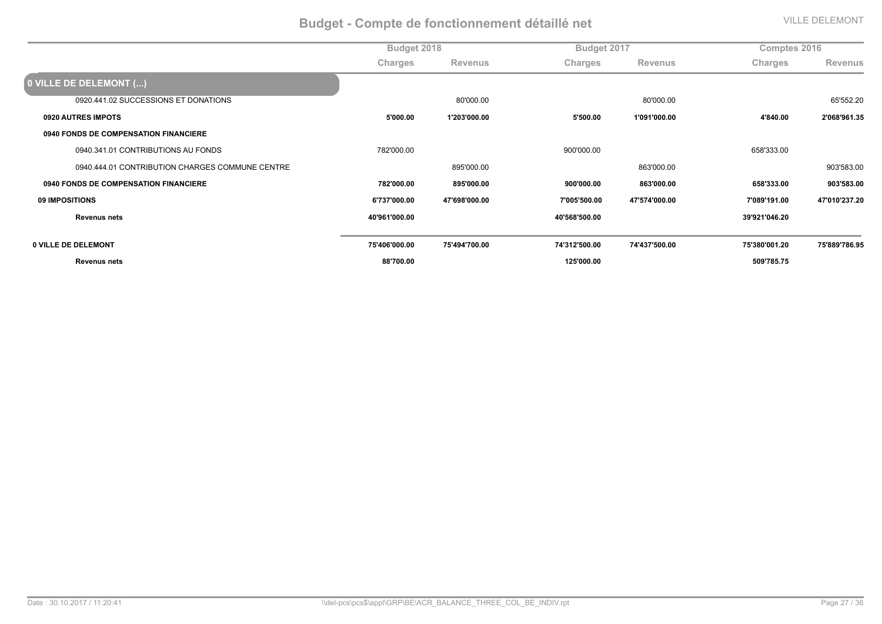# Budget - Compte de fonctionnement détaillé net

VILLE DELEMONT

| | Budget 2018 | | Budget 2017 | | Comptes 2016 | |
|---|---|---|---|---|---|---|
| | Charges | Revenus | Charges | Revenus | Charges | Revenus |
| **0 VILLE DE DELEMONT (...)** | | | | | | |
| 0920.441.02 SUCCESSIONS ET DONATIONS | | 80'000.00 | | 80'000.00 | | 65'552.20 |
| **0920 AUTRES IMPOTS** | **5'000.00** | **1'203'000.00** | **5'500.00** | **1'091'000.00** | **4'840.00** | **2'068'961.35** |
| **0940 FONDS DE COMPENSATION FINANCIERE** | | | | | | |
| 0940.341.01 CONTRIBUTIONS AU FONDS | 782'000.00 | | 900'000.00 | | 658'333.00 | |
| 0940.444.01 CONTRIBUTION CHARGES COMMUNE CENTRE | | 895'000.00 | | 863'000.00 | | 903'583.00 |
| **0940 FONDS DE COMPENSATION FINANCIERE** | **782'000.00** | **895'000.00** | **900'000.00** | **863'000.00** | **658'333.00** | **903'583.00** |
| **09 IMPOSITIONS** | **6'737'000.00** | **47'698'000.00** | **7'005'500.00** | **47'574'000.00** | **7'089'191.00** | **47'010'237.20** |
| **Revenus nets** | **40'961'000.00** | | **40'568'500.00** | | **39'921'046.20** | |
| **0 VILLE DE DELEMONT** | **75'406'000.00** | **75'494'700.00** | **74'312'500.00** | **74'437'500.00** | **75'380'001.20** | **75'889'786.95** |
| **Revenus nets** | **88'700.00** | | **125'000.00** | | **509'785.75** | |

Date : 30.10.2017 / 11:20:41 \\del-pcs\pcs$\appl\GRP\BE\ACR_BALANCE_THREE_COL_BE_INDIV.rpt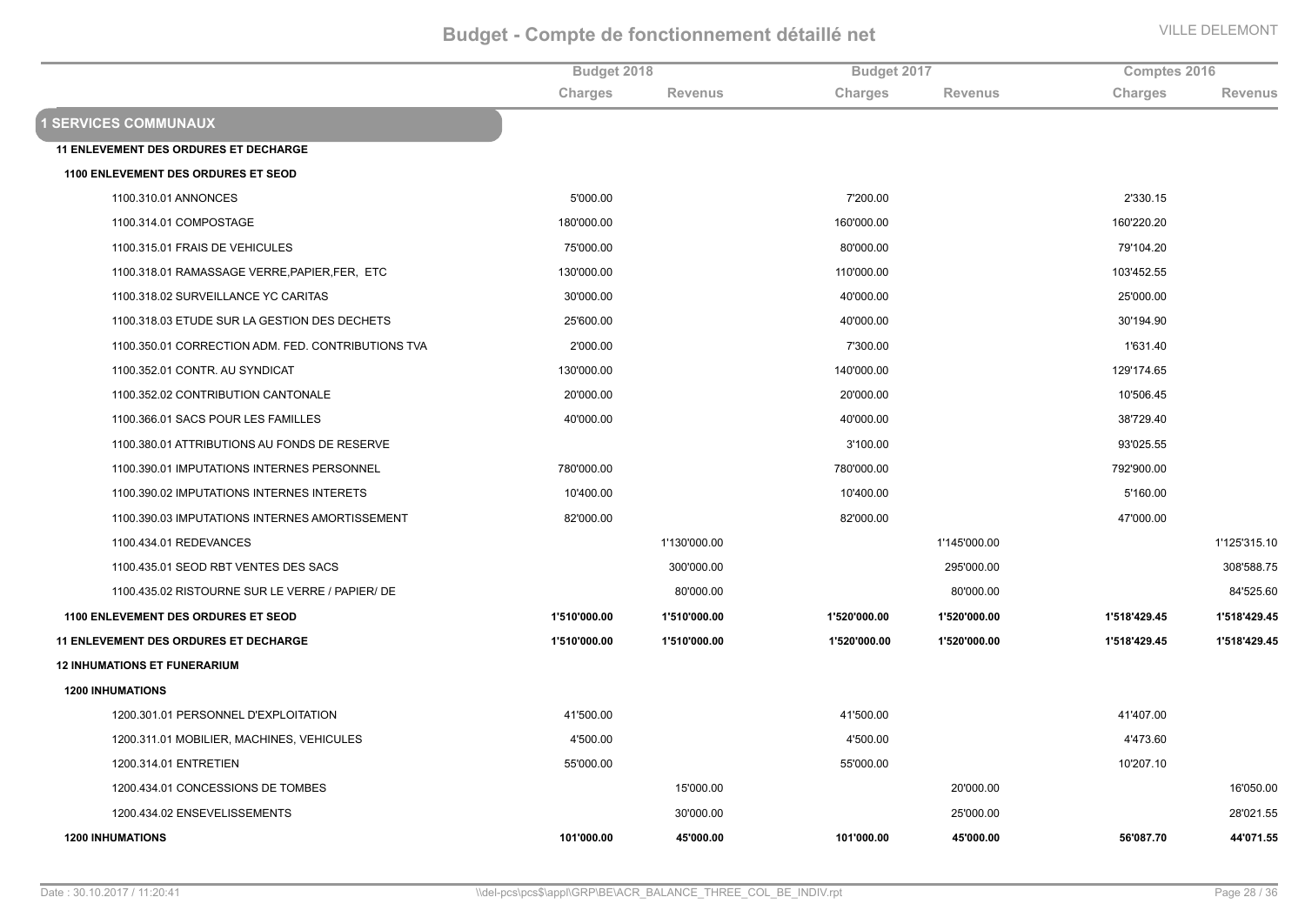# Budget - Compte de fonctionnement détaillé net

| | Budget 2018 | | Budget 2017 | | Comptes 2016 | |
|---|---|---|---|---|---|---|
| | Charges | Revenus | Charges | Revenus | Charges | Revenus |
| **1 SERVICES COMMUNAUX** | | | | | | |
| **11 ENLEVEMENT DES ORDURES ET DECHARGE** | | | | | | |
| **1100 ENLEVEMENT DES ORDURES ET SEOD** | | | | | | |
| 1100.310.01 ANNONCES | 5'000.00 | | 7'200.00 | | 2'330.15 | |
| 1100.314.01 COMPOSTAGE | 180'000.00 | | 160'000.00 | | 160'220.20 | |
| 1100.315.01 FRAIS DE VEHICULES | 75'000.00 | | 80'000.00 | | 79'104.20 | |
| 1100.318.01 RAMASSAGE VERRE,PAPIER,FER, ETC | 130'000.00 | | 110'000.00 | | 103'452.55 | |
| 1100.318.02 SURVEILLANCE YC CARITAS | 30'000.00 | | 40'000.00 | | 25'000.00 | |
| 1100.318.03 ETUDE SUR LA GESTION DES DECHETS | 25'600.00 | | 40'000.00 | | 30'194.90 | |
| 1100.350.01 CORRECTION ADM. FED. CONTRIBUTIONS TVA | 2'000.00 | | 7'300.00 | | 1'631.40 | |
| 1100.352.01 CONTR. AU SYNDICAT | 130'000.00 | | 140'000.00 | | 129'174.65 | |
| 1100.352.02 CONTRIBUTION CANTONALE | 20'000.00 | | 20'000.00 | | 10'506.45 | |
| 1100.366.01 SACS POUR LES FAMILLES | 40'000.00 | | 40'000.00 | | 38'729.40 | |
| 1100.380.01 ATTRIBUTIONS AU FONDS DE RESERVE | | | 3'100.00 | | 93'025.55 | |
| 1100.390.01 IMPUTATIONS INTERNES PERSONNEL | 780'000.00 | | 780'000.00 | | 792'900.00 | |
| 1100.390.02 IMPUTATIONS INTERNES INTERETS | 10'400.00 | | 10'400.00 | | 5'160.00 | |
| 1100.390.03 IMPUTATIONS INTERNES AMORTISSEMENT | 82'000.00 | | 82'000.00 | | 47'000.00 | |
| 1100.434.01 REDEVANCES | | 1'130'000.00 | | 1'145'000.00 | | 1'125'315.10 |
| 1100.435.01 SEOD RBT VENTES DES SACS | | 300'000.00 | | 295'000.00 | | 308'588.75 |
| 1100.435.02 RISTOURNE SUR LE VERRE / PAPIER/ DE | | 80'000.00 | | 80'000.00 | | 84'525.60 |
| **1100 ENLEVEMENT DES ORDURES ET SEOD** | **1'510'000.00** | **1'510'000.00** | **1'520'000.00** | **1'520'000.00** | **1'518'429.45** | **1'518'429.45** |
| **11 ENLEVEMENT DES ORDURES ET DECHARGE** | **1'510'000.00** | **1'510'000.00** | **1'520'000.00** | **1'520'000.00** | **1'518'429.45** | **1'518'429.45** |
| **12 INHUMATIONS ET FUNERARIUM** | | | | | | |
| **1200 INHUMATIONS** | | | | | | |
| 1200.301.01 PERSONNEL D'EXPLOITATION | 41'500.00 | | 41'500.00 | | 41'407.00 | |
| 1200.311.01 MOBILIER, MACHINES, VEHICULES | 4'500.00 | | 4'500.00 | | 4'473.60 | |
| 1200.314.01 ENTRETIEN | 55'000.00 | | 55'000.00 | | 10'207.10 | |
| 1200.434.01 CONCESSIONS DE TOMBES | | 15'000.00 | | 20'000.00 | | 16'050.00 |
| 1200.434.02 ENSEVELISSEMENTS | | 30'000.00 | | 25'000.00 | | 28'021.55 |
| **1200 INHUMATIONS** | **101'000.00** | **45'000.00** | **101'000.00** | **45'000.00** | **56'087.70** | **44'071.55** |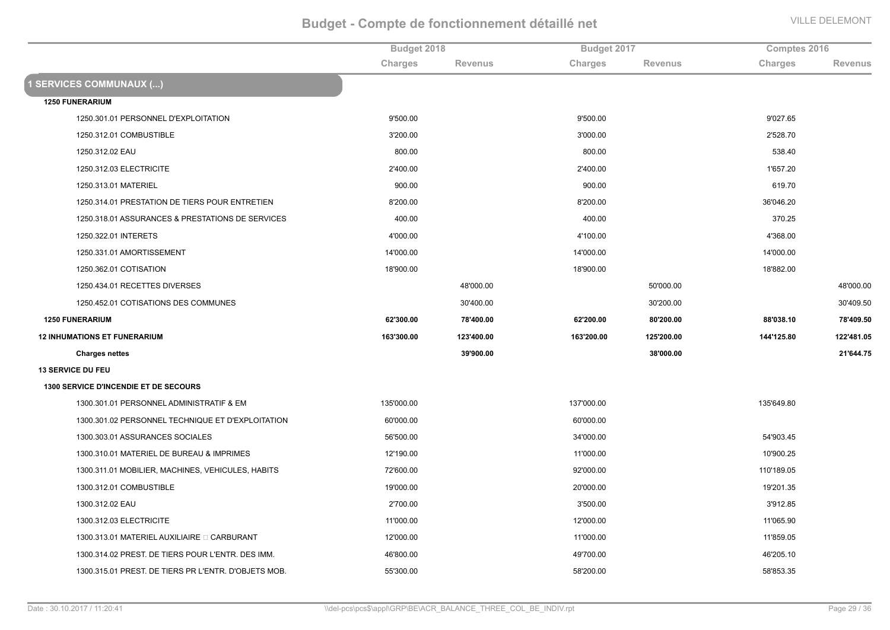## Budget - Compte de fonctionnement détaillé net

| | Budget 2018 | | Budget 2017 | | Comptes 2016 | |
|---|---|---|---|---|---|---|
| | Charges | Revenus | Charges | Revenus | Charges | Revenus |
| **1 SERVICES COMMUNAUX (...)** | | | | | | |
| **1250 FUNERARIUM** | | | | | | |
| 1250.301.01 PERSONNEL D'EXPLOITATION | 9'500.00 | | 9'500.00 | | 9'027.65 | |
| 1250.312.01 COMBUSTIBLE | 3'200.00 | | 3'000.00 | | 2'528.70 | |
| 1250.312.02 EAU | 800.00 | | 800.00 | | 538.40 | |
| 1250.312.03 ELECTRICITE | 2'400.00 | | 2'400.00 | | 1'657.20 | |
| 1250.313.01 MATERIEL | 900.00 | | 900.00 | | 619.70 | |
| 1250.314.01 PRESTATION DE TIERS POUR ENTRETIEN | 8'200.00 | | 8'200.00 | | 36'046.20 | |
| 1250.318.01 ASSURANCES & PRESTATIONS DE SERVICES | 400.00 | | 400.00 | | 370.25 | |
| 1250.322.01 INTERETS | 4'000.00 | | 4'100.00 | | 4'368.00 | |
| 1250.331.01 AMORTISSEMENT | 14'000.00 | | 14'000.00 | | 14'000.00 | |
| 1250.362.01 COTISATION | 18'900.00 | | 18'900.00 | | 18'882.00 | |
| 1250.434.01 RECETTES DIVERSES | | 48'000.00 | | 50'000.00 | | 48'000.00 |
| 1250.452.01 COTISATIONS DES COMMUNES | | 30'400.00 | | 30'200.00 | | 30'409.50 |
| **1250 FUNERARIUM** | **62'300.00** | **78'400.00** | **62'200.00** | **80'200.00** | **88'038.10** | **78'409.50** |
| **12 INHUMATIONS ET FUNERARIUM** | **163'300.00** | **123'400.00** | **163'200.00** | **125'200.00** | **144'125.80** | **122'481.05** |
| **Charges nettes** | | **39'900.00** | | **38'000.00** | | **21'644.75** |
| **13 SERVICE DU FEU** | | | | | | |
| **1300 SERVICE D'INCENDIE ET DE SECOURS** | | | | | | |
| 1300.301.01 PERSONNEL ADMINISTRATIF & EM | 135'000.00 | | 137'000.00 | | 135'649.80 | |
| 1300.301.02 PERSONNEL TECHNIQUE ET D'EXPLOITATION | 60'000.00 | | 60'000.00 | | | |
| 1300.303.01 ASSURANCES SOCIALES | 56'500.00 | | 34'000.00 | | 54'903.45 | |
| 1300.310.01 MATERIEL DE BUREAU & IMPRIMES | 12'190.00 | | 11'000.00 | | 10'900.25 | |
| 1300.311.01 MOBILIER, MACHINES, VEHICULES, HABITS | 72'600.00 | | 92'000.00 | | 110'189.05 | |
| 1300.312.01 COMBUSTIBLE | 19'000.00 | | 20'000.00 | | 19'201.35 | |
| 1300.312.02 EAU | 2'700.00 | | 3'500.00 | | 3'912.85 | |
| 1300.312.03 ELECTRICITE | 11'000.00 | | 12'000.00 | | 11'065.90 | |
| 1300.313.01 MATERIEL AUXILIAIRE  CARBURANT | 12'000.00 | | 11'000.00 | | 11'859.05 | |
| 1300.314.02 PREST. DE TIERS POUR L'ENTR. DES IMM. | 46'800.00 | | 49'700.00 | | 46'205.10 | |
| 1300.315.01 PREST. DE TIERS PR L'ENTR. D'OBJETS MOB. | 55'300.00 | | 58'200.00 | | 58'853.35 | |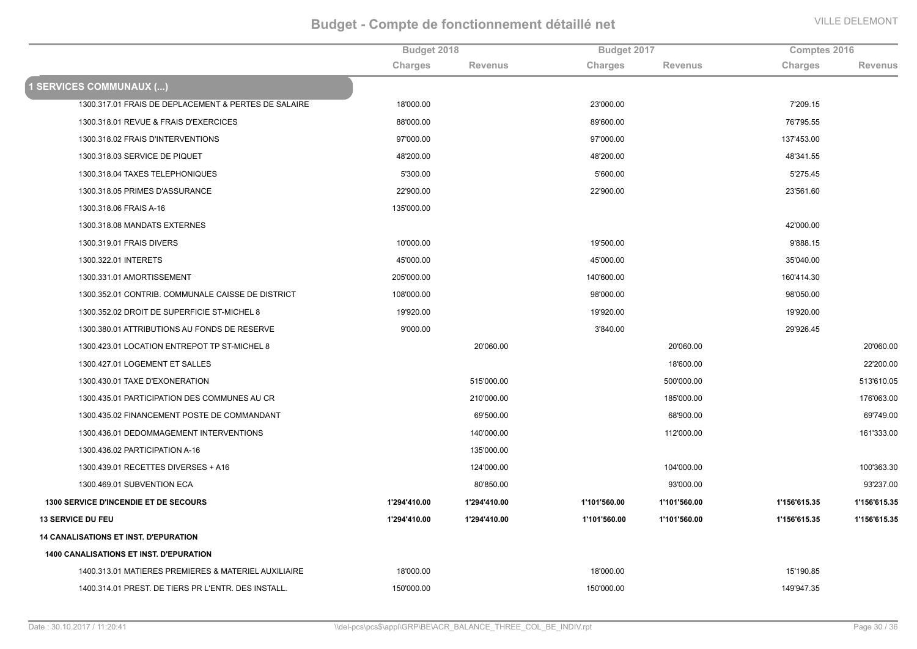# Budget - Compte de fonctionnement détaillé net

VILLE DELEMONT

| | Budget 2018 | | Budget 2017 | | Comptes 2016 | |
|---|---|---|---|---|---|---|
| | Charges | Revenus | Charges | Revenus | Charges | Revenus |
| **1 SERVICES COMMUNAUX (...)** | | | | | | |
| 1300.317.01 FRAIS DE DEPLACEMENT & PERTES DE SALAIRE | 18'000.00 | | 23'000.00 | | 7'209.15 | |
| 1300.318.01 REVUE & FRAIS D'EXERCICES | 88'000.00 | | 89'600.00 | | 76'795.55 | |
| 1300.318.02 FRAIS D'INTERVENTIONS | 97'000.00 | | 97'000.00 | | 137'453.00 | |
| 1300.318.03 SERVICE DE PIQUET | 48'200.00 | | 48'200.00 | | 48'341.55 | |
| 1300.318.04 TAXES TELEPHONIQUES | 5'300.00 | | 5'600.00 | | 5'275.45 | |
| 1300.318.05 PRIMES D'ASSURANCE | 22'900.00 | | 22'900.00 | | 23'561.60 | |
| 1300.318.06 FRAIS A-16 | 135'000.00 | | | | | |
| 1300.318.08 MANDATS EXTERNES | | | | | 42'000.00 | |
| 1300.319.01 FRAIS DIVERS | 10'000.00 | | 19'500.00 | | 9'888.15 | |
| 1300.322.01 INTERETS | 45'000.00 | | 45'000.00 | | 35'040.00 | |
| 1300.331.01 AMORTISSEMENT | 205'000.00 | | 140'600.00 | | 160'414.30 | |
| 1300.352.01 CONTRIB. COMMUNALE CAISSE DE DISTRICT | 108'000.00 | | 98'000.00 | | 98'050.00 | |
| 1300.352.02 DROIT DE SUPERFICIE ST-MICHEL 8 | 19'920.00 | | 19'920.00 | | 19'920.00 | |
| 1300.380.01 ATTRIBUTIONS AU FONDS DE RESERVE | 9'000.00 | | 3'840.00 | | 29'926.45 | |
| 1300.423.01 LOCATION ENTREPOT TP ST-MICHEL 8 | | 20'060.00 | | 20'060.00 | | 20'060.00 |
| 1300.427.01 LOGEMENT ET SALLES | | | | 18'600.00 | | 22'200.00 |
| 1300.430.01 TAXE D'EXONERATION | | 515'000.00 | | 500'000.00 | | 513'610.05 |
| 1300.435.01 PARTICIPATION DES COMMUNES AU CR | | 210'000.00 | | 185'000.00 | | 176'063.00 |
| 1300.435.02 FINANCEMENT POSTE DE COMMANDANT | | 69'500.00 | | 68'900.00 | | 69'749.00 |
| 1300.436.01 DEDOMMAGEMENT INTERVENTIONS | | 140'000.00 | | 112'000.00 | | 161'333.00 |
| 1300.436.02 PARTICIPATION A-16 | | 135'000.00 | | | | |
| 1300.439.01 RECETTES DIVERSES + A16 | | 124'000.00 | | 104'000.00 | | 100'363.30 |
| 1300.469.01 SUBVENTION ECA | | 80'850.00 | | 93'000.00 | | 93'237.00 |
| **1300 SERVICE D'INCENDIE ET DE SECOURS** | **1'294'410.00** | **1'294'410.00** | **1'101'560.00** | **1'101'560.00** | **1'156'615.35** | **1'156'615.35** |
| **13 SERVICE DU FEU** | **1'294'410.00** | **1'294'410.00** | **1'101'560.00** | **1'101'560.00** | **1'156'615.35** | **1'156'615.35** |
| **14 CANALISATIONS ET INST. D'EPURATION** | | | | | | |
| **1400 CANALISATIONS ET INST. D'EPURATION** | | | | | | |
| 1400.313.01 MATIERES PREMIERES & MATERIEL AUXILIAIRE | 18'000.00 | | 18'000.00 | | 15'190.85 | |
| 1400.314.01 PREST. DE TIERS PR L'ENTR. DES INSTALL. | 150'000.00 | | 150'000.00 | | 149'947.35 | |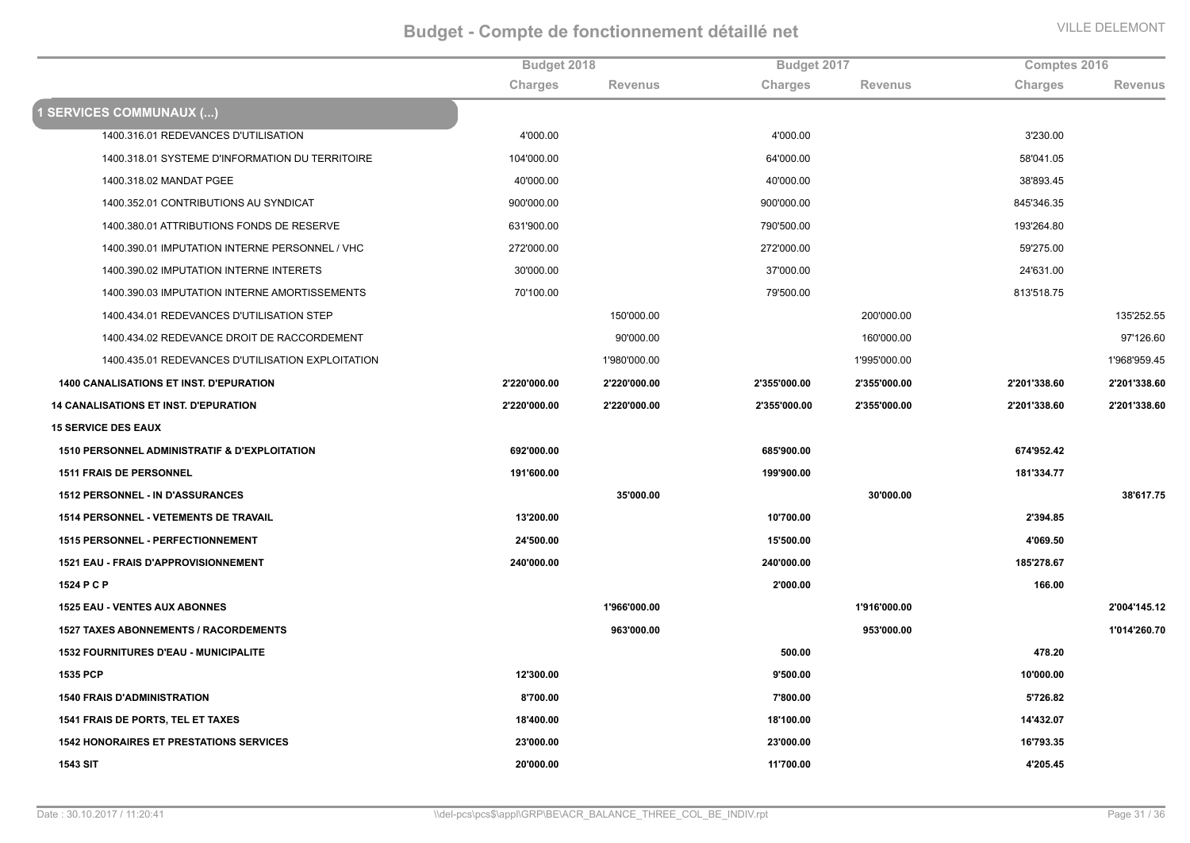# Budget - Compte de fonctionnement détaillé net

VILLE DELEMONT

| | Budget 2018 | | Budget 2017 | | Comptes 2016 | |
|---|---|---|---|---|---|---|
| | Charges | Revenus | Charges | Revenus | Charges | Revenus |
| **1 SERVICES COMMUNAUX (...)** | | | | | | |
| 1400.316.01 REDEVANCES D'UTILISATION | 4'000.00 | | 4'000.00 | | 3'230.00 | |
| 1400.318.01 SYSTEME D'INFORMATION DU TERRITOIRE | 104'000.00 | | 64'000.00 | | 58'041.05 | |
| 1400.318.02 MANDAT PGEE | 40'000.00 | | 40'000.00 | | 38'893.45 | |
| 1400.352.01 CONTRIBUTIONS AU SYNDICAT | 900'000.00 | | 900'000.00 | | 845'346.35 | |
| 1400.380.01 ATTRIBUTIONS FONDS DE RESERVE | 631'900.00 | | 790'500.00 | | 193'264.80 | |
| 1400.390.01 IMPUTATION INTERNE PERSONNEL / VHC | 272'000.00 | | 272'000.00 | | 59'275.00 | |
| 1400.390.02 IMPUTATION INTERNE INTERETS | 30'000.00 | | 37'000.00 | | 24'631.00 | |
| 1400.390.03 IMPUTATION INTERNE AMORTISSEMENTS | 70'100.00 | | 79'500.00 | | 813'518.75 | |
| 1400.434.01 REDEVANCES D'UTILISATION STEP | | 150'000.00 | | 200'000.00 | | 135'252.55 |
| 1400.434.02 REDEVANCE DROIT DE RACCORDEMENT | | 90'000.00 | | 160'000.00 | | 97'126.60 |
| 1400.435.01 REDEVANCES D'UTILISATION EXPLOITATION | | 1'980'000.00 | | 1'995'000.00 | | 1'968'959.45 |
| **1400 CANALISATIONS ET INST. D'EPURATION** | **2'220'000.00** | **2'220'000.00** | **2'355'000.00** | **2'355'000.00** | **2'201'338.60** | **2'201'338.60** |
| **14 CANALISATIONS ET INST. D'EPURATION** | **2'220'000.00** | **2'220'000.00** | **2'355'000.00** | **2'355'000.00** | **2'201'338.60** | **2'201'338.60** |
| **15 SERVICE DES EAUX** | | | | | | |
| **1510 PERSONNEL ADMINISTRATIF & D'EXPLOITATION** | **692'000.00** | | **685'900.00** | | **674'952.42** | |
| **1511 FRAIS DE PERSONNEL** | **191'600.00** | | **199'900.00** | | **181'334.77** | |
| **1512 PERSONNEL - IN D'ASSURANCES** | | **35'000.00** | | **30'000.00** | | **38'617.75** |
| **1514 PERSONNEL - VETEMENTS DE TRAVAIL** | **13'200.00** | | **10'700.00** | | **2'394.85** | |
| **1515 PERSONNEL - PERFECTIONNEMENT** | **24'500.00** | | **15'500.00** | | **4'069.50** | |
| **1521 EAU - FRAIS D'APPROVISIONNEMENT** | **240'000.00** | | **240'000.00** | | **185'278.67** | |
| **1524 P C P** | | | **2'000.00** | | **166.00** | |
| **1525 EAU - VENTES AUX ABONNES** | | **1'966'000.00** | | **1'916'000.00** | | **2'004'145.12** |
| **1527 TAXES ABONNEMENTS / RACORDEMENTS** | | **963'000.00** | | **953'000.00** | | **1'014'260.70** |
| **1532 FOURNITURES D'EAU - MUNICIPALITE** | | | **500.00** | | **478.20** | |
| **1535 PCP** | **12'300.00** | | **9'500.00** | | **10'000.00** | |
| **1540 FRAIS D'ADMINISTRATION** | **8'700.00** | | **7'800.00** | | **5'726.82** | |
| **1541 FRAIS DE PORTS, TEL ET TAXES** | **18'400.00** | | **18'100.00** | | **14'432.07** | |
| **1542 HONORAIRES ET PRESTATIONS SERVICES** | **23'000.00** | | **23'000.00** | | **16'793.35** | |
| **1543 SIT** | **20'000.00** | | **11'700.00** | | **4'205.45** | |

Date : 30.10.2017 / 11:20:41 \\del-pcs\pcs$\appl\GRP\BE\ACR_BALANCE_THREE_COL_BE_INDIV.rpt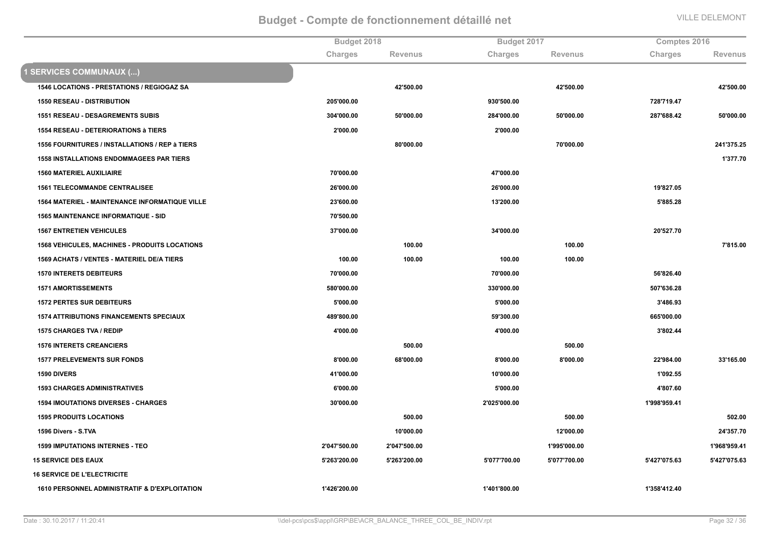## Budget - Compte de fonctionnement détaillé net

VILLE DELEMONT

| | Budget 2018 | | Budget 2017 | | Comptes 2016 | |
|---|---|---|---|---|---|---|
| | Charges | Revenus | Charges | Revenus | Charges | Revenus |
| **1 SERVICES COMMUNAUX (...)** | | | | | | |
| 1546 LOCATIONS - PRESTATIONS / REGIOGAZ SA | | 42'500.00 | | 42'500.00 | | 42'500.00 |
| 1550 RESEAU - DISTRIBUTION | 205'000.00 | | 930'500.00 | | 728'719.47 | |
| 1551 RESEAU - DESAGREMENTS SUBIS | 304'000.00 | 50'000.00 | 284'000.00 | 50'000.00 | 287'688.42 | 50'000.00 |
| 1554 RESEAU - DETERIORATIONS à TIERS | 2'000.00 | | 2'000.00 | | | |
| 1556 FOURNITURES / INSTALLATIONS / REP à TIERS | | 80'000.00 | | 70'000.00 | | 241'375.25 |
| 1558 INSTALLATIONS ENDOMMAGEES PAR TIERS | | | | | | 1'377.70 |
| 1560 MATERIEL AUXILIAIRE | 70'000.00 | | 47'000.00 | | | |
| 1561 TELECOMMANDE CENTRALISEE | 26'000.00 | | 26'000.00 | | 19'827.05 | |
| 1564 MATERIEL - MAINTENANCE INFORMATIQUE VILLE | 23'600.00 | | 13'200.00 | | 5'885.28 | |
| 1565 MAINTENANCE INFORMATIQUE - SID | 70'500.00 | | | | | |
| 1567 ENTRETIEN VEHICULES | 37'000.00 | | 34'000.00 | | 20'527.70 | |
| 1568 VEHICULES, MACHINES - PRODUITS LOCATIONS | | 100.00 | | 100.00 | | 7'815.00 |
| 1569 ACHATS / VENTES - MATERIEL DE/A TIERS | 100.00 | 100.00 | 100.00 | 100.00 | | |
| 1570 INTERETS DEBITEURS | 70'000.00 | | 70'000.00 | | 56'826.40 | |
| 1571 AMORTISSEMENTS | 580'000.00 | | 330'000.00 | | 507'636.28 | |
| 1572 PERTES SUR DEBITEURS | 5'000.00 | | 5'000.00 | | 3'486.93 | |
| 1574 ATTRIBUTIONS FINANCEMENTS SPECIAUX | 489'800.00 | | 59'300.00 | | 665'000.00 | |
| 1575 CHARGES TVA / REDIP | 4'000.00 | | 4'000.00 | | 3'802.44 | |
| 1576 INTERETS CREANCIERS | | 500.00 | | 500.00 | | |
| 1577 PRELEVEMENTS SUR FONDS | 8'000.00 | 68'000.00 | 8'000.00 | 8'000.00 | 22'984.00 | 33'165.00 |
| 1590 DIVERS | 41'000.00 | | 10'000.00 | | 1'092.55 | |
| 1593 CHARGES ADMINISTRATIVES | 6'000.00 | | 5'000.00 | | 4'807.60 | |
| 1594 IMOUTATIONS DIVERSES - CHARGES | 30'000.00 | | 2'025'000.00 | | 1'998'959.41 | |
| 1595 PRODUITS LOCATIONS | | 500.00 | | 500.00 | | 502.00 |
| 1596 Divers - S.TVA | | 10'000.00 | | 12'000.00 | | 24'357.70 |
| 1599 IMPUTATIONS INTERNES - TEO | 2'047'500.00 | 2'047'500.00 | | 1'995'000.00 | | 1'968'959.41 |
| **15 SERVICE DES EAUX** | 5'263'200.00 | 5'263'200.00 | 5'077'700.00 | 5'077'700.00 | 5'427'075.63 | 5'427'075.63 |
| **16 SERVICE DE L'ELECTRICITE** | | | | | | |
| 1610 PERSONNEL ADMINISTRATIF & D'EXPLOITATION | 1'426'200.00 | | 1'401'800.00 | | 1'358'412.40 | |

Date : 30.10.2017 / 11:20:41 \\del-pcs\pcs$\appl\GRP\BE\ACR_BALANCE_THREE_COL_BE_INDIV.rpt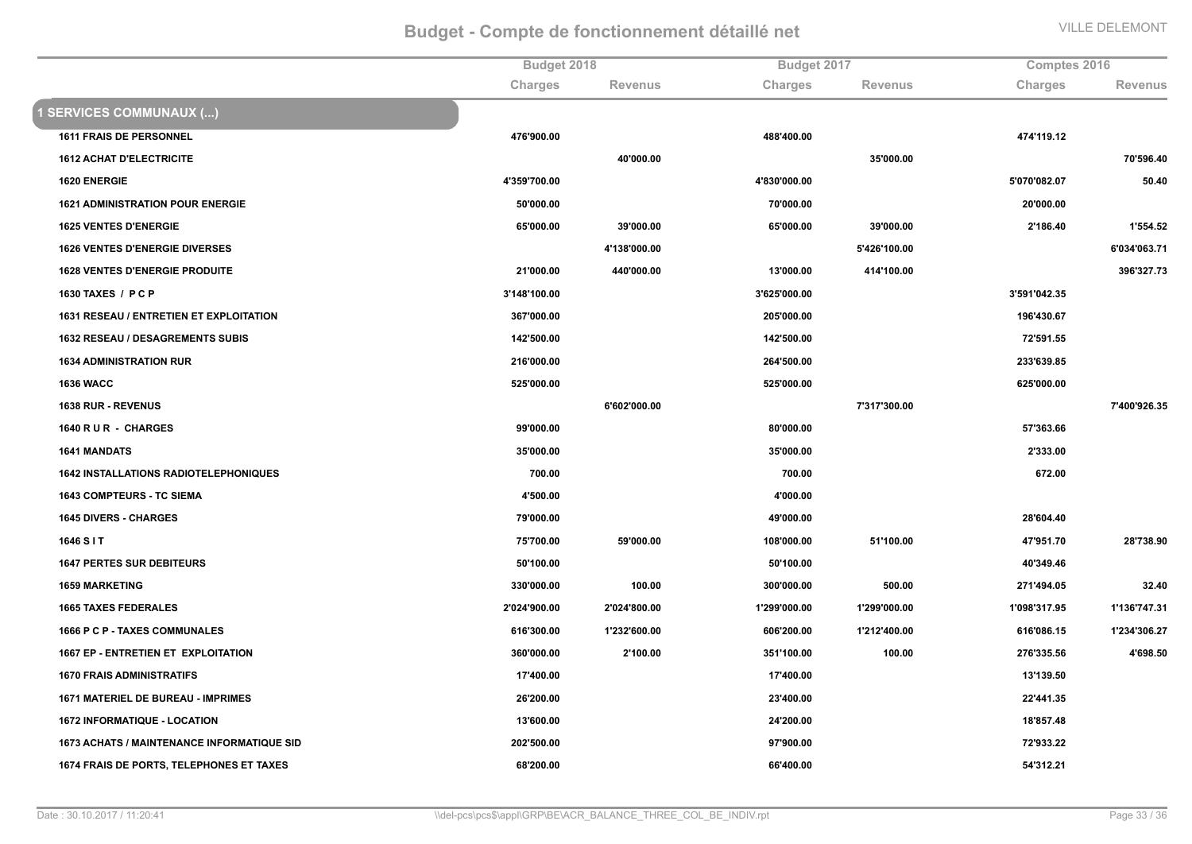## Budget - Compte de fonctionnement détaillé net

| | Budget 2018 | | Budget 2017 | | Comptes 2016 | |
|---|---|---|---|---|---|---|
| | Charges | Revenus | Charges | Revenus | Charges | Revenus |
| **1 SERVICES COMMUNAUX (...)** | | | | | | |
| **1611 FRAIS DE PERSONNEL** | 476'900.00 | | 488'400.00 | | 474'119.12 | |
| **1612 ACHAT D'ELECTRICITE** | | 40'000.00 | | 35'000.00 | | 70'596.40 |
| **1620 ENERGIE** | 4'359'700.00 | | 4'830'000.00 | | 5'070'082.07 | 50.40 |
| **1621 ADMINISTRATION POUR ENERGIE** | 50'000.00 | | 70'000.00 | | 20'000.00 | |
| **1625 VENTES D'ENERGIE** | 65'000.00 | 39'000.00 | 65'000.00 | 39'000.00 | 2'186.40 | 1'554.52 |
| **1626 VENTES D'ENERGIE DIVERSES** | | 4'138'000.00 | | 5'426'100.00 | | 6'034'063.71 |
| **1628 VENTES D'ENERGIE PRODUITE** | 21'000.00 | 440'000.00 | 13'000.00 | 414'100.00 | | 396'327.73 |
| **1630 TAXES / P C P** | 3'148'100.00 | | 3'625'000.00 | | 3'591'042.35 | |
| **1631 RESEAU / ENTRETIEN ET EXPLOITATION** | 367'000.00 | | 205'000.00 | | 196'430.67 | |
| **1632 RESEAU / DESAGREMENTS SUBIS** | 142'500.00 | | 142'500.00 | | 72'591.55 | |
| **1634 ADMINISTRATION RUR** | 216'000.00 | | 264'500.00 | | 233'639.85 | |
| **1636 WACC** | 525'000.00 | | 525'000.00 | | 625'000.00 | |
| **1638 RUR - REVENUS** | | 6'602'000.00 | | 7'317'300.00 | | 7'400'926.35 |
| **1640 R U R - CHARGES** | 99'000.00 | | 80'000.00 | | 57'363.66 | |
| **1641 MANDATS** | 35'000.00 | | 35'000.00 | | 2'333.00 | |
| **1642 INSTALLATIONS RADIOTELEPHONIQUES** | 700.00 | | 700.00 | | 672.00 | |
| **1643 COMPTEURS - TC SIEMA** | 4'500.00 | | 4'000.00 | | | |
| **1645 DIVERS - CHARGES** | 79'000.00 | | 49'000.00 | | 28'604.40 | |
| **1646 S I T** | 75'700.00 | 59'000.00 | 108'000.00 | 51'100.00 | 47'951.70 | 28'738.90 |
| **1647 PERTES SUR DEBITEURS** | 50'100.00 | | 50'100.00 | | 40'349.46 | |
| **1659 MARKETING** | 330'000.00 | 100.00 | 300'000.00 | 500.00 | 271'494.05 | 32.40 |
| **1665 TAXES FEDERALES** | 2'024'900.00 | 2'024'800.00 | 1'299'000.00 | 1'299'000.00 | 1'098'317.95 | 1'136'747.31 |
| **1666 P C P - TAXES COMMUNALES** | 616'300.00 | 1'232'600.00 | 606'200.00 | 1'212'400.00 | 616'086.15 | 1'234'306.27 |
| **1667 EP - ENTRETIEN ET EXPLOITATION** | 360'000.00 | 2'100.00 | 351'100.00 | 100.00 | 276'335.56 | 4'698.50 |
| **1670 FRAIS ADMINISTRATIFS** | 17'400.00 | | 17'400.00 | | 13'139.50 | |
| **1671 MATERIEL DE BUREAU - IMPRIMES** | 26'200.00 | | 23'400.00 | | 22'441.35 | |
| **1672 INFORMATIQUE - LOCATION** | 13'600.00 | | 24'200.00 | | 18'857.48 | |
| **1673 ACHATS / MAINTENANCE INFORMATIQUE SID** | 202'500.00 | | 97'900.00 | | 72'933.22 | |
| **1674 FRAIS DE PORTS, TELEPHONES ET TAXES** | 68'200.00 | | 66'400.00 | | 54'312.21 | |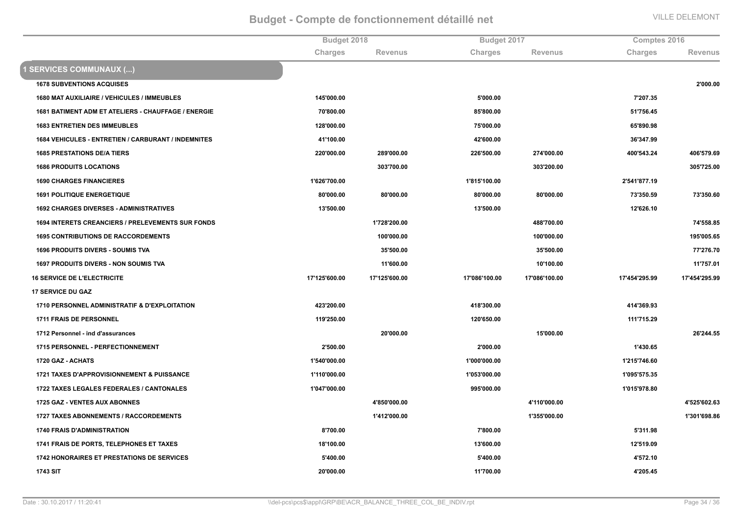# Budget - Compte de fonctionnement détaillé net

VILLE DELEMONT

| | Budget 2018 | | Budget 2017 | | Comptes 2016 | |
|---|---|---|---|---|---|---|
| | Charges | Revenus | Charges | Revenus | Charges | Revenus |
| **1 SERVICES COMMUNAUX (...)** | | | | | | |
| **1678 SUBVENTIONS ACQUISES** | | | | | | **2'000.00** |
| **1680 MAT AUXILIAIRE / VEHICULES / IMMEUBLES** | **145'000.00** | | **5'000.00** | | **7'207.35** | |
| **1681 BATIMENT ADM ET ATELIERS - CHAUFFAGE / ENERGIE** | **70'800.00** | | **85'800.00** | | **51'756.45** | |
| **1683 ENTRETIEN DES IMMEUBLES** | **128'000.00** | | **75'000.00** | | **65'890.98** | |
| **1684 VEHICULES - ENTRETIEN / CARBURANT / INDEMNITES** | **41'100.00** | | **42'600.00** | | **36'347.99** | |
| **1685 PRESTATIONS DE/A TIERS** | **220'000.00** | **289'000.00** | **226'500.00** | **274'000.00** | **400'543.24** | **406'579.69** |
| **1686 PRODUITS LOCATIONS** | | **303'700.00** | | **303'200.00** | | **305'725.00** |
| **1690 CHARGES FINANCIERES** | **1'626'700.00** | | **1'815'100.00** | | **2'541'877.19** | |
| **1691 POLITIQUE ENERGETIQUE** | **80'000.00** | **80'000.00** | **80'000.00** | **80'000.00** | **73'350.59** | **73'350.60** |
| **1692 CHARGES DIVERSES - ADMINISTRATIVES** | **13'500.00** | | **13'500.00** | | **12'626.10** | |
| **1694 INTERETS CREANCIERS / PRELEVEMENTS SUR FONDS** | | **1'728'200.00** | | **488'700.00** | | **74'558.85** |
| **1695 CONTRIBUTIONS DE RACCORDEMENTS** | | **100'000.00** | | **100'000.00** | | **195'005.65** |
| **1696 PRODUITS DIVERS - SOUMIS TVA** | | **35'500.00** | | **35'500.00** | | **77'276.70** |
| **1697 PRODUITS DIVERS - NON SOUMIS TVA** | | **11'600.00** | | **10'100.00** | | **11'757.01** |
| **16 SERVICE DE L'ELECTRICITE** | **17'125'600.00** | **17'125'600.00** | **17'086'100.00** | **17'086'100.00** | **17'454'295.99** | **17'454'295.99** |
| **17 SERVICE DU GAZ** | | | | | | |
| **1710 PERSONNEL ADMINISTRATIF & D'EXPLOITATION** | **423'200.00** | | **418'300.00** | | **414'369.93** | |
| **1711 FRAIS DE PERSONNEL** | **119'250.00** | | **120'650.00** | | **111'715.29** | |
| **1712 Personnel - ind d'assurances** | | **20'000.00** | | **15'000.00** | | **26'244.55** |
| **1715 PERSONNEL - PERFECTIONNEMENT** | **2'500.00** | | **2'000.00** | | **1'430.65** | |
| **1720 GAZ - ACHATS** | **1'540'000.00** | | **1'000'000.00** | | **1'215'746.60** | |
| **1721 TAXES D'APPROVISIONNEMENT & PUISSANCE** | **1'110'000.00** | | **1'053'000.00** | | **1'095'575.35** | |
| **1722 TAXES LEGALES FEDERALES / CANTONALES** | **1'047'000.00** | | **995'000.00** | | **1'015'978.80** | |
| **1725 GAZ - VENTES AUX ABONNES** | | **4'850'000.00** | | **4'110'000.00** | | **4'525'602.63** |
| **1727 TAXES ABONNEMENTS / RACCORDEMENTS** | | **1'412'000.00** | | **1'355'000.00** | | **1'301'698.86** |
| **1740 FRAIS D'ADMINISTRATION** | **8'700.00** | | **7'800.00** | | **5'311.98** | |
| **1741 FRAIS DE PORTS, TELEPHONES ET TAXES** | **18'100.00** | | **13'600.00** | | **12'519.09** | |
| **1742 HONORAIRES ET PRESTATIONS DE SERVICES** | **5'400.00** | | **5'400.00** | | **4'572.10** | |
| **1743 SIT** | **20'000.00** | | **11'700.00** | | **4'205.45** | |

Date : 30.10.2017 / 11:20:41 \\del-pcs\pcs$\appl\GRP\BE\ACR_BALANCE_THREE_COL_BE_INDIV.rpt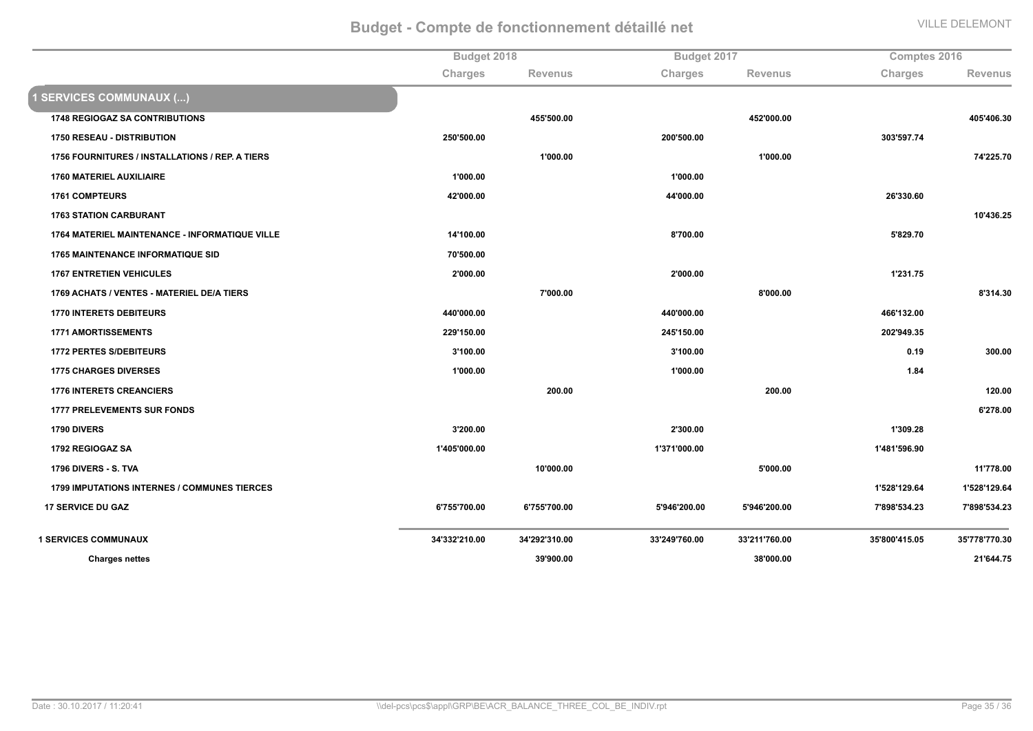# Budget - Compte de fonctionnement détaillé net

| | Budget 2018 | | Budget 2017 | | Comptes 2016 | |
|---|---|---|---|---|---|---|
| | Charges | Revenus | Charges | Revenus | Charges | Revenus |
| **1 SERVICES COMMUNAUX (...)** | | | | | | |
| 1748 REGIOGAZ SA CONTRIBUTIONS | | 455'500.00 | | 452'000.00 | | 405'406.30 |
| 1750 RESEAU - DISTRIBUTION | 250'500.00 | | 200'500.00 | | 303'597.74 | |
| 1756 FOURNITURES / INSTALLATIONS / REP. A TIERS | | 1'000.00 | | 1'000.00 | | 74'225.70 |
| 1760 MATERIEL AUXILIAIRE | 1'000.00 | | 1'000.00 | | | |
| 1761 COMPTEURS | 42'000.00 | | 44'000.00 | | 26'330.60 | |
| 1763 STATION CARBURANT | | | | | | 10'436.25 |
| 1764 MATERIEL MAINTENANCE - INFORMATIQUE VILLE | 14'100.00 | | 8'700.00 | | 5'829.70 | |
| 1765 MAINTENANCE INFORMATIQUE SID | 70'500.00 | | | | | |
| 1767 ENTRETIEN VEHICULES | 2'000.00 | | 2'000.00 | | 1'231.75 | |
| 1769 ACHATS / VENTES - MATERIEL DE/A TIERS | | 7'000.00 | | 8'000.00 | | 8'314.30 |
| 1770 INTERETS DEBITEURS | 440'000.00 | | 440'000.00 | | 466'132.00 | |
| 1771 AMORTISSEMENTS | 229'150.00 | | 245'150.00 | | 202'949.35 | |
| 1772 PERTES S/DEBITEURS | 3'100.00 | | 3'100.00 | | 0.19 | 300.00 |
| 1775 CHARGES DIVERSES | 1'000.00 | | 1'000.00 | | 1.84 | |
| 1776 INTERETS CREANCIERS | | 200.00 | | 200.00 | | 120.00 |
| 1777 PRELEVEMENTS SUR FONDS | | | | | | 6'278.00 |
| 1790 DIVERS | 3'200.00 | | 2'300.00 | | 1'309.28 | |
| 1792 REGIOGAZ SA | 1'405'000.00 | | 1'371'000.00 | | 1'481'596.90 | |
| 1796 DIVERS - S. TVA | | 10'000.00 | | 5'000.00 | | 11'778.00 |
| 1799 IMPUTATIONS INTERNES / COMMUNES TIERCES | | | | | 1'528'129.64 | 1'528'129.64 |
| **17 SERVICE DU GAZ** | 6'755'700.00 | 6'755'700.00 | 5'946'200.00 | 5'946'200.00 | 7'898'534.23 | 7'898'534.23 |
| **1 SERVICES COMMUNAUX** | 34'332'210.00 | 34'292'310.00 | 33'249'760.00 | 33'211'760.00 | 35'800'415.05 | 35'778'770.30 |
| **Charges nettes** | | 39'900.00 | | 38'000.00 | | 21'644.75 |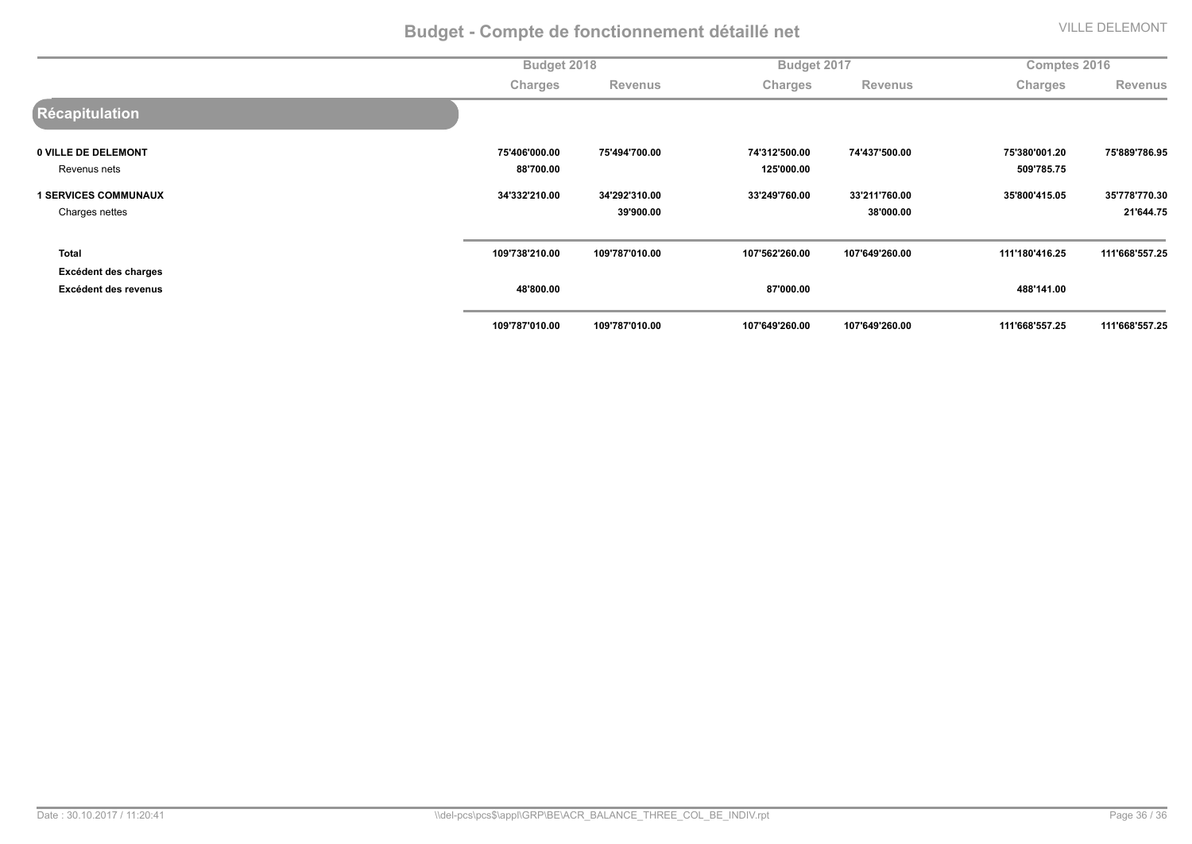# Budget - Compte de fonctionnement détaillé net

## Récapitulation

| | Budget 2018 | | Budget 2017 | | Comptes 2016 | |
|---|---|---|---|---|---|---|
| | Charges | Revenus | Charges | Revenus | Charges | Revenus |
| **0 VILLE DE DELEMONT** | **75'406'000.00** | **75'494'700.00** | **74'312'500.00** | **74'437'500.00** | **75'380'001.20** | **75'889'786.95** |
| Revenus nets | **88'700.00** | | **125'000.00** | | **509'785.75** | |
| **1 SERVICES COMMUNAUX** | **34'332'210.00** | **34'292'310.00** | **33'249'760.00** | **33'211'760.00** | **35'800'415.05** | **35'778'770.30** |
| Charges nettes | | **39'900.00** | | **38'000.00** | | **21'644.75** |
| **Total** | **109'738'210.00** | **109'787'010.00** | **107'562'260.00** | **107'649'260.00** | **111'180'416.25** | **111'668'557.25** |
| **Excédent des charges** | | | | | | |
| **Excédent des revenus** | **48'800.00** | | **87'000.00** | | **488'141.00** | |
| | **109'787'010.00** | **109'787'010.00** | **107'649'260.00** | **107'649'260.00** | **111'668'557.25** | **111'668'557.25** |